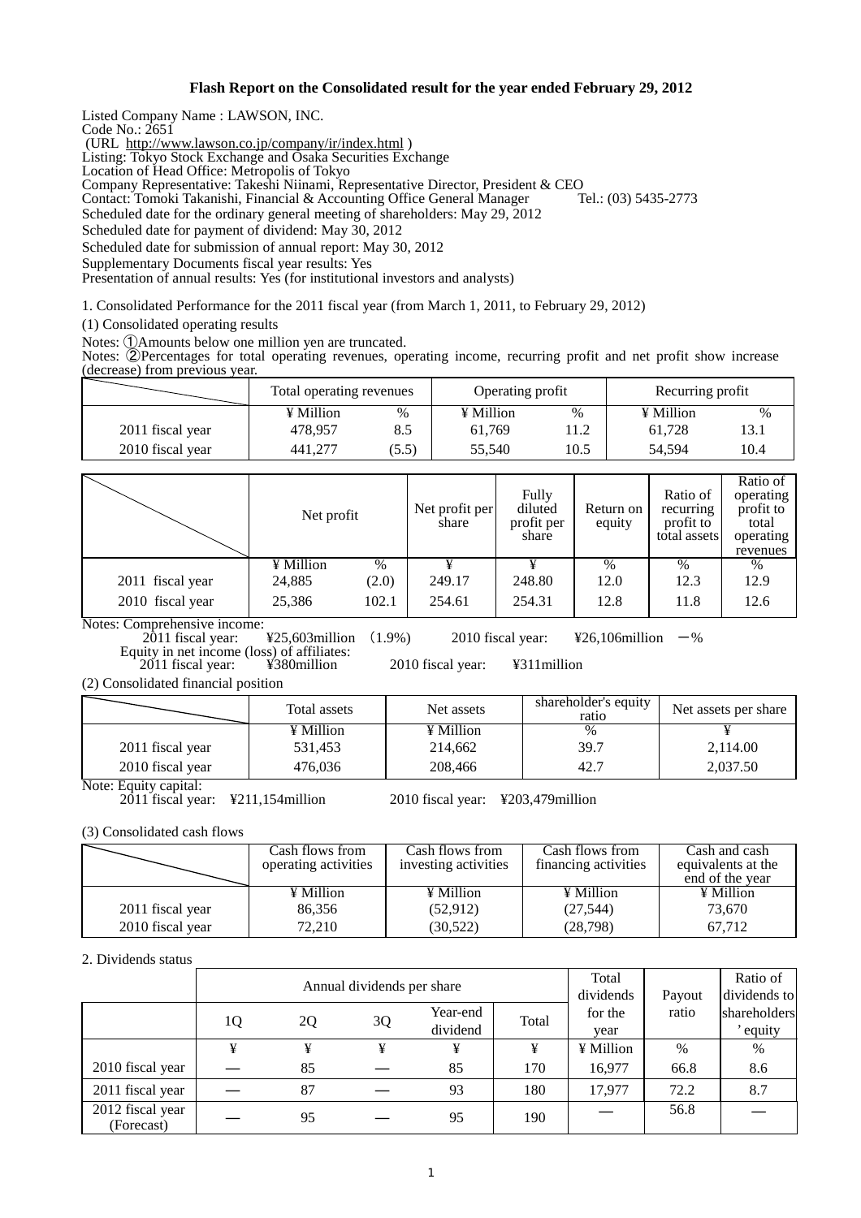# Flash Report on the Consolidated result for the year ended February 29, 2012

Listed Company Name : LAWSON, INC.
Code No.: 2651
(URL http://www.lawson.co.jp/company/ir/index.html )
Listing: Tokyo Stock Exchange and Osaka Securities Exchange
Location of Head Office: Metropolis of Tokyo
Company Representative: Takeshi Niinami, Representative Director, President & CEO
Contact: Tomoki Takanishi, Financial & Accounting Office General Manager Tel.: (03) 5435-2773
Scheduled date for the ordinary general meeting of shareholders: May 29, 2012
Scheduled date for payment of dividend: May 30, 2012
Scheduled date for submission of annual report: May 30, 2012
Supplementary Documents fiscal year results: Yes
Presentation of annual results: Yes (for institutional investors and analysts)

1. Consolidated Performance for the 2011 fiscal year (from March 1, 2011, to February 29, 2012)

(1) Consolidated operating results

Notes: ①Amounts below one million yen are truncated.
Notes: ②Percentages for total operating revenues, operating income, recurring profit and net profit show increase (decrease) from previous year.

| | Total operating revenues | | Operating profit | | Recurring profit | |
|---|---|---|---|---|---|---|
| | ¥ Million | % | ¥ Million | % | ¥ Million | % |
| 2011 fiscal year | 478,957 | 8.5 | 61,769 | 11.2 | 61,728 | 13.1 |
| 2010 fiscal year | 441,277 | (5.5) | 55,540 | 10.5 | 54,594 | 10.4 |

| | Net profit | | Net profit per share | Fully diluted profit per share | Return on equity | Ratio of recurring profit to total assets | Ratio of operating profit to total operating revenues |
|---|---|---|---|---|---|---|---|
| | ¥ Million | % | ¥ | ¥ | % | % | % |
| 2011 fiscal year | 24,885 | (2.0) | 249.17 | 248.80 | 12.0 | 12.3 | 12.9 |
| 2010 fiscal year | 25,386 | 102.1 | 254.61 | 254.31 | 12.8 | 11.8 | 12.6 |

Notes: Comprehensive income:
2011 fiscal year: ¥25,603million (1.9%) 2010 fiscal year: ¥26,106million －%
Equity in net income (loss) of affiliates:
2011 fiscal year: ¥380million 2010 fiscal year: ¥311million

(2) Consolidated financial position

| | Total assets | Net assets | shareholder's equity ratio | Net assets per share |
|---|---|---|---|---|
| | ¥ Million | ¥ Million | % | ¥ |
| 2011 fiscal year | 531,453 | 214,662 | 39.7 | 2,114.00 |
| 2010 fiscal year | 476,036 | 208,466 | 42.7 | 2,037.50 |

Note: Equity capital:
2011 fiscal year: ¥211,154million 2010 fiscal year: ¥203,479million

(3) Consolidated cash flows

| | Cash flows from operating activities | Cash flows from investing activities | Cash flows from financing activities | Cash and cash equivalents at the end of the year |
|---|---|---|---|---|
| | ¥ Million | ¥ Million | ¥ Million | ¥ Million |
| 2011 fiscal year | 86,356 | (52,912) | (27,544) | 73,670 |
| 2010 fiscal year | 72,210 | (30,522) | (28,798) | 67,712 |

2. Dividends status

| | Annual dividends per share | | | | | Total dividends for the year | Payout ratio | Ratio of dividends to shareholders' equity |
|---|---|---|---|---|---|---|---|---|
| | 1Q | 2Q | 3Q | Year-end dividend | Total | | | |
| | ¥ | ¥ | ¥ | ¥ | ¥ | ¥ Million | % | % |
| 2010 fiscal year | — | 85 | — | 85 | 170 | 16,977 | 66.8 | 8.6 |
| 2011 fiscal year | — | 87 | — | 93 | 180 | 17,977 | 72.2 | 8.7 |
| 2012 fiscal year (Forecast) | — | 95 | — | 95 | 190 | — | 56.8 | — |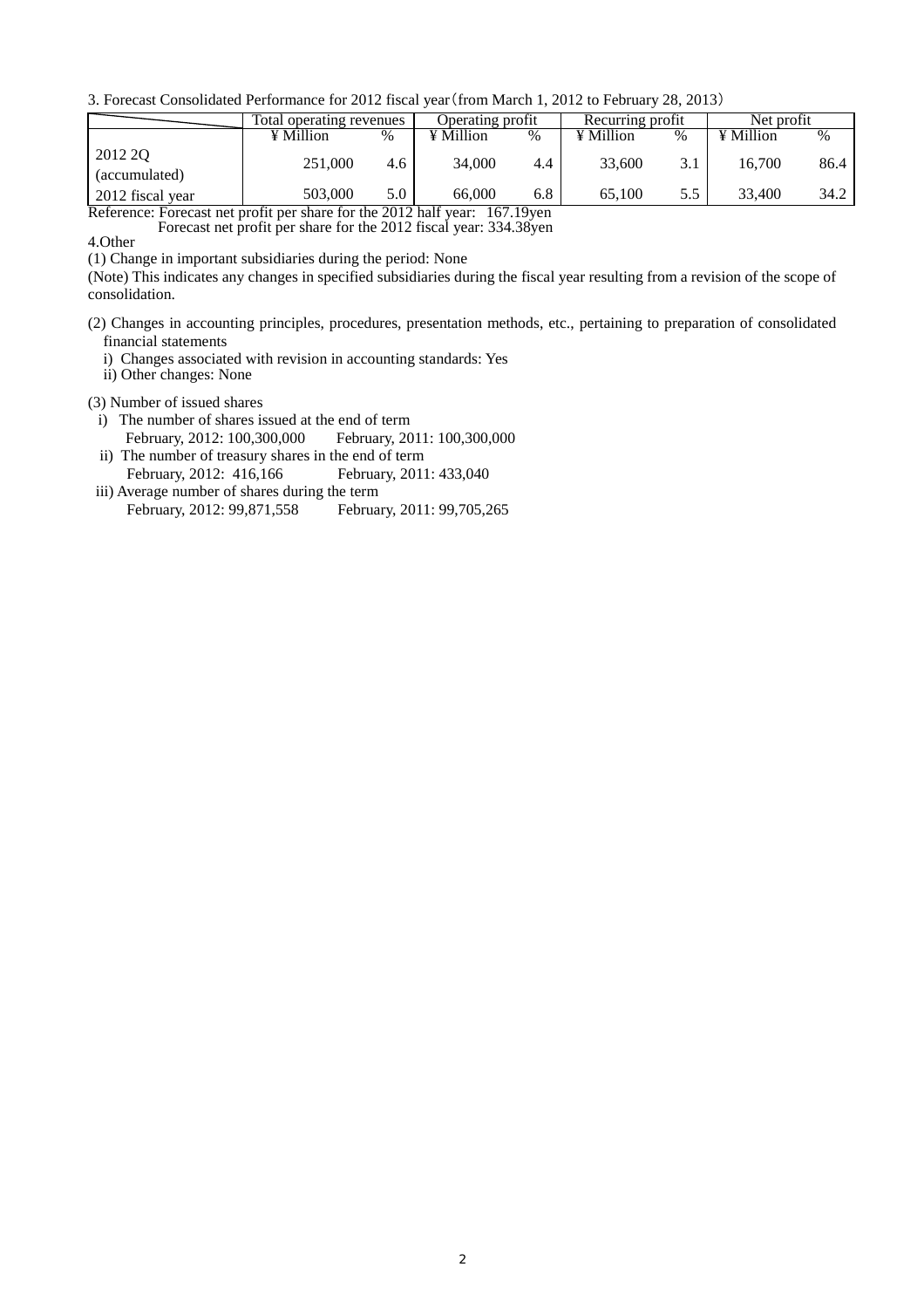3. Forecast Consolidated Performance for 2012 fiscal year（from March 1, 2012 to February 28, 2013）

| | Total operating revenues | | Operating profit | | Recurring profit | | Net profit | |
|---|---|---|---|---|---|---|---|---|
| | ¥ Million | % | ¥ Million | % | ¥ Million | % | ¥ Million | % |
| 2012 2Q (accumulated) | 251,000 | 4.6 | 34,000 | 4.4 | 33,600 | 3.1 | 16,700 | 86.4 |
| 2012 fiscal year | 503,000 | 5.0 | 66,000 | 6.8 | 65,100 | 5.5 | 33,400 | 34.2 |

Reference: Forecast net profit per share for the 2012 half year: 167.19yen
Forecast net profit per share for the 2012 fiscal year: 334.38yen

4.Other

(1) Change in important subsidiaries during the period: None

(Note) This indicates any changes in specified subsidiaries during the fiscal year resulting from a revision of the scope of consolidation.

(2) Changes in accounting principles, procedures, presentation methods, etc., pertaining to preparation of consolidated financial statements

i) Changes associated with revision in accounting standards: Yes

ii) Other changes: None

(3) Number of issued shares

i) The number of shares issued at the end of term
February, 2012: 100,300,000 February, 2011: 100,300,000

ii) The number of treasury shares in the end of term
February, 2012: 416,166 February, 2011: 433,040

iii) Average number of shares during the term
February, 2012: 99,871,558 February, 2011: 99,705,265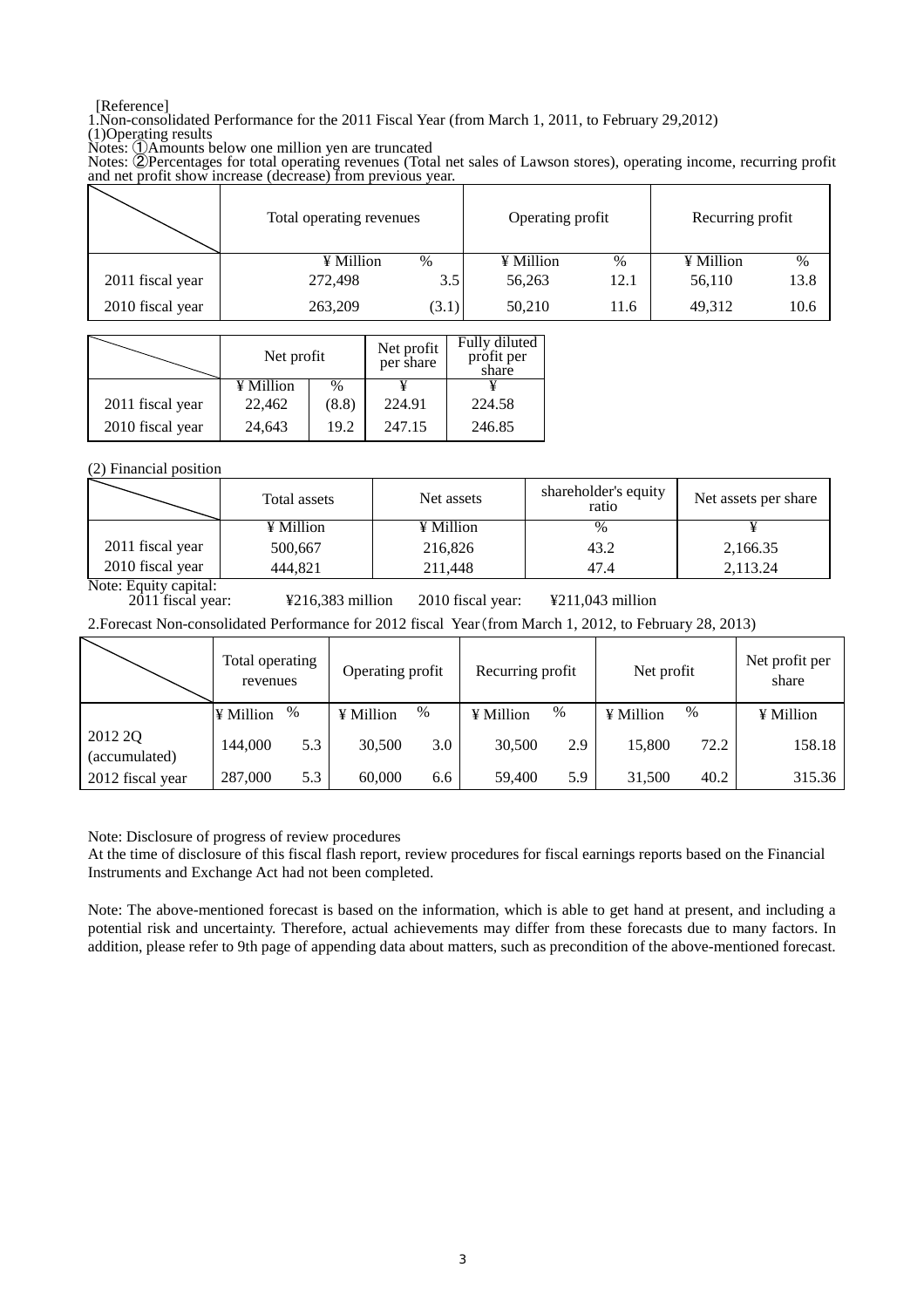[Reference]

1.Non-consolidated Performance for the 2011 Fiscal Year (from March 1, 2011, to February 29,2012)

(1)Operating results

Notes: ①Amounts below one million yen are truncated

Notes: ②Percentages for total operating revenues (Total net sales of Lawson stores), operating income, recurring profit and net profit show increase (decrease) from previous year.

| | Total operating revenues | | Operating profit | | Recurring profit | |
|---|---|---|---|---|---|---|
| | ¥ Million | % | ¥ Million | % | ¥ Million | % |
| 2011 fiscal year | 272,498 | 3.5 | 56,263 | 12.1 | 56,110 | 13.8 |
| 2010 fiscal year | 263,209 | (3.1) | 50,210 | 11.6 | 49,312 | 10.6 |

| | Net profit | | Net profit per share | Fully diluted profit per share |
|---|---|---|---|---|
| | ¥ Million | % | ¥ | ¥ |
| 2011 fiscal year | 22,462 | (8.8) | 224.91 | 224.58 |
| 2010 fiscal year | 24,643 | 19.2 | 247.15 | 246.85 |

(2) Financial position

| | Total assets | Net assets | shareholder's equity ratio | Net assets per share |
|---|---|---|---|---|
| | ¥ Million | ¥ Million | % | ¥ |
| 2011 fiscal year | 500,667 | 216,826 | 43.2 | 2,166.35 |
| 2010 fiscal year | 444,821 | 211,448 | 47.4 | 2,113.24 |

Note: Equity capital:
2011 fiscal year: ¥216,383 million 2010 fiscal year: ¥211,043 million

2.Forecast Non-consolidated Performance for 2012 fiscal Year(from March 1, 2012, to February 28, 2013)

| | Total operating revenues | | Operating profit | | Recurring profit | | Net profit | | Net profit per share |
|---|---|---|---|---|---|---|---|---|---|
| | ¥ Million | % | ¥ Million | % | ¥ Million | % | ¥ Million | % | ¥ Million |
| 2012 2Q (accumulated) | 144,000 | 5.3 | 30,500 | 3.0 | 30,500 | 2.9 | 15,800 | 72.2 | 158.18 |
| 2012 fiscal year | 287,000 | 5.3 | 60,000 | 6.6 | 59,400 | 5.9 | 31,500 | 40.2 | 315.36 |

Note: Disclosure of progress of review procedures

At the time of disclosure of this fiscal flash report, review procedures for fiscal earnings reports based on the Financial Instruments and Exchange Act had not been completed.

Note: The above-mentioned forecast is based on the information, which is able to get hand at present, and including a potential risk and uncertainty. Therefore, actual achievements may differ from these forecasts due to many factors. In addition, please refer to 9th page of appending data about matters, such as precondition of the above-mentioned forecast.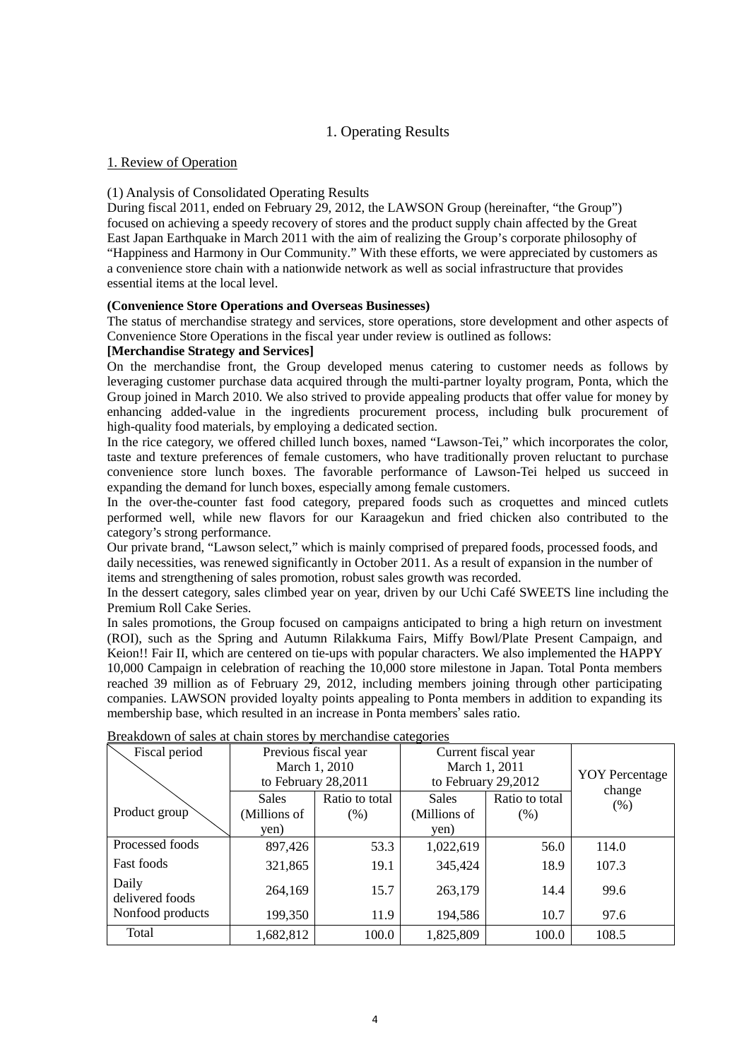# 1. Operating Results

## 1. Review of Operation

(1) Analysis of Consolidated Operating Results

During fiscal 2011, ended on February 29, 2012, the LAWSON Group (hereinafter, "the Group") focused on achieving a speedy recovery of stores and the product supply chain affected by the Great East Japan Earthquake in March 2011 with the aim of realizing the Group's corporate philosophy of "Happiness and Harmony in Our Community." With these efforts, we were appreciated by customers as a convenience store chain with a nationwide network as well as social infrastructure that provides essential items at the local level.

**(Convenience Store Operations and Overseas Businesses)**

The status of merchandise strategy and services, store operations, store development and other aspects of Convenience Store Operations in the fiscal year under review is outlined as follows:

**[Merchandise Strategy and Services]**

On the merchandise front, the Group developed menus catering to customer needs as follows by leveraging customer purchase data acquired through the multi-partner loyalty program, Ponta, which the Group joined in March 2010. We also strived to provide appealing products that offer value for money by enhancing added-value in the ingredients procurement process, including bulk procurement of high-quality food materials, by employing a dedicated section.

In the rice category, we offered chilled lunch boxes, named "Lawson-Tei," which incorporates the color, taste and texture preferences of female customers, who have traditionally proven reluctant to purchase convenience store lunch boxes. The favorable performance of Lawson-Tei helped us succeed in expanding the demand for lunch boxes, especially among female customers.

In the over-the-counter fast food category, prepared foods such as croquettes and minced cutlets performed well, while new flavors for our Karaagekun and fried chicken also contributed to the category's strong performance.

Our private brand, "Lawson select," which is mainly comprised of prepared foods, processed foods, and daily necessities, was renewed significantly in October 2011. As a result of expansion in the number of items and strengthening of sales promotion, robust sales growth was recorded.

In the dessert category, sales climbed year on year, driven by our Uchi Café SWEETS line including the Premium Roll Cake Series.

In sales promotions, the Group focused on campaigns anticipated to bring a high return on investment (ROI), such as the Spring and Autumn Rilakkuma Fairs, Miffy Bowl/Plate Present Campaign, and Keion!! Fair II, which are centered on tie-ups with popular characters. We also implemented the HAPPY 10,000 Campaign in celebration of reaching the 10,000 store milestone in Japan. Total Ponta members reached 39 million as of February 29, 2012, including members joining through other participating companies. LAWSON provided loyalty points appealing to Ponta members in addition to expanding its membership base, which resulted in an increase in Ponta members' sales ratio.

Breakdown of sales at chain stores by merchandise categories

| Fiscal period / Product group | Previous fiscal year March 1, 2010 to February 28,2011 | | Current fiscal year March 1, 2011 to February 29,2012 | | YOY Percentage change (%) |
|---|---|---|---|---|---|
| | Sales (Millions of yen) | Ratio to total (%) | Sales (Millions of yen) | Ratio to total (%) | |
| Processed foods | 897,426 | 53.3 | 1,022,619 | 56.0 | 114.0 |
| Fast foods | 321,865 | 19.1 | 345,424 | 18.9 | 107.3 |
| Daily delivered foods | 264,169 | 15.7 | 263,179 | 14.4 | 99.6 |
| Nonfood products | 199,350 | 11.9 | 194,586 | 10.7 | 97.6 |
| Total | 1,682,812 | 100.0 | 1,825,809 | 100.0 | 108.5 |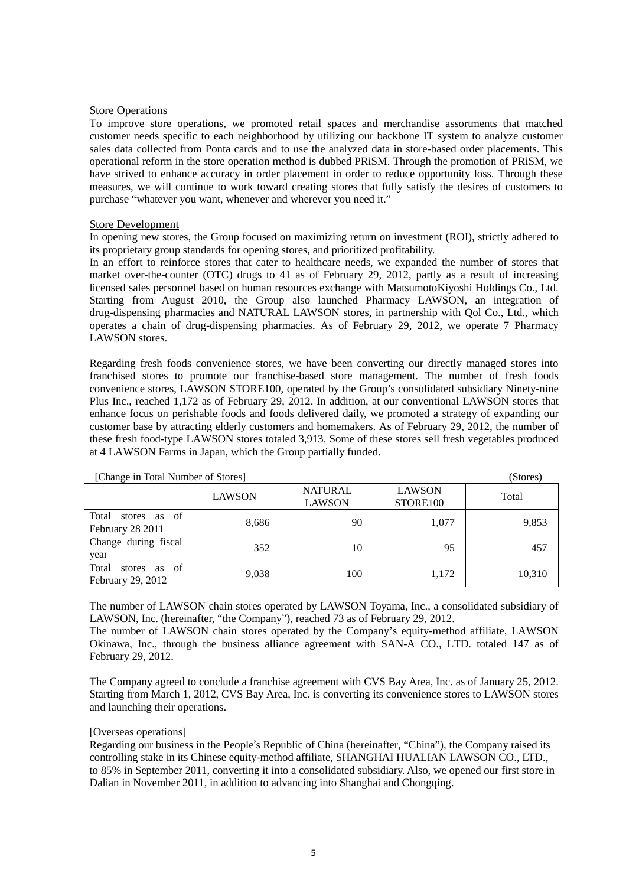### Store Operations

To improve store operations, we promoted retail spaces and merchandise assortments that matched customer needs specific to each neighborhood by utilizing our backbone IT system to analyze customer sales data collected from Ponta cards and to use the analyzed data in store-based order placements. This operational reform in the store operation method is dubbed PRiSM. Through the promotion of PRiSM, we have strived to enhance accuracy in order placement in order to reduce opportunity loss. Through these measures, we will continue to work toward creating stores that fully satisfy the desires of customers to purchase "whatever you want, whenever and wherever you need it."

### Store Development

In opening new stores, the Group focused on maximizing return on investment (ROI), strictly adhered to its proprietary group standards for opening stores, and prioritized profitability.

In an effort to reinforce stores that cater to healthcare needs, we expanded the number of stores that market over-the-counter (OTC) drugs to 41 as of February 29, 2012, partly as a result of increasing licensed sales personnel based on human resources exchange with MatsumotoKiyoshi Holdings Co., Ltd. Starting from August 2010, the Group also launched Pharmacy LAWSON, an integration of drug-dispensing pharmacies and NATURAL LAWSON stores, in partnership with Qol Co., Ltd., which operates a chain of drug-dispensing pharmacies. As of February 29, 2012, we operate 7 Pharmacy LAWSON stores.

Regarding fresh foods convenience stores, we have been converting our directly managed stores into franchised stores to promote our franchise-based store management. The number of fresh foods convenience stores, LAWSON STORE100, operated by the Group's consolidated subsidiary Ninety-nine Plus Inc., reached 1,172 as of February 29, 2012. In addition, at our conventional LAWSON stores that enhance focus on perishable foods and foods delivered daily, we promoted a strategy of expanding our customer base by attracting elderly customers and homemakers. As of February 29, 2012, the number of these fresh food-type LAWSON stores totaled 3,913. Some of these stores sell fresh vegetables produced at 4 LAWSON Farms in Japan, which the Group partially funded.

[Change in Total Number of Stores] (Stores)

| | LAWSON | NATURAL LAWSON | LAWSON STORE100 | Total |
|---|---|---|---|---|
| Total stores as of February 28 2011 | 8,686 | 90 | 1,077 | 9,853 |
| Change during fiscal year | 352 | 10 | 95 | 457 |
| Total stores as of February 29, 2012 | 9,038 | 100 | 1,172 | 10,310 |

The number of LAWSON chain stores operated by LAWSON Toyama, Inc., a consolidated subsidiary of LAWSON, Inc. (hereinafter, "the Company"), reached 73 as of February 29, 2012.

The number of LAWSON chain stores operated by the Company's equity-method affiliate, LAWSON Okinawa, Inc., through the business alliance agreement with SAN-A CO., LTD. totaled 147 as of February 29, 2012.

The Company agreed to conclude a franchise agreement with CVS Bay Area, Inc. as of January 25, 2012. Starting from March 1, 2012, CVS Bay Area, Inc. is converting its convenience stores to LAWSON stores and launching their operations.

[Overseas operations]

Regarding our business in the People's Republic of China (hereinafter, "China"), the Company raised its controlling stake in its Chinese equity-method affiliate, SHANGHAI HUALIAN LAWSON CO., LTD., to 85% in September 2011, converting it into a consolidated subsidiary. Also, we opened our first store in Dalian in November 2011, in addition to advancing into Shanghai and Chongqing.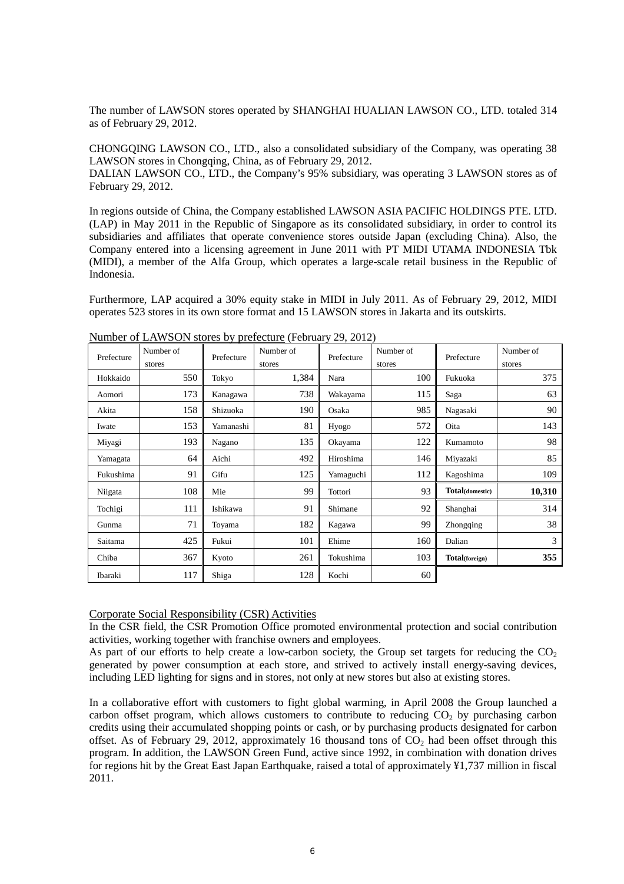The number of LAWSON stores operated by SHANGHAI HUALIAN LAWSON CO., LTD. totaled 314 as of February 29, 2012.

CHONGQING LAWSON CO., LTD., also a consolidated subsidiary of the Company, was operating 38 LAWSON stores in Chongqing, China, as of February 29, 2012.
DALIAN LAWSON CO., LTD., the Company's 95% subsidiary, was operating 3 LAWSON stores as of February 29, 2012.

In regions outside of China, the Company established LAWSON ASIA PACIFIC HOLDINGS PTE. LTD. (LAP) in May 2011 in the Republic of Singapore as its consolidated subsidiary, in order to control its subsidiaries and affiliates that operate convenience stores outside Japan (excluding China). Also, the Company entered into a licensing agreement in June 2011 with PT MIDI UTAMA INDONESIA Tbk (MIDI), a member of the Alfa Group, which operates a large-scale retail business in the Republic of Indonesia.

Furthermore, LAP acquired a 30% equity stake in MIDI in July 2011. As of February 29, 2012, MIDI operates 523 stores in its own store format and 15 LAWSON stores in Jakarta and its outskirts.

Number of LAWSON stores by prefecture (February 29, 2012)

| Prefecture | Number of stores | Prefecture | Number of stores | Prefecture | Number of stores | Prefecture | Number of stores |
|---|---|---|---|---|---|---|---|
| Hokkaido | 550 | Tokyo | 1,384 | Nara | 100 | Fukuoka | 375 |
| Aomori | 173 | Kanagawa | 738 | Wakayama | 115 | Saga | 63 |
| Akita | 158 | Shizuoka | 190 | Osaka | 985 | Nagasaki | 90 |
| Iwate | 153 | Yamanashi | 81 | Hyogo | 572 | Oita | 143 |
| Miyagi | 193 | Nagano | 135 | Okayama | 122 | Kumamoto | 98 |
| Yamagata | 64 | Aichi | 492 | Hiroshima | 146 | Miyazaki | 85 |
| Fukushima | 91 | Gifu | 125 | Yamaguchi | 112 | Kagoshima | 109 |
| Niigata | 108 | Mie | 99 | Tottori | 93 | **Total(domestic)** | **10,310** |
| Tochigi | 111 | Ishikawa | 91 | Shimane | 92 | Shanghai | 314 |
| Gunma | 71 | Toyama | 182 | Kagawa | 99 | Zhongqing | 38 |
| Saitama | 425 | Fukui | 101 | Ehime | 160 | Dalian | 3 |
| Chiba | 367 | Kyoto | 261 | Tokushima | 103 | **Total(foreign)** | **355** |
| Ibaraki | 117 | Shiga | 128 | Kochi | 60 | | |

Corporate Social Responsibility (CSR) Activities

In the CSR field, the CSR Promotion Office promoted environmental protection and social contribution activities, working together with franchise owners and employees.
As part of our efforts to help create a low-carbon society, the Group set targets for reducing the $CO_2$ generated by power consumption at each store, and strived to actively install energy-saving devices, including LED lighting for signs and in stores, not only at new stores but also at existing stores.

In a collaborative effort with customers to fight global warming, in April 2008 the Group launched a carbon offset program, which allows customers to contribute to reducing $CO_2$ by purchasing carbon credits using their accumulated shopping points or cash, or by purchasing products designated for carbon offset. As of February 29, 2012, approximately 16 thousand tons of $CO_2$ had been offset through this program. In addition, the LAWSON Green Fund, active since 1992, in combination with donation drives for regions hit by the Great East Japan Earthquake, raised a total of approximately ¥1,737 million in fiscal 2011.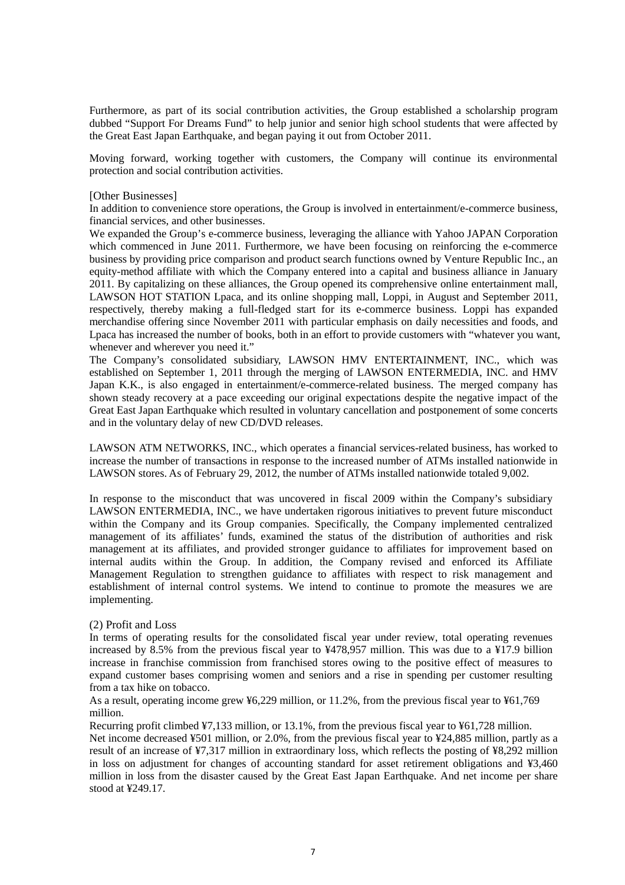Furthermore, as part of its social contribution activities, the Group established a scholarship program dubbed "Support For Dreams Fund" to help junior and senior high school students that were affected by the Great East Japan Earthquake, and began paying it out from October 2011.

Moving forward, working together with customers, the Company will continue its environmental protection and social contribution activities.

[Other Businesses]

In addition to convenience store operations, the Group is involved in entertainment/e-commerce business, financial services, and other businesses.

We expanded the Group's e-commerce business, leveraging the alliance with Yahoo JAPAN Corporation which commenced in June 2011. Furthermore, we have been focusing on reinforcing the e-commerce business by providing price comparison and product search functions owned by Venture Republic Inc., an equity-method affiliate with which the Company entered into a capital and business alliance in January 2011. By capitalizing on these alliances, the Group opened its comprehensive online entertainment mall, LAWSON HOT STATION Lpaca, and its online shopping mall, Loppi, in August and September 2011, respectively, thereby making a full-fledged start for its e-commerce business. Loppi has expanded merchandise offering since November 2011 with particular emphasis on daily necessities and foods, and Lpaca has increased the number of books, both in an effort to provide customers with "whatever you want, whenever and wherever you need it."

The Company's consolidated subsidiary, LAWSON HMV ENTERTAINMENT, INC., which was established on September 1, 2011 through the merging of LAWSON ENTERMEDIA, INC. and HMV Japan K.K., is also engaged in entertainment/e-commerce-related business. The merged company has shown steady recovery at a pace exceeding our original expectations despite the negative impact of the Great East Japan Earthquake which resulted in voluntary cancellation and postponement of some concerts and in the voluntary delay of new CD/DVD releases.

LAWSON ATM NETWORKS, INC., which operates a financial services-related business, has worked to increase the number of transactions in response to the increased number of ATMs installed nationwide in LAWSON stores. As of February 29, 2012, the number of ATMs installed nationwide totaled 9,002.

In response to the misconduct that was uncovered in fiscal 2009 within the Company's subsidiary LAWSON ENTERMEDIA, INC., we have undertaken rigorous initiatives to prevent future misconduct within the Company and its Group companies. Specifically, the Company implemented centralized management of its affiliates' funds, examined the status of the distribution of authorities and risk management at its affiliates, and provided stronger guidance to affiliates for improvement based on internal audits within the Group. In addition, the Company revised and enforced its Affiliate Management Regulation to strengthen guidance to affiliates with respect to risk management and establishment of internal control systems. We intend to continue to promote the measures we are implementing.

(2) Profit and Loss

In terms of operating results for the consolidated fiscal year under review, total operating revenues increased by 8.5% from the previous fiscal year to ¥478,957 million. This was due to a ¥17.9 billion increase in franchise commission from franchised stores owing to the positive effect of measures to expand customer bases comprising women and seniors and a rise in spending per customer resulting from a tax hike on tobacco.

As a result, operating income grew ¥6,229 million, or 11.2%, from the previous fiscal year to ¥61,769 million.

Recurring profit climbed ¥7,133 million, or 13.1%, from the previous fiscal year to ¥61,728 million.

Net income decreased ¥501 million, or 2.0%, from the previous fiscal year to ¥24,885 million, partly as a result of an increase of ¥7,317 million in extraordinary loss, which reflects the posting of ¥8,292 million in loss on adjustment for changes of accounting standard for asset retirement obligations and ¥3,460 million in loss from the disaster caused by the Great East Japan Earthquake. And net income per share stood at ¥249.17.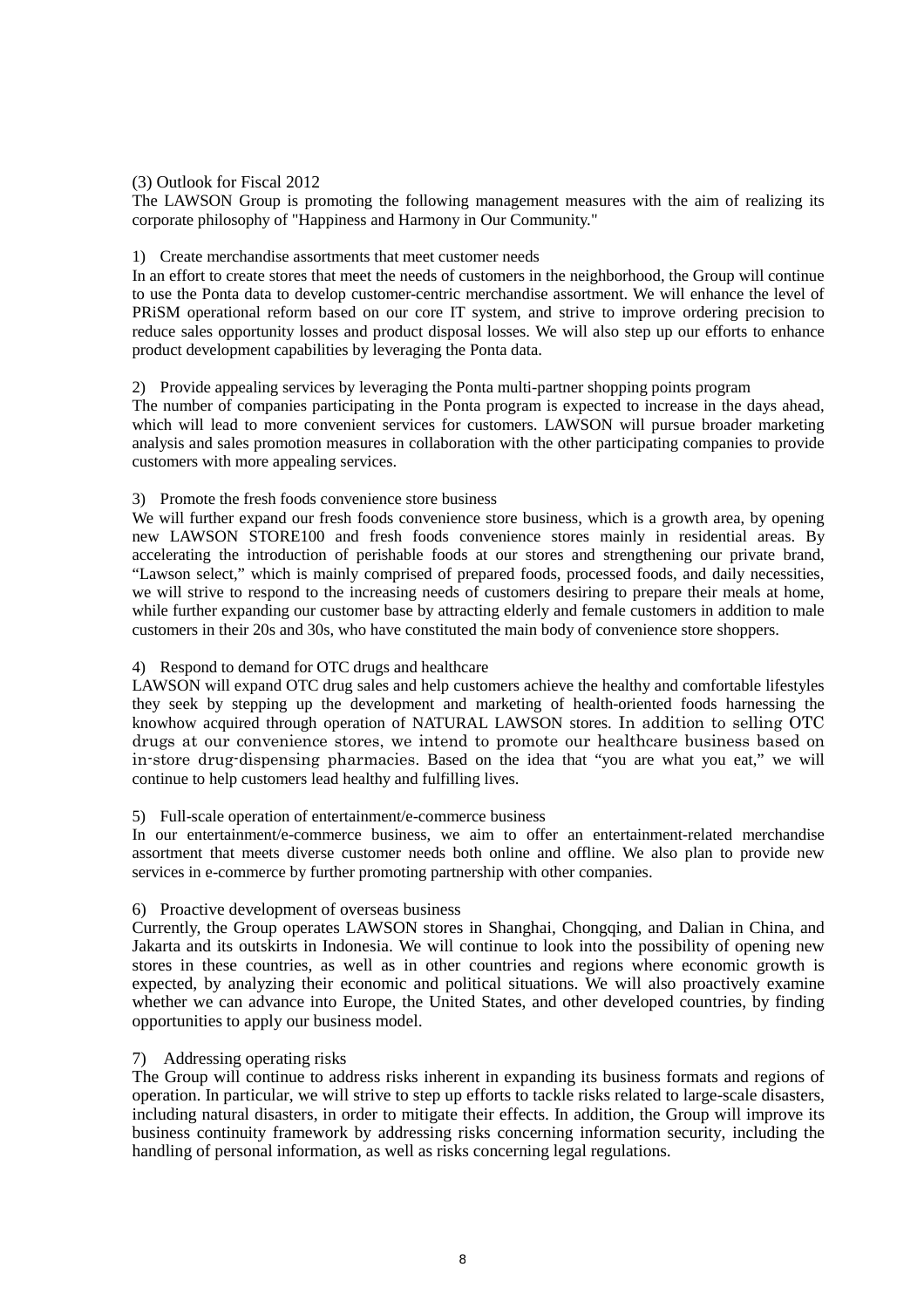### (3) Outlook for Fiscal 2012

The LAWSON Group is promoting the following management measures with the aim of realizing its corporate philosophy of "Happiness and Harmony in Our Community."

#### 1) Create merchandise assortments that meet customer needs

In an effort to create stores that meet the needs of customers in the neighborhood, the Group will continue to use the Ponta data to develop customer-centric merchandise assortment. We will enhance the level of PRiSM operational reform based on our core IT system, and strive to improve ordering precision to reduce sales opportunity losses and product disposal losses. We will also step up our efforts to enhance product development capabilities by leveraging the Ponta data.

#### 2) Provide appealing services by leveraging the Ponta multi-partner shopping points program

The number of companies participating in the Ponta program is expected to increase in the days ahead, which will lead to more convenient services for customers. LAWSON will pursue broader marketing analysis and sales promotion measures in collaboration with the other participating companies to provide customers with more appealing services.

#### 3) Promote the fresh foods convenience store business

We will further expand our fresh foods convenience store business, which is a growth area, by opening new LAWSON STORE100 and fresh foods convenience stores mainly in residential areas. By accelerating the introduction of perishable foods at our stores and strengthening our private brand, "Lawson select," which is mainly comprised of prepared foods, processed foods, and daily necessities, we will strive to respond to the increasing needs of customers desiring to prepare their meals at home, while further expanding our customer base by attracting elderly and female customers in addition to male customers in their 20s and 30s, who have constituted the main body of convenience store shoppers.

#### 4) Respond to demand for OTC drugs and healthcare

LAWSON will expand OTC drug sales and help customers achieve the healthy and comfortable lifestyles they seek by stepping up the development and marketing of health-oriented foods harnessing the knowhow acquired through operation of NATURAL LAWSON stores. In addition to selling OTC drugs at our convenience stores, we intend to promote our healthcare business based on in-store drug-dispensing pharmacies. Based on the idea that "you are what you eat," we will continue to help customers lead healthy and fulfilling lives.

#### 5) Full-scale operation of entertainment/e-commerce business

In our entertainment/e-commerce business, we aim to offer an entertainment-related merchandise assortment that meets diverse customer needs both online and offline. We also plan to provide new services in e-commerce by further promoting partnership with other companies.

#### 6) Proactive development of overseas business

Currently, the Group operates LAWSON stores in Shanghai, Chongqing, and Dalian in China, and Jakarta and its outskirts in Indonesia. We will continue to look into the possibility of opening new stores in these countries, as well as in other countries and regions where economic growth is expected, by analyzing their economic and political situations. We will also proactively examine whether we can advance into Europe, the United States, and other developed countries, by finding opportunities to apply our business model.

#### 7) Addressing operating risks

The Group will continue to address risks inherent in expanding its business formats and regions of operation. In particular, we will strive to step up efforts to tackle risks related to large-scale disasters, including natural disasters, in order to mitigate their effects. In addition, the Group will improve its business continuity framework by addressing risks concerning information security, including the handling of personal information, as well as risks concerning legal regulations.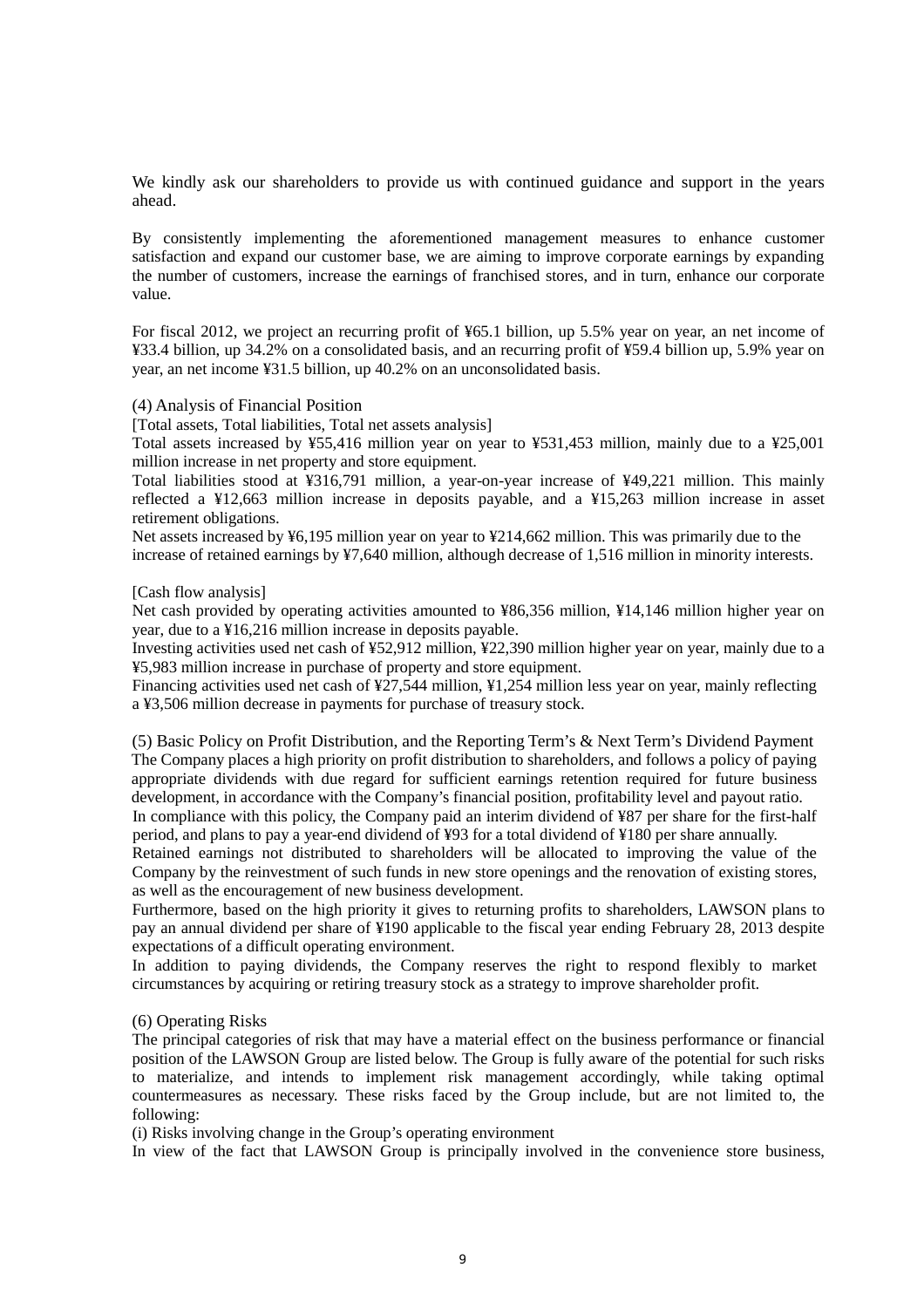We kindly ask our shareholders to provide us with continued guidance and support in the years ahead.

By consistently implementing the aforementioned management measures to enhance customer satisfaction and expand our customer base, we are aiming to improve corporate earnings by expanding the number of customers, increase the earnings of franchised stores, and in turn, enhance our corporate value.

For fiscal 2012, we project an recurring profit of ¥65.1 billion, up 5.5% year on year, an net income of ¥33.4 billion, up 34.2% on a consolidated basis, and an recurring profit of ¥59.4 billion up, 5.9% year on year, an net income ¥31.5 billion, up 40.2% on an unconsolidated basis.

(4) Analysis of Financial Position

[Total assets, Total liabilities, Total net assets analysis]

Total assets increased by ¥55,416 million year on year to ¥531,453 million, mainly due to a ¥25,001 million increase in net property and store equipment.

Total liabilities stood at ¥316,791 million, a year-on-year increase of ¥49,221 million. This mainly reflected a ¥12,663 million increase in deposits payable, and a ¥15,263 million increase in asset retirement obligations.

Net assets increased by ¥6,195 million year on year to ¥214,662 million. This was primarily due to the increase of retained earnings by ¥7,640 million, although decrease of 1,516 million in minority interests.

[Cash flow analysis]

Net cash provided by operating activities amounted to ¥86,356 million, ¥14,146 million higher year on year, due to a ¥16,216 million increase in deposits payable.

Investing activities used net cash of ¥52,912 million, ¥22,390 million higher year on year, mainly due to a ¥5,983 million increase in purchase of property and store equipment.

Financing activities used net cash of ¥27,544 million, ¥1,254 million less year on year, mainly reflecting a ¥3,506 million decrease in payments for purchase of treasury stock.

(5) Basic Policy on Profit Distribution, and the Reporting Term's & Next Term's Dividend Payment

The Company places a high priority on profit distribution to shareholders, and follows a policy of paying appropriate dividends with due regard for sufficient earnings retention required for future business development, in accordance with the Company's financial position, profitability level and payout ratio.

In compliance with this policy, the Company paid an interim dividend of ¥87 per share for the first-half period, and plans to pay a year-end dividend of ¥93 for a total dividend of ¥180 per share annually.

Retained earnings not distributed to shareholders will be allocated to improving the value of the Company by the reinvestment of such funds in new store openings and the renovation of existing stores, as well as the encouragement of new business development.

Furthermore, based on the high priority it gives to returning profits to shareholders, LAWSON plans to pay an annual dividend per share of ¥190 applicable to the fiscal year ending February 28, 2013 despite expectations of a difficult operating environment.

In addition to paying dividends, the Company reserves the right to respond flexibly to market circumstances by acquiring or retiring treasury stock as a strategy to improve shareholder profit.

(6) Operating Risks

The principal categories of risk that may have a material effect on the business performance or financial position of the LAWSON Group are listed below. The Group is fully aware of the potential for such risks to materialize, and intends to implement risk management accordingly, while taking optimal countermeasures as necessary. These risks faced by the Group include, but are not limited to, the following:

(i) Risks involving change in the Group's operating environment

In view of the fact that LAWSON Group is principally involved in the convenience store business,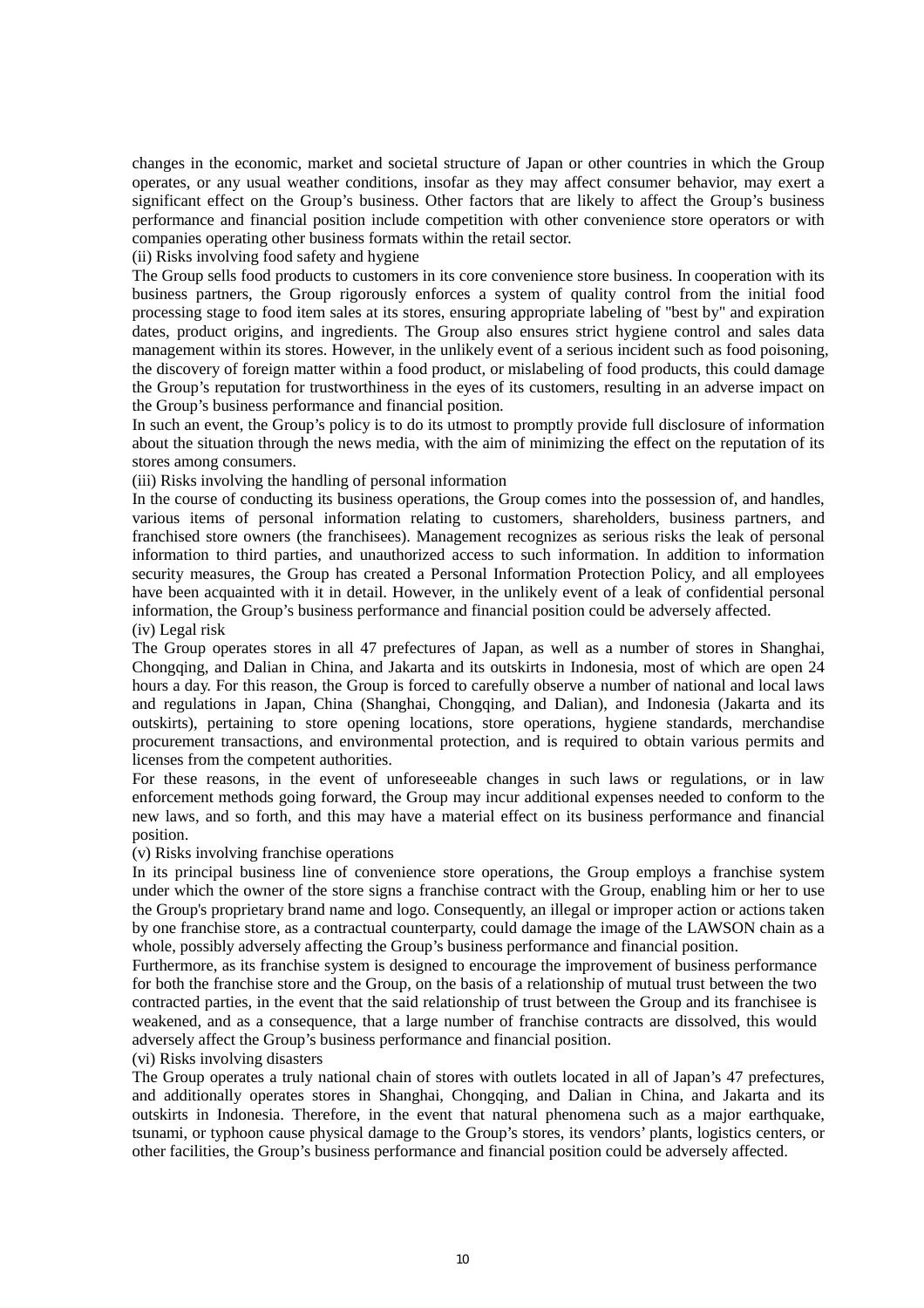changes in the economic, market and societal structure of Japan or other countries in which the Group operates, or any usual weather conditions, insofar as they may affect consumer behavior, may exert a significant effect on the Group's business. Other factors that are likely to affect the Group's business performance and financial position include competition with other convenience store operators or with companies operating other business formats within the retail sector.

(ii) Risks involving food safety and hygiene

The Group sells food products to customers in its core convenience store business. In cooperation with its business partners, the Group rigorously enforces a system of quality control from the initial food processing stage to food item sales at its stores, ensuring appropriate labeling of "best by" and expiration dates, product origins, and ingredients. The Group also ensures strict hygiene control and sales data management within its stores. However, in the unlikely event of a serious incident such as food poisoning, the discovery of foreign matter within a food product, or mislabeling of food products, this could damage the Group's reputation for trustworthiness in the eyes of its customers, resulting in an adverse impact on the Group's business performance and financial position.

In such an event, the Group's policy is to do its utmost to promptly provide full disclosure of information about the situation through the news media, with the aim of minimizing the effect on the reputation of its stores among consumers.

(iii) Risks involving the handling of personal information

In the course of conducting its business operations, the Group comes into the possession of, and handles, various items of personal information relating to customers, shareholders, business partners, and franchised store owners (the franchisees). Management recognizes as serious risks the leak of personal information to third parties, and unauthorized access to such information. In addition to information security measures, the Group has created a Personal Information Protection Policy, and all employees have been acquainted with it in detail. However, in the unlikely event of a leak of confidential personal information, the Group's business performance and financial position could be adversely affected.

(iv) Legal risk

The Group operates stores in all 47 prefectures of Japan, as well as a number of stores in Shanghai, Chongqing, and Dalian in China, and Jakarta and its outskirts in Indonesia, most of which are open 24 hours a day. For this reason, the Group is forced to carefully observe a number of national and local laws and regulations in Japan, China (Shanghai, Chongqing, and Dalian), and Indonesia (Jakarta and its outskirts), pertaining to store opening locations, store operations, hygiene standards, merchandise procurement transactions, and environmental protection, and is required to obtain various permits and licenses from the competent authorities.

For these reasons, in the event of unforeseeable changes in such laws or regulations, or in law enforcement methods going forward, the Group may incur additional expenses needed to conform to the new laws, and so forth, and this may have a material effect on its business performance and financial position.

(v) Risks involving franchise operations

In its principal business line of convenience store operations, the Group employs a franchise system under which the owner of the store signs a franchise contract with the Group, enabling him or her to use the Group's proprietary brand name and logo. Consequently, an illegal or improper action or actions taken by one franchise store, as a contractual counterparty, could damage the image of the LAWSON chain as a whole, possibly adversely affecting the Group's business performance and financial position.

Furthermore, as its franchise system is designed to encourage the improvement of business performance for both the franchise store and the Group, on the basis of a relationship of mutual trust between the two contracted parties, in the event that the said relationship of trust between the Group and its franchisee is weakened, and as a consequence, that a large number of franchise contracts are dissolved, this would adversely affect the Group's business performance and financial position.

(vi) Risks involving disasters

The Group operates a truly national chain of stores with outlets located in all of Japan's 47 prefectures, and additionally operates stores in Shanghai, Chongqing, and Dalian in China, and Jakarta and its outskirts in Indonesia. Therefore, in the event that natural phenomena such as a major earthquake, tsunami, or typhoon cause physical damage to the Group's stores, its vendors' plants, logistics centers, or other facilities, the Group's business performance and financial position could be adversely affected.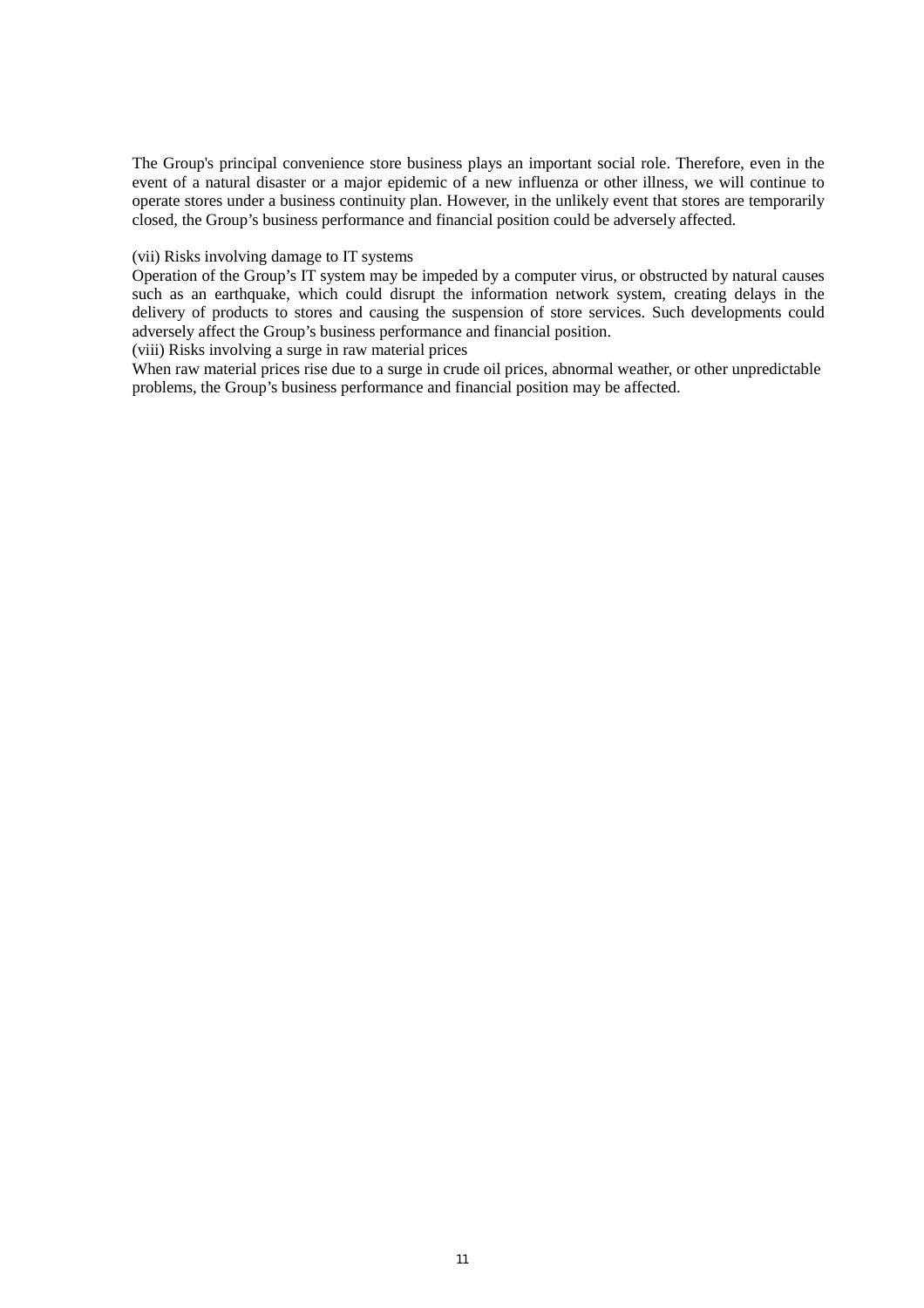The Group's principal convenience store business plays an important social role. Therefore, even in the event of a natural disaster or a major epidemic of a new influenza or other illness, we will continue to operate stores under a business continuity plan. However, in the unlikely event that stores are temporarily closed, the Group’s business performance and financial position could be adversely affected.

(vii) Risks involving damage to IT systems

Operation of the Group’s IT system may be impeded by a computer virus, or obstructed by natural causes such as an earthquake, which could disrupt the information network system, creating delays in the delivery of products to stores and causing the suspension of store services. Such developments could adversely affect the Group’s business performance and financial position.

(viii) Risks involving a surge in raw material prices

When raw material prices rise due to a surge in crude oil prices, abnormal weather, or other unpredictable problems, the Group’s business performance and financial position may be affected.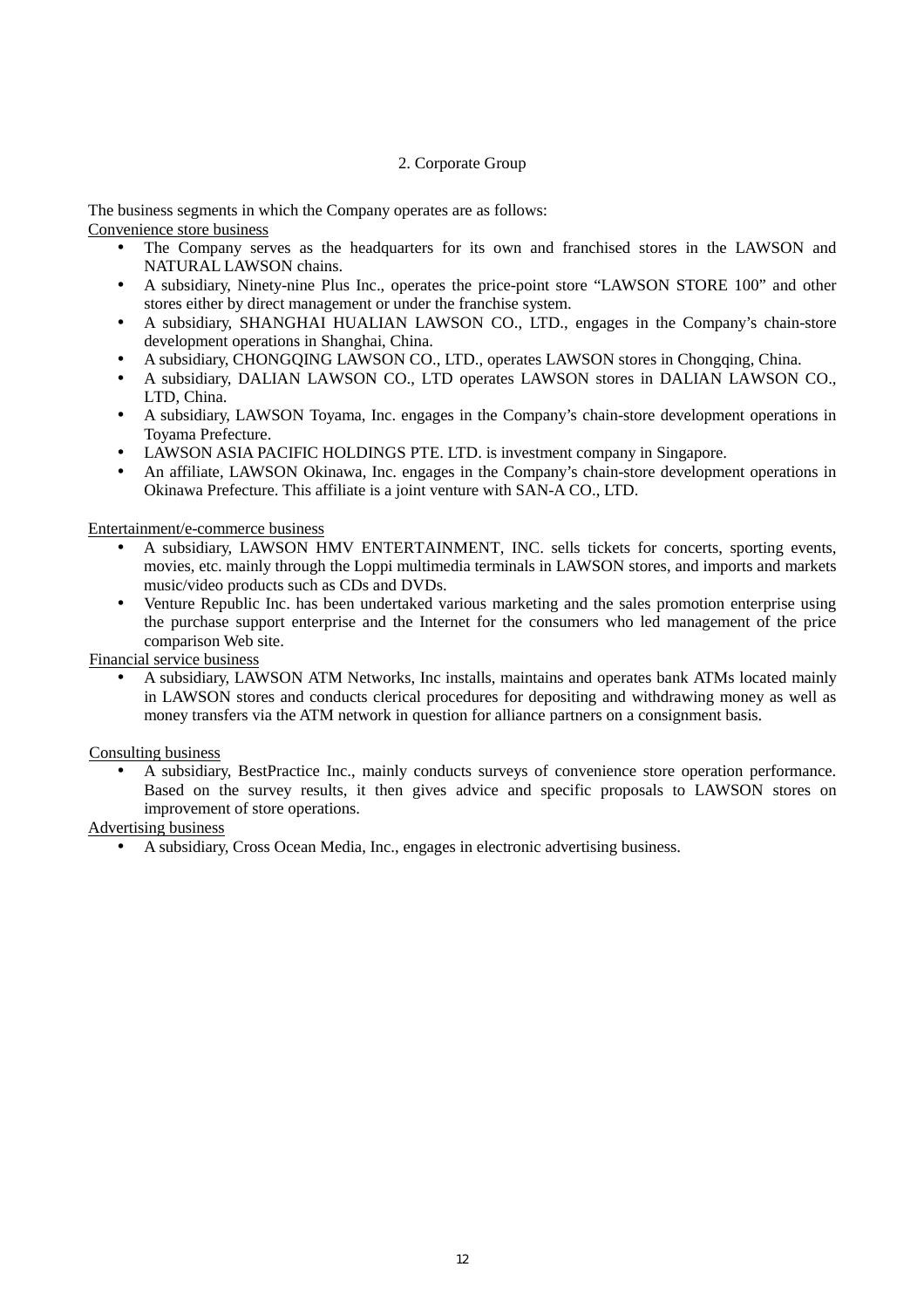## 2. Corporate Group

The business segments in which the Company operates are as follows:

Convenience store business

- The Company serves as the headquarters for its own and franchised stores in the LAWSON and NATURAL LAWSON chains.
- A subsidiary, Ninety-nine Plus Inc., operates the price-point store "LAWSON STORE 100" and other stores either by direct management or under the franchise system.
- A subsidiary, SHANGHAI HUALIAN LAWSON CO., LTD., engages in the Company's chain-store development operations in Shanghai, China.
- A subsidiary, CHONGQING LAWSON CO., LTD., operates LAWSON stores in Chongqing, China.
- A subsidiary, DALIAN LAWSON CO., LTD operates LAWSON stores in DALIAN LAWSON CO., LTD, China.
- A subsidiary, LAWSON Toyama, Inc. engages in the Company's chain-store development operations in Toyama Prefecture.
- LAWSON ASIA PACIFIC HOLDINGS PTE. LTD. is investment company in Singapore.
- An affiliate, LAWSON Okinawa, Inc. engages in the Company's chain-store development operations in Okinawa Prefecture. This affiliate is a joint venture with SAN-A CO., LTD.

Entertainment/e-commerce business

- A subsidiary, LAWSON HMV ENTERTAINMENT, INC. sells tickets for concerts, sporting events, movies, etc. mainly through the Loppi multimedia terminals in LAWSON stores, and imports and markets music/video products such as CDs and DVDs.
- Venture Republic Inc. has been undertaked various marketing and the sales promotion enterprise using the purchase support enterprise and the Internet for the consumers who led management of the price comparison Web site.

Financial service business

- A subsidiary, LAWSON ATM Networks, Inc installs, maintains and operates bank ATMs located mainly in LAWSON stores and conducts clerical procedures for depositing and withdrawing money as well as money transfers via the ATM network in question for alliance partners on a consignment basis.

Consulting business

- A subsidiary, BestPractice Inc., mainly conducts surveys of convenience store operation performance. Based on the survey results, it then gives advice and specific proposals to LAWSON stores on improvement of store operations.

Advertising business

- A subsidiary, Cross Ocean Media, Inc., engages in electronic advertising business.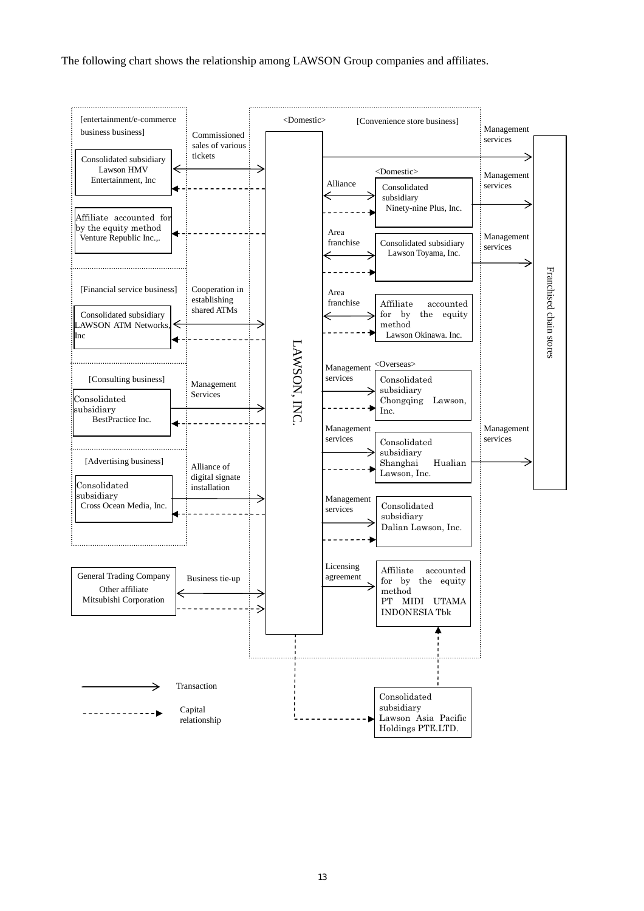The following chart shows the relationship among LAWSON Group companies and affiliates.

**LAWSON, INC.**

**[entertainment/e-commerce business business]**

- Consolidated subsidiary Lawson HMV Entertainment, Inc — Commissioned sales of various tickets
- Affiliate accounted for by the equity method Venture Republic Inc.,.

**[Financial service business]**

- Consolidated subsidiary LAWSON ATM Networks, Inc — Cooperation in establishing shared ATMs

**[Consulting business]**

- Consolidated subsidiary BestPractice Inc. — Management Services

**[Advertising business]**

- Consolidated subsidiary Cross Ocean Media, Inc. — Alliance of digital signate installation

**General Trading Company**

- Other affiliate Mitsubishi Corporation — Business tie-up

**<Domestic> [Convenience store business]**

- LAWSON, INC. — Management services → Franchised chain stores
- <Domestic>
  - Consolidated subsidiary Ninety-nine Plus, Inc. — Alliance; Management services → Franchised chain stores
  - Consolidated subsidiary Lawson Toyama, Inc. — Area franchise; Management services → Franchised chain stores
  - Affiliate accounted for by the equity method Lawson Okinawa. Inc. — Area franchise
- <Overseas>
  - Consolidated subsidiary Chongqing Lawson, Inc. — Management services
  - Consolidated subsidiary Shanghai Hualian Lawson, Inc. — Management services; Management services → Franchised chain stores
  - Consolidated subsidiary Dalian Lawson, Inc. — Management services
  - Affiliate accounted for by the equity method PT MIDI UTAMA INDONESIA Tbk — Licensing agreement

Consolidated subsidiary Lawson Asia Pacific Holdings PTE.LTD. (capital relationship with LAWSON, INC. and PT MIDI UTAMA INDONESIA Tbk)

Franchised chain stores

Legend:
- → Transaction
- - - -▶ Capital relationship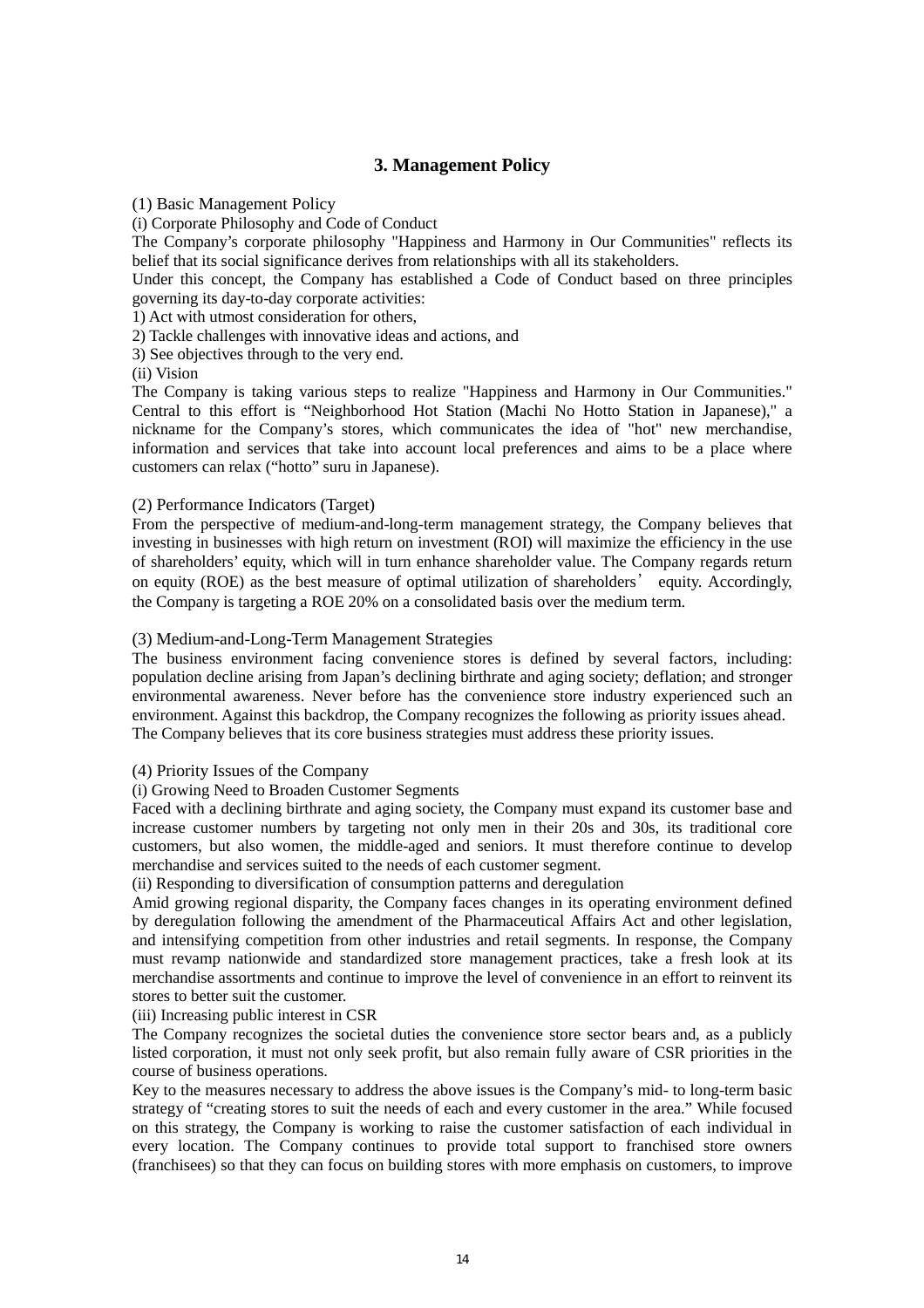## 3. Management Policy

(1) Basic Management Policy

(i) Corporate Philosophy and Code of Conduct

The Company's corporate philosophy "Happiness and Harmony in Our Communities" reflects its belief that its social significance derives from relationships with all its stakeholders.

Under this concept, the Company has established a Code of Conduct based on three principles governing its day-to-day corporate activities:

1) Act with utmost consideration for others,
2) Tackle challenges with innovative ideas and actions, and
3) See objectives through to the very end.

(ii) Vision

The Company is taking various steps to realize "Happiness and Harmony in Our Communities." Central to this effort is "Neighborhood Hot Station (Machi No Hotto Station in Japanese)," a nickname for the Company's stores, which communicates the idea of "hot" new merchandise, information and services that take into account local preferences and aims to be a place where customers can relax ("hotto" suru in Japanese).

(2) Performance Indicators (Target)

From the perspective of medium-and-long-term management strategy, the Company believes that investing in businesses with high return on investment (ROI) will maximize the efficiency in the use of shareholders' equity, which will in turn enhance shareholder value. The Company regards return on equity (ROE) as the best measure of optimal utilization of shareholders' equity. Accordingly, the Company is targeting a ROE 20% on a consolidated basis over the medium term.

(3) Medium-and-Long-Term Management Strategies

The business environment facing convenience stores is defined by several factors, including: population decline arising from Japan's declining birthrate and aging society; deflation; and stronger environmental awareness. Never before has the convenience store industry experienced such an environment. Against this backdrop, the Company recognizes the following as priority issues ahead. The Company believes that its core business strategies must address these priority issues.

(4) Priority Issues of the Company

(i) Growing Need to Broaden Customer Segments

Faced with a declining birthrate and aging society, the Company must expand its customer base and increase customer numbers by targeting not only men in their 20s and 30s, its traditional core customers, but also women, the middle-aged and seniors. It must therefore continue to develop merchandise and services suited to the needs of each customer segment.

(ii) Responding to diversification of consumption patterns and deregulation

Amid growing regional disparity, the Company faces changes in its operating environment defined by deregulation following the amendment of the Pharmaceutical Affairs Act and other legislation, and intensifying competition from other industries and retail segments. In response, the Company must revamp nationwide and standardized store management practices, take a fresh look at its merchandise assortments and continue to improve the level of convenience in an effort to reinvent its stores to better suit the customer.

(iii) Increasing public interest in CSR

The Company recognizes the societal duties the convenience store sector bears and, as a publicly listed corporation, it must not only seek profit, but also remain fully aware of CSR priorities in the course of business operations.

Key to the measures necessary to address the above issues is the Company's mid- to long-term basic strategy of "creating stores to suit the needs of each and every customer in the area." While focused on this strategy, the Company is working to raise the customer satisfaction of each individual in every location. The Company continues to provide total support to franchised store owners (franchisees) so that they can focus on building stores with more emphasis on customers, to improve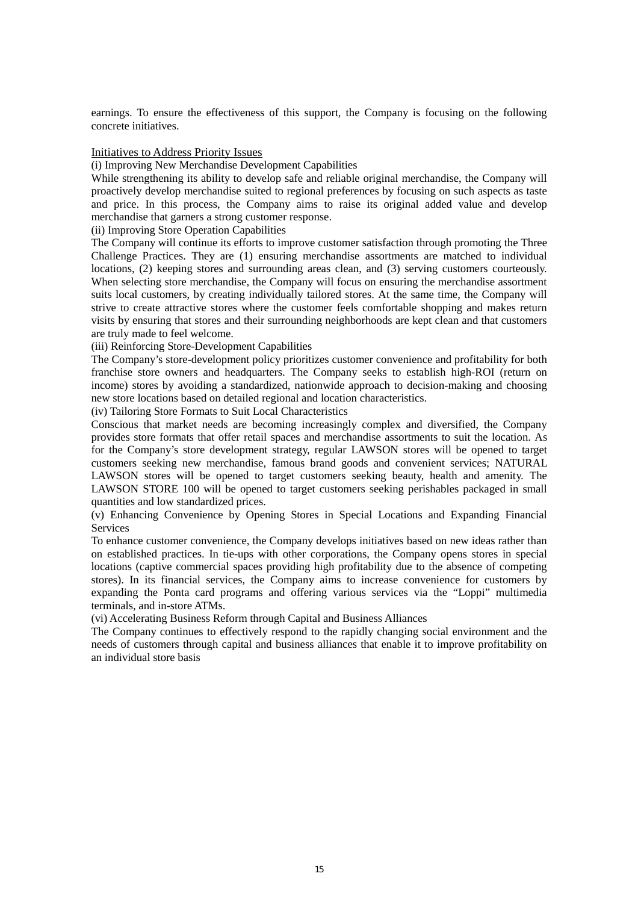earnings. To ensure the effectiveness of this support, the Company is focusing on the following concrete initiatives.

Initiatives to Address Priority Issues

(i) Improving New Merchandise Development Capabilities

While strengthening its ability to develop safe and reliable original merchandise, the Company will proactively develop merchandise suited to regional preferences by focusing on such aspects as taste and price. In this process, the Company aims to raise its original added value and develop merchandise that garners a strong customer response.

(ii) Improving Store Operation Capabilities

The Company will continue its efforts to improve customer satisfaction through promoting the Three Challenge Practices. They are (1) ensuring merchandise assortments are matched to individual locations, (2) keeping stores and surrounding areas clean, and (3) serving customers courteously. When selecting store merchandise, the Company will focus on ensuring the merchandise assortment suits local customers, by creating individually tailored stores. At the same time, the Company will strive to create attractive stores where the customer feels comfortable shopping and makes return visits by ensuring that stores and their surrounding neighborhoods are kept clean and that customers are truly made to feel welcome.

(iii) Reinforcing Store-Development Capabilities

The Company's store-development policy prioritizes customer convenience and profitability for both franchise store owners and headquarters. The Company seeks to establish high-ROI (return on income) stores by avoiding a standardized, nationwide approach to decision-making and choosing new store locations based on detailed regional and location characteristics.

(iv) Tailoring Store Formats to Suit Local Characteristics

Conscious that market needs are becoming increasingly complex and diversified, the Company provides store formats that offer retail spaces and merchandise assortments to suit the location. As for the Company's store development strategy, regular LAWSON stores will be opened to target customers seeking new merchandise, famous brand goods and convenient services; NATURAL LAWSON stores will be opened to target customers seeking beauty, health and amenity. The LAWSON STORE 100 will be opened to target customers seeking perishables packaged in small quantities and low standardized prices.

(v) Enhancing Convenience by Opening Stores in Special Locations and Expanding Financial Services

To enhance customer convenience, the Company develops initiatives based on new ideas rather than on established practices. In tie-ups with other corporations, the Company opens stores in special locations (captive commercial spaces providing high profitability due to the absence of competing stores). In its financial services, the Company aims to increase convenience for customers by expanding the Ponta card programs and offering various services via the "Loppi" multimedia terminals, and in-store ATMs.

(vi) Accelerating Business Reform through Capital and Business Alliances

The Company continues to effectively respond to the rapidly changing social environment and the needs of customers through capital and business alliances that enable it to improve profitability on an individual store basis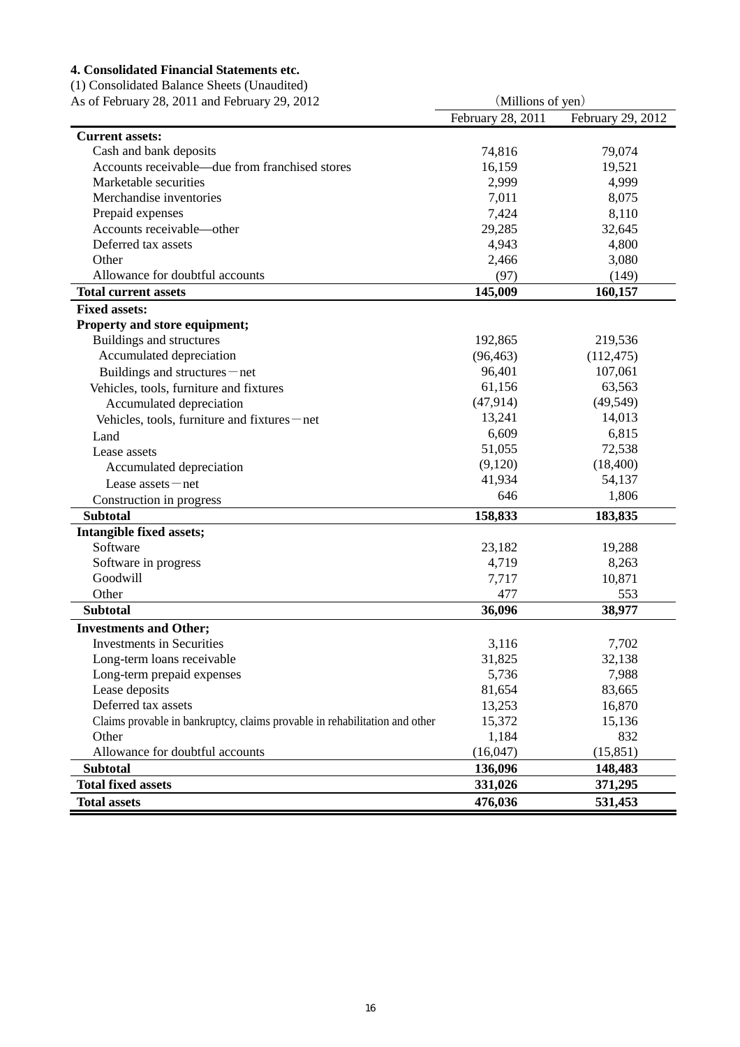## 4. Consolidated Financial Statements etc.

(1) Consolidated Balance Sheets (Unaudited)

As of February 28, 2011 and February 29, 2012

| | (Millions of yen) | |
|---|---|---|
| | February 28, 2011 | February 29, 2012 |
| **Current assets:** | | |
| Cash and bank deposits | 74,816 | 79,074 |
| Accounts receivable—due from franchised stores | 16,159 | 19,521 |
| Marketable securities | 2,999 | 4,999 |
| Merchandise inventories | 7,011 | 8,075 |
| Prepaid expenses | 7,424 | 8,110 |
| Accounts receivable—other | 29,285 | 32,645 |
| Deferred tax assets | 4,943 | 4,800 |
| Other | 2,466 | 3,080 |
| Allowance for doubtful accounts | (97) | (149) |
| **Total current assets** | **145,009** | **160,157** |
| **Fixed assets:** | | |
| **Property and store equipment;** | | |
| Buildings and structures | 192,865 | 219,536 |
| Accumulated depreciation | (96,463) | (112,475) |
| Buildings and structures－net | 96,401 | 107,061 |
| Vehicles, tools, furniture and fixtures | 61,156 | 63,563 |
| Accumulated depreciation | (47,914) | (49,549) |
| Vehicles, tools, furniture and fixtures－net | 13,241 | 14,013 |
| Land | 6,609 | 6,815 |
| Lease assets | 51,055 | 72,538 |
| Accumulated depreciation | (9,120) | (18,400) |
| Lease assets－net | 41,934 | 54,137 |
| Construction in progress | 646 | 1,806 |
| **Subtotal** | **158,833** | **183,835** |
| **Intangible fixed assets;** | | |
| Software | 23,182 | 19,288 |
| Software in progress | 4,719 | 8,263 |
| Goodwill | 7,717 | 10,871 |
| Other | 477 | 553 |
| **Subtotal** | **36,096** | **38,977** |
| **Investments and Other;** | | |
| Investments in Securities | 3,116 | 7,702 |
| Long-term loans receivable | 31,825 | 32,138 |
| Long-term prepaid expenses | 5,736 | 7,988 |
| Lease deposits | 81,654 | 83,665 |
| Deferred tax assets | 13,253 | 16,870 |
| Claims provable in bankruptcy, claims provable in rehabilitation and other | 15,372 | 15,136 |
| Other | 1,184 | 832 |
| Allowance for doubtful accounts | (16,047) | (15,851) |
| **Subtotal** | **136,096** | **148,483** |
| **Total fixed assets** | **331,026** | **371,295** |
| **Total assets** | **476,036** | **531,453** |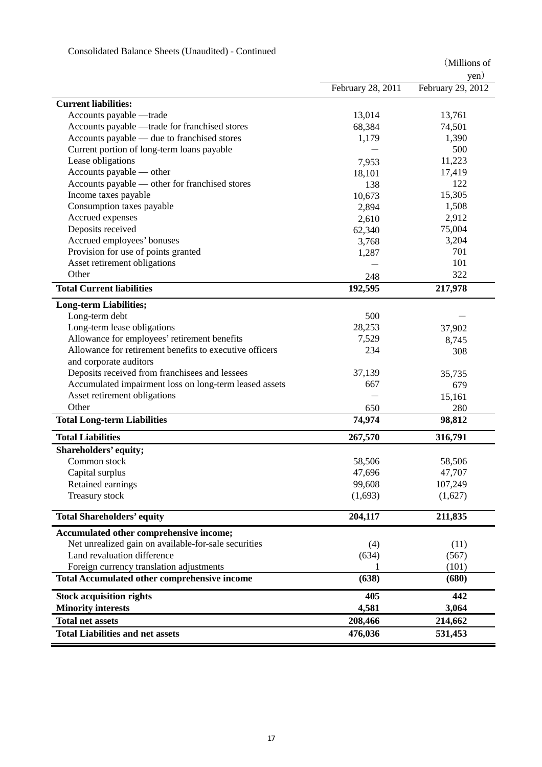Consolidated Balance Sheets (Unaudited) - Continued

(Millions of yen)

| | February 28, 2011 | February 29, 2012 |
|---|---|---|
| **Current liabilities:** | | |
| Accounts payable —trade | 13,014 | 13,761 |
| Accounts payable —trade for franchised stores | 68,384 | 74,501 |
| Accounts payable — due to franchised stores | 1,179 | 1,390 |
| Current portion of long-term loans payable | — | 500 |
| Lease obligations | 7,953 | 11,223 |
| Accounts payable — other | 18,101 | 17,419 |
| Accounts payable — other for franchised stores | 138 | 122 |
| Income taxes payable | 10,673 | 15,305 |
| Consumption taxes payable | 2,894 | 1,508 |
| Accrued expenses | 2,610 | 2,912 |
| Deposits received | 62,340 | 75,004 |
| Accrued employees' bonuses | 3,768 | 3,204 |
| Provision for use of points granted | 1,287 | 701 |
| Asset retirement obligations | — | 101 |
| Other | 248 | 322 |
| **Total Current liabilities** | **192,595** | **217,978** |
| **Long-term Liabilities;** | | |
| Long-term debt | 500 | — |
| Long-term lease obligations | 28,253 | 37,902 |
| Allowance for employees' retirement benefits | 7,529 | 8,745 |
| Allowance for retirement benefits to executive officers and corporate auditors | 234 | 308 |
| Deposits received from franchisees and lessees | 37,139 | 35,735 |
| Accumulated impairment loss on long-term leased assets | 667 | 679 |
| Asset retirement obligations | — | 15,161 |
| Other | 650 | 280 |
| **Total Long-term Liabilities** | **74,974** | **98,812** |
| **Total Liabilities** | **267,570** | **316,791** |
| **Shareholders' equity;** | | |
| Common stock | 58,506 | 58,506 |
| Capital surplus | 47,696 | 47,707 |
| Retained earnings | 99,608 | 107,249 |
| Treasury stock | (1,693) | (1,627) |
| **Total Shareholders' equity** | **204,117** | **211,835** |
| **Accumulated other comprehensive income;** | | |
| Net unrealized gain on available-for-sale securities | (4) | (11) |
| Land revaluation difference | (634) | (567) |
| Foreign currency translation adjustments | 1 | (101) |
| **Total Accumulated other comprehensive income** | **(638)** | **(680)** |
| **Stock acquisition rights** | **405** | **442** |
| **Minority interests** | **4,581** | **3,064** |
| **Total net assets** | **208,466** | **214,662** |
| **Total Liabilities and net assets** | **476,036** | **531,453** |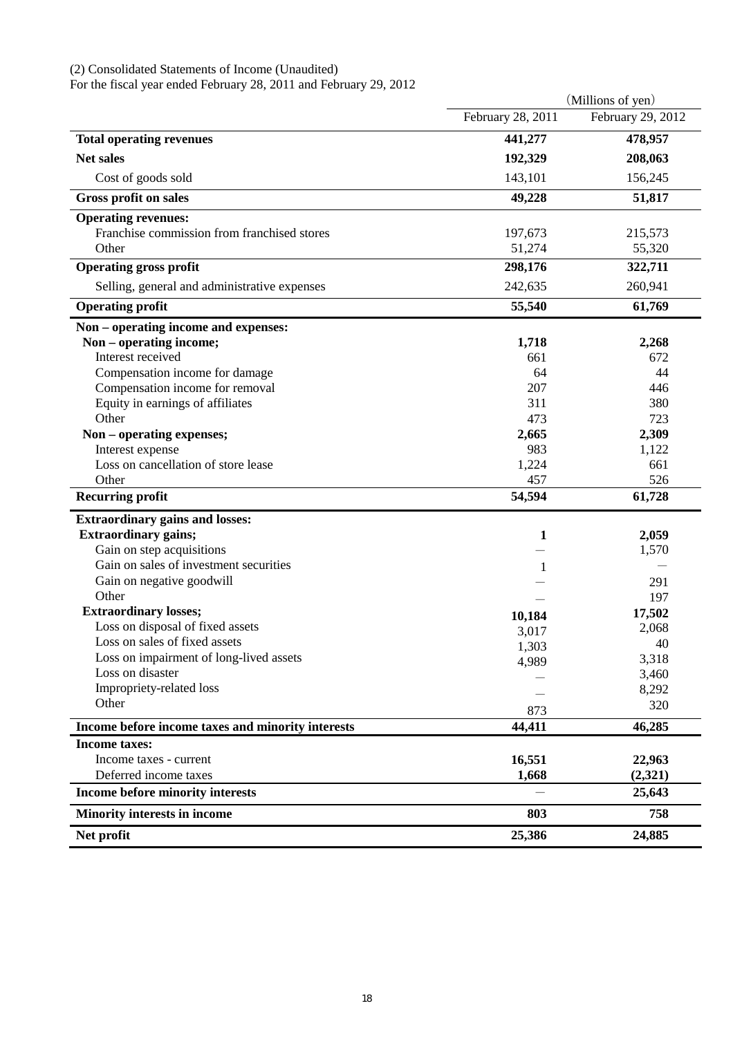(2) Consolidated Statements of Income (Unaudited)
For the fiscal year ended February 28, 2011 and February 29, 2012

| | (Millions of yen) | |
|---|---|---|
| | February 28, 2011 | February 29, 2012 |
| **Total operating revenues** | **441,277** | **478,957** |
| **Net sales** | **192,329** | **208,063** |
| Cost of goods sold | 143,101 | 156,245 |
| **Gross profit on sales** | **49,228** | **51,817** |
| **Operating revenues:** | | |
| Franchise commission from franchised stores | 197,673 | 215,573 |
| Other | 51,274 | 55,320 |
| **Operating gross profit** | **298,176** | **322,711** |
| Selling, general and administrative expenses | 242,635 | 260,941 |
| **Operating profit** | **55,540** | **61,769** |
| **Non – operating income and expenses:** | | |
| **Non – operating income;** | **1,718** | **2,268** |
| Interest received | 661 | 672 |
| Compensation income for damage | 64 | 44 |
| Compensation income for removal | 207 | 446 |
| Equity in earnings of affiliates | 311 | 380 |
| Other | 473 | 723 |
| **Non – operating expenses;** | **2,665** | **2,309** |
| Interest expense | 983 | 1,122 |
| Loss on cancellation of store lease | 1,224 | 661 |
| Other | 457 | 526 |
| **Recurring profit** | **54,594** | **61,728** |
| **Extraordinary gains and losses:** | | |
| **Extraordinary gains;** | **1** | **2,059** |
| Gain on step acquisitions | — | 1,570 |
| Gain on sales of investment securities | 1 | — |
| Gain on negative goodwill | — | 291 |
| Other | — | 197 |
| **Extraordinary losses;** | **10,184** | **17,502** |
| Loss on disposal of fixed assets | 3,017 | 2,068 |
| Loss on sales of fixed assets | 1,303 | 40 |
| Loss on impairment of long-lived assets | 4,989 | 3,318 |
| Loss on disaster | — | 3,460 |
| Impropriety-related loss | — | 8,292 |
| Other | 873 | 320 |
| **Income before income taxes and minority interests** | **44,411** | **46,285** |
| **Income taxes:** | | |
| Income taxes - current | **16,551** | **22,963** |
| Deferred income taxes | **1,668** | **(2,321)** |
| **Income before minority interests** | — | **25,643** |
| **Minority interests in income** | **803** | **758** |
| **Net profit** | **25,386** | **24,885** |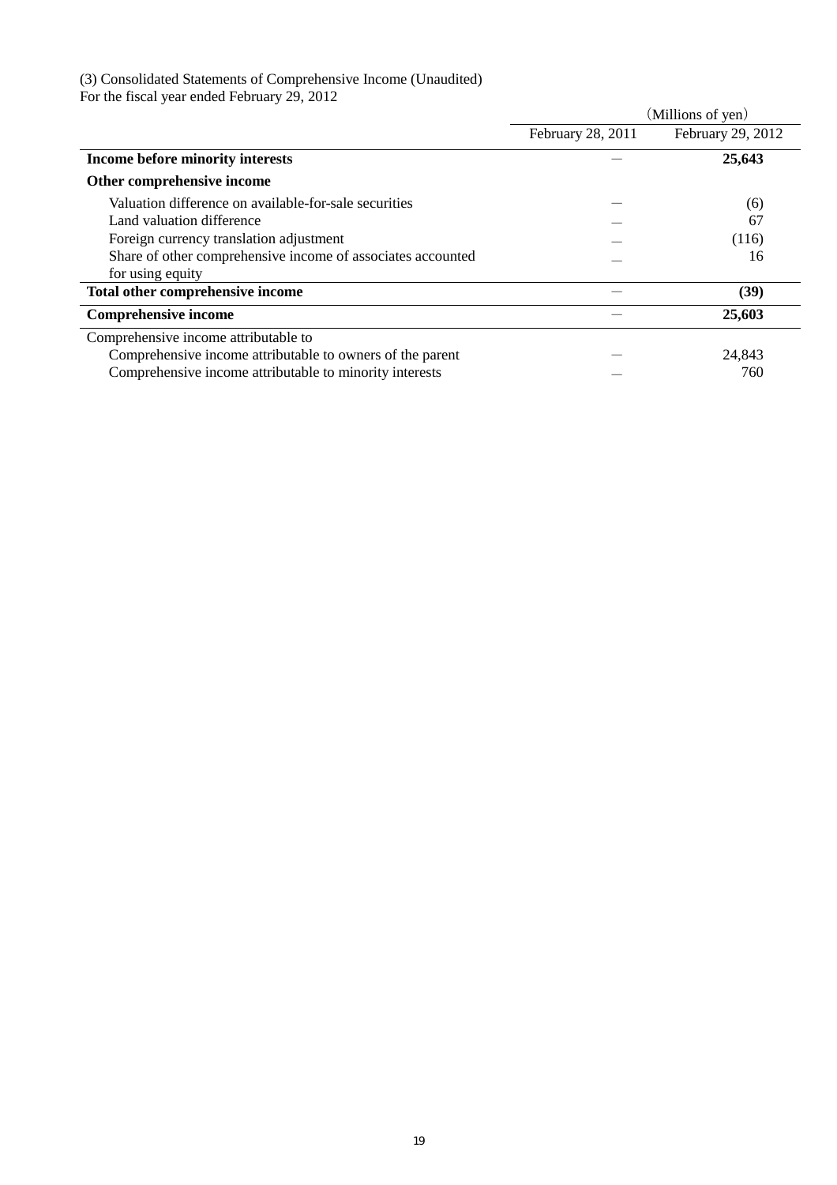(3) Consolidated Statements of Comprehensive Income (Unaudited)
For the fiscal year ended February 29, 2012

| | (Millions of yen) | |
|---|---|---|
| | February 28, 2011 | February 29, 2012 |
| **Income before minority interests** | — | **25,643** |
| **Other comprehensive income** | | |
| Valuation difference on available-for-sale securities | — | (6) |
| Land valuation difference | — | 67 |
| Foreign currency translation adjustment | — | (116) |
| Share of other comprehensive income of associates accounted for using equity | — | 16 |
| **Total other comprehensive income** | — | **(39)** |
| **Comprehensive income** | — | **25,603** |
| Comprehensive income attributable to | | |
| Comprehensive income attributable to owners of the parent | — | 24,843 |
| Comprehensive income attributable to minority interests | — | 760 |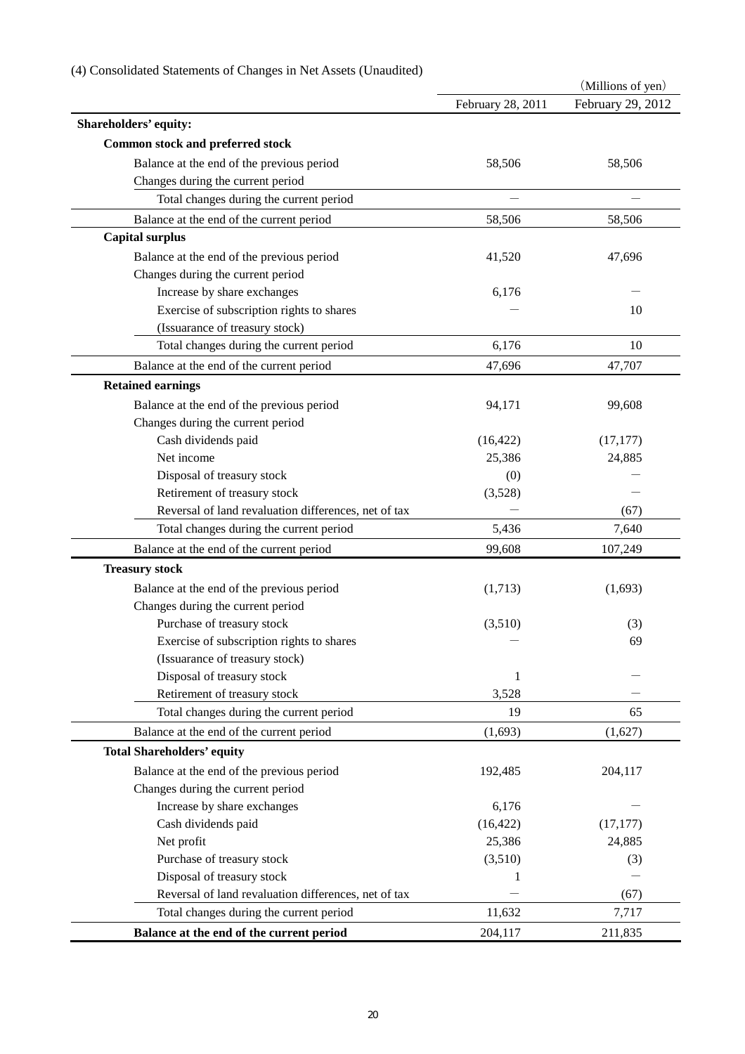(4) Consolidated Statements of Changes in Net Assets (Unaudited)

(Millions of yen)

| | February 28, 2011 | February 29, 2012 |
|---|---|---|
| **Shareholders' equity:** | | |
| **Common stock and preferred stock** | | |
| Balance at the end of the previous period | 58,506 | 58,506 |
| Changes during the current period | | |
| Total changes during the current period | — | — |
| Balance at the end of the current period | 58,506 | 58,506 |
| **Capital surplus** | | |
| Balance at the end of the previous period | 41,520 | 47,696 |
| Changes during the current period | | |
| Increase by share exchanges | 6,176 | — |
| Exercise of subscription rights to shares (Issuarance of treasury stock) | — | 10 |
| Total changes during the current period | 6,176 | 10 |
| Balance at the end of the current period | 47,696 | 47,707 |
| **Retained earnings** | | |
| Balance at the end of the previous period | 94,171 | 99,608 |
| Changes during the current period | | |
| Cash dividends paid | (16,422) | (17,177) |
| Net income | 25,386 | 24,885 |
| Disposal of treasury stock | (0) | — |
| Retirement of treasury stock | (3,528) | — |
| Reversal of land revaluation differences, net of tax | — | (67) |
| Total changes during the current period | 5,436 | 7,640 |
| Balance at the end of the current period | 99,608 | 107,249 |
| **Treasury stock** | | |
| Balance at the end of the previous period | (1,713) | (1,693) |
| Changes during the current period | | |
| Purchase of treasury stock | (3,510) | (3) |
| Exercise of subscription rights to shares (Issuarance of treasury stock) | — | 69 |
| Disposal of treasury stock | 1 | — |
| Retirement of treasury stock | 3,528 | — |
| Total changes during the current period | 19 | 65 |
| Balance at the end of the current period | (1,693) | (1,627) |
| **Total Shareholders' equity** | | |
| Balance at the end of the previous period | 192,485 | 204,117 |
| Changes during the current period | | |
| Increase by share exchanges | 6,176 | — |
| Cash dividends paid | (16,422) | (17,177) |
| Net profit | 25,386 | 24,885 |
| Purchase of treasury stock | (3,510) | (3) |
| Disposal of treasury stock | 1 | — |
| Reversal of land revaluation differences, net of tax | — | (67) |
| Total changes during the current period | 11,632 | 7,717 |
| **Balance at the end of the current period** | 204,117 | 211,835 |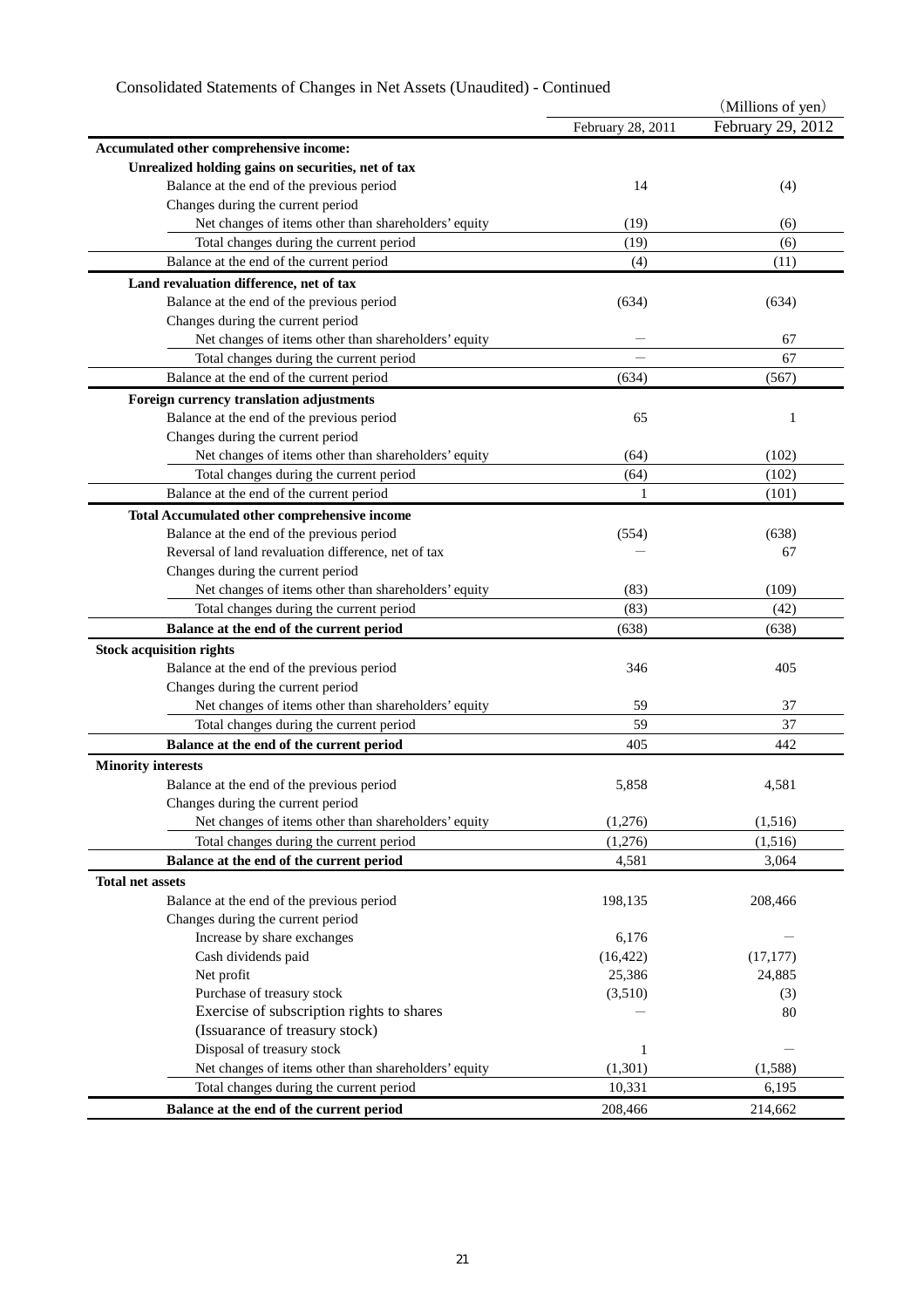Consolidated Statements of Changes in Net Assets (Unaudited) - Continued

| | February 28, 2011 | February 29, 2012 |
|---|---|---|
| | | (Millions of yen) |
| **Accumulated other comprehensive income:** | | |
| **Unrealized holding gains on securities, net of tax** | | |
| Balance at the end of the previous period | 14 | (4) |
| Changes during the current period | | |
| Net changes of items other than shareholders' equity | (19) | (6) |
| Total changes during the current period | (19) | (6) |
| Balance at the end of the current period | (4) | (11) |
| **Land revaluation difference, net of tax** | | |
| Balance at the end of the previous period | (634) | (634) |
| Changes during the current period | | |
| Net changes of items other than shareholders' equity | — | 67 |
| Total changes during the current period | — | 67 |
| Balance at the end of the current period | (634) | (567) |
| **Foreign currency translation adjustments** | | |
| Balance at the end of the previous period | 65 | 1 |
| Changes during the current period | | |
| Net changes of items other than shareholders' equity | (64) | (102) |
| Total changes during the current period | (64) | (102) |
| Balance at the end of the current period | 1 | (101) |
| **Total Accumulated other comprehensive income** | | |
| Balance at the end of the previous period | (554) | (638) |
| Reversal of land revaluation difference, net of tax | — | 67 |
| Changes during the current period | | |
| Net changes of items other than shareholders' equity | (83) | (109) |
| Total changes during the current period | (83) | (42) |
| **Balance at the end of the current period** | (638) | (638) |
| **Stock acquisition rights** | | |
| Balance at the end of the previous period | 346 | 405 |
| Changes during the current period | | |
| Net changes of items other than shareholders' equity | 59 | 37 |
| Total changes during the current period | 59 | 37 |
| **Balance at the end of the current period** | 405 | 442 |
| **Minority interests** | | |
| Balance at the end of the previous period | 5,858 | 4,581 |
| Changes during the current period | | |
| Net changes of items other than shareholders' equity | (1,276) | (1,516) |
| Total changes during the current period | (1,276) | (1,516) |
| **Balance at the end of the current period** | 4,581 | 3,064 |
| **Total net assets** | | |
| Balance at the end of the previous period | 198,135 | 208,466 |
| Changes during the current period | | |
| Increase by share exchanges | 6,176 | — |
| Cash dividends paid | (16,422) | (17,177) |
| Net profit | 25,386 | 24,885 |
| Purchase of treasury stock | (3,510) | (3) |
| Exercise of subscription rights to shares (Issuarance of treasury stock) | — | 80 |
| Disposal of treasury stock | 1 | — |
| Net changes of items other than shareholders' equity | (1,301) | (1,588) |
| Total changes during the current period | 10,331 | 6,195 |
| **Balance at the end of the current period** | 208,466 | 214,662 |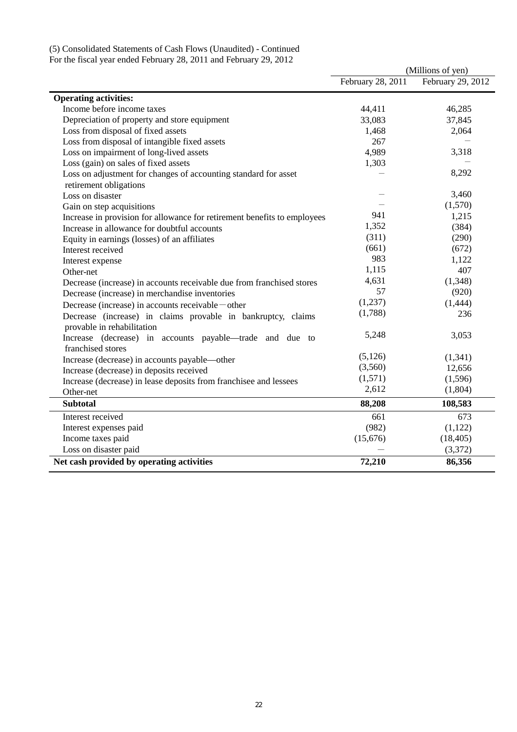(5) Consolidated Statements of Cash Flows (Unaudited) - Continued

For the fiscal year ended February 28, 2011 and February 29, 2012

| | (Millions of yen) | |
|---|---|---|
| | February 28, 2011 | February 29, 2012 |
| **Operating activities:** | | |
| Income before income taxes | 44,411 | 46,285 |
| Depreciation of property and store equipment | 33,083 | 37,845 |
| Loss from disposal of fixed assets | 1,468 | 2,064 |
| Loss from disposal of intangible fixed assets | 267 | − |
| Loss on impairment of long-lived assets | 4,989 | 3,318 |
| Loss (gain) on sales of fixed assets | 1,303 | − |
| Loss on adjustment for changes of accounting standard for asset retirement obligations | − | 8,292 |
| Loss on disaster | − | 3,460 |
| Gain on step acquisitions | − | (1,570) |
| Increase in provision for allowance for retirement benefits to employees | 941 | 1,215 |
| Increase in allowance for doubtful accounts | 1,352 | (384) |
| Equity in earnings (losses) of an affiliates | (311) | (290) |
| Interest received | (661) | (672) |
| Interest expense | 983 | 1,122 |
| Other-net | 1,115 | 407 |
| Decrease (increase) in accounts receivable due from franchised stores | 4,631 | (1,348) |
| Decrease (increase) in merchandise inventories | 57 | (920) |
| Decrease (increase) in accounts receivable－other | (1,237) | (1,444) |
| Decrease (increase) in claims provable in bankruptcy, claims provable in rehabilitation | (1,788) | 236 |
| Increase (decrease) in accounts payable—trade and due to franchised stores | 5,248 | 3,053 |
| Increase (decrease) in accounts payable—other | (5,126) | (1,341) |
| Increase (decrease) in deposits received | (3,560) | 12,656 |
| Increase (decrease) in lease deposits from franchisee and lessees | (1,571) | (1,596) |
| Other-net | 2,612 | (1,804) |
| **Subtotal** | **88,208** | **108,583** |
| Interest received | 661 | 673 |
| Interest expenses paid | (982) | (1,122) |
| Income taxes paid | (15,676) | (18,405) |
| Loss on disaster paid | − | (3,372) |
| **Net cash provided by operating activities** | **72,210** | **86,356** |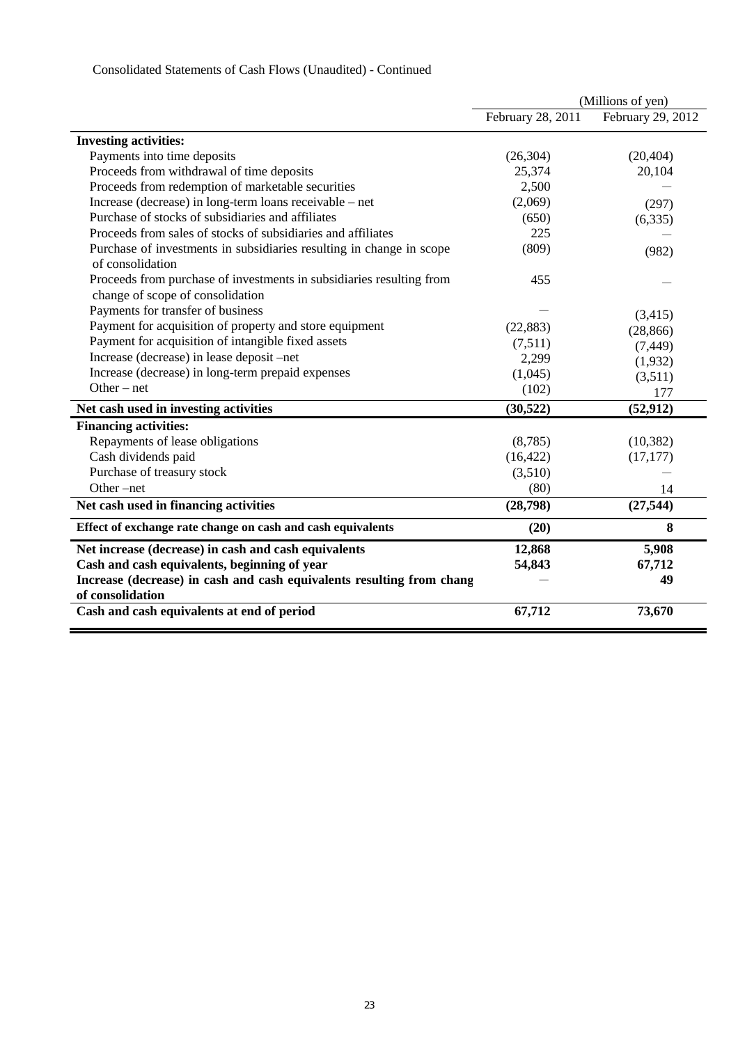Consolidated Statements of Cash Flows (Unaudited) - Continued

| | (Millions of yen) | |
|---|---|---|
| | February 28, 2011 | February 29, 2012 |
| **Investing activities:** | | |
| Payments into time deposits | (26,304) | (20,404) |
| Proceeds from withdrawal of time deposits | 25,374 | 20,104 |
| Proceeds from redemption of marketable securities | 2,500 | — |
| Increase (decrease) in long-term loans receivable – net | (2,069) | (297) |
| Purchase of stocks of subsidiaries and affiliates | (650) | (6,335) |
| Proceeds from sales of stocks of subsidiaries and affiliates | 225 | — |
| Purchase of investments in subsidiaries resulting in change in scope of consolidation | (809) | (982) |
| Proceeds from purchase of investments in subsidiaries resulting from change of scope of consolidation | 455 | — |
| Payments for transfer of business | — | (3,415) |
| Payment for acquisition of property and store equipment | (22,883) | (28,866) |
| Payment for acquisition of intangible fixed assets | (7,511) | (7,449) |
| Increase (decrease) in lease deposit –net | 2,299 | (1,932) |
| Increase (decrease) in long-term prepaid expenses | (1,045) | (3,511) |
| Other – net | (102) | 177 |
| **Net cash used in investing activities** | **(30,522)** | **(52,912)** |
| **Financing activities:** | | |
| Repayments of lease obligations | (8,785) | (10,382) |
| Cash dividends paid | (16,422) | (17,177) |
| Purchase of treasury stock | (3,510) | — |
| Other –net | (80) | 14 |
| **Net cash used in financing activities** | **(28,798)** | **(27,544)** |
| **Effect of exchange rate change on cash and cash equivalents** | **(20)** | **8** |
| **Net increase (decrease) in cash and cash equivalents** | **12,868** | **5,908** |
| **Cash and cash equivalents, beginning of year** | **54,843** | **67,712** |
| **Increase (decrease) in cash and cash equivalents resulting from chang of consolidation** | — | **49** |
| **Cash and cash equivalents at end of period** | **67,712** | **73,670** |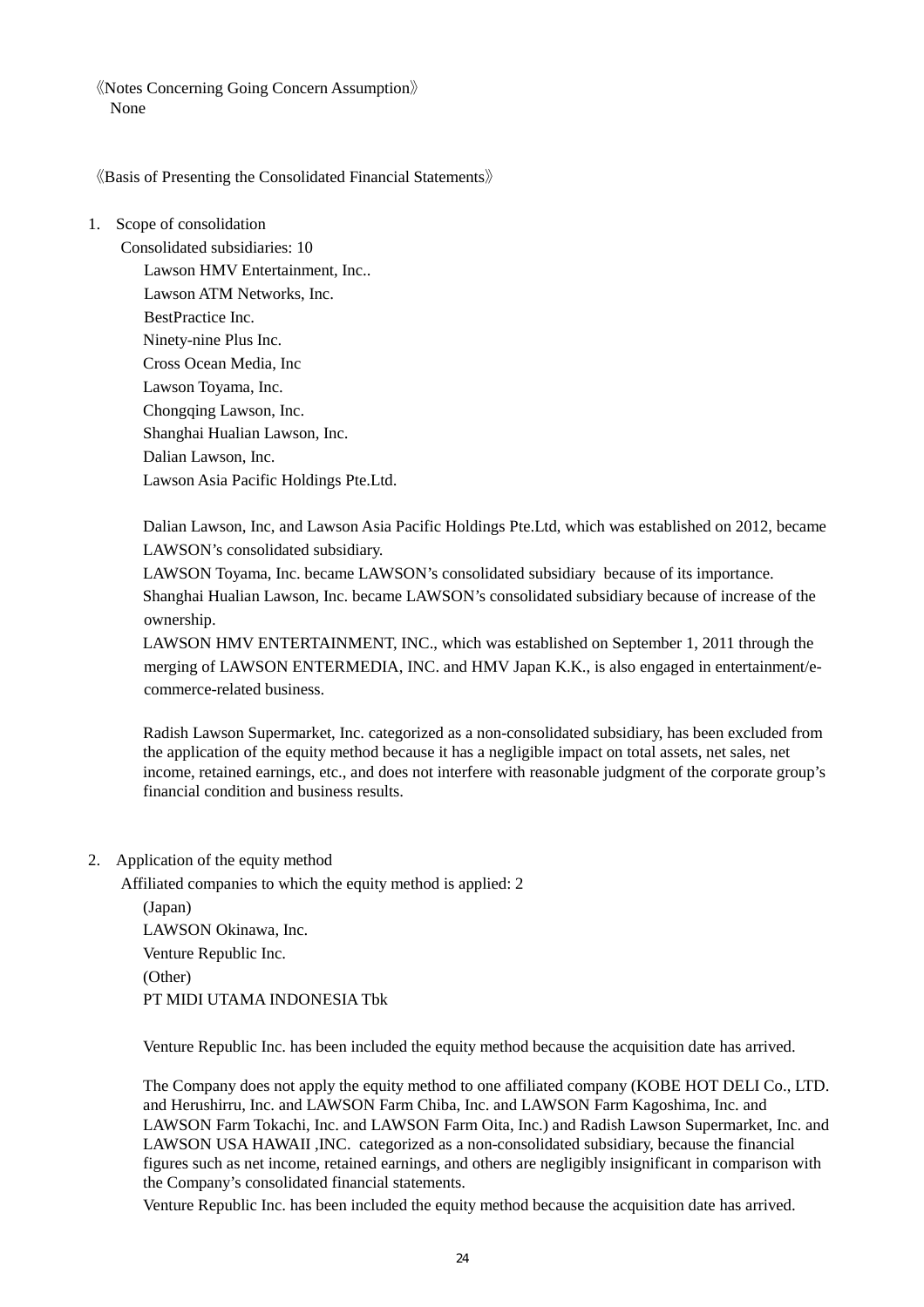《Notes Concerning Going Concern Assumption》

None

《Basis of Presenting the Consolidated Financial Statements》

1. Scope of consolidation

Consolidated subsidiaries: 10

Lawson HMV Entertainment, Inc..
Lawson ATM Networks, Inc.
BestPractice Inc.
Ninety-nine Plus Inc.
Cross Ocean Media, Inc
Lawson Toyama, Inc.
Chongqing Lawson, Inc.
Shanghai Hualian Lawson, Inc.
Dalian Lawson, Inc.
Lawson Asia Pacific Holdings Pte.Ltd.

Dalian Lawson, Inc, and Lawson Asia Pacific Holdings Pte.Ltd, which was established on 2012, became LAWSON's consolidated subsidiary.

LAWSON Toyama, Inc. became LAWSON's consolidated subsidiary because of its importance.

Shanghai Hualian Lawson, Inc. became LAWSON's consolidated subsidiary because of increase of the ownership.

LAWSON HMV ENTERTAINMENT, INC., which was established on September 1, 2011 through the merging of LAWSON ENTERMEDIA, INC. and HMV Japan K.K., is also engaged in entertainment/e-commerce-related business.

Radish Lawson Supermarket, Inc. categorized as a non-consolidated subsidiary, has been excluded from the application of the equity method because it has a negligible impact on total assets, net sales, net income, retained earnings, etc., and does not interfere with reasonable judgment of the corporate group's financial condition and business results.

2. Application of the equity method

Affiliated companies to which the equity method is applied: 2

(Japan)
LAWSON Okinawa, Inc.
Venture Republic Inc.
(Other)
PT MIDI UTAMA INDONESIA Tbk

Venture Republic Inc. has been included the equity method because the acquisition date has arrived.

The Company does not apply the equity method to one affiliated company (KOBE HOT DELI Co., LTD. and Herushirru, Inc. and LAWSON Farm Chiba, Inc. and LAWSON Farm Kagoshima, Inc. and LAWSON Farm Tokachi, Inc. and LAWSON Farm Oita, Inc.) and Radish Lawson Supermarket, Inc. and LAWSON USA HAWAII ,INC. categorized as a non-consolidated subsidiary, because the financial figures such as net income, retained earnings, and others are negligibly insignificant in comparison with the Company's consolidated financial statements.

Venture Republic Inc. has been included the equity method because the acquisition date has arrived.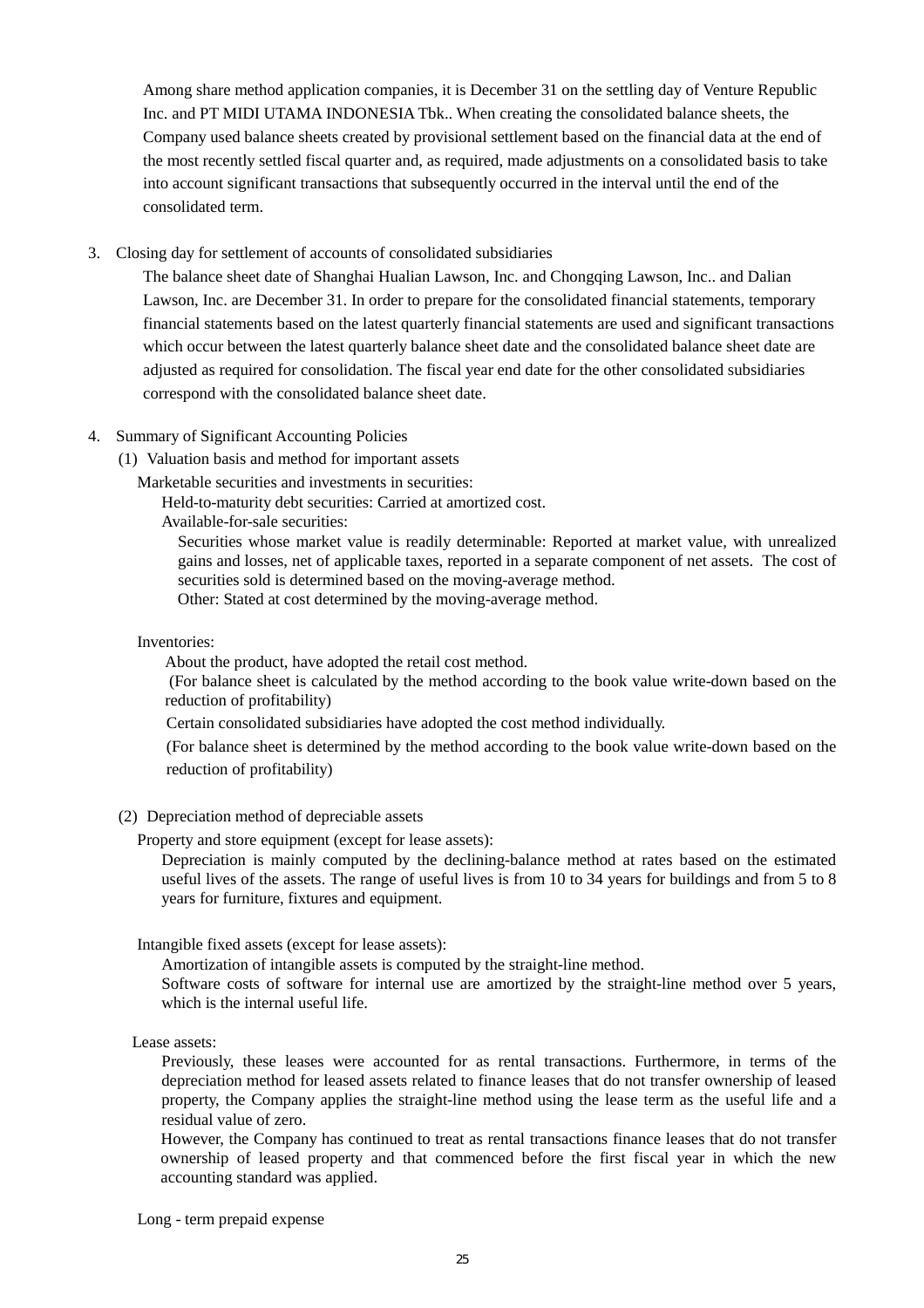Among share method application companies, it is December 31 on the settling day of Venture Republic Inc. and PT MIDI UTAMA INDONESIA Tbk.. When creating the consolidated balance sheets, the Company used balance sheets created by provisional settlement based on the financial data at the end of the most recently settled fiscal quarter and, as required, made adjustments on a consolidated basis to take into account significant transactions that subsequently occurred in the interval until the end of the consolidated term.

3. Closing day for settlement of accounts of consolidated subsidiaries

The balance sheet date of Shanghai Hualian Lawson, Inc. and Chongqing Lawson, Inc.. and Dalian Lawson, Inc. are December 31. In order to prepare for the consolidated financial statements, temporary financial statements based on the latest quarterly financial statements are used and significant transactions which occur between the latest quarterly balance sheet date and the consolidated balance sheet date are adjusted as required for consolidation. The fiscal year end date for the other consolidated subsidiaries correspond with the consolidated balance sheet date.

4. Summary of Significant Accounting Policies

(1) Valuation basis and method for important assets

Marketable securities and investments in securities:

Held-to-maturity debt securities: Carried at amortized cost.

Available-for-sale securities:

Securities whose market value is readily determinable: Reported at market value, with unrealized gains and losses, net of applicable taxes, reported in a separate component of net assets. The cost of securities sold is determined based on the moving-average method.

Other: Stated at cost determined by the moving-average method.

Inventories:

About the product, have adopted the retail cost method.

(For balance sheet is calculated by the method according to the book value write-down based on the reduction of profitability)

Certain consolidated subsidiaries have adopted the cost method individually.

(For balance sheet is determined by the method according to the book value write-down based on the reduction of profitability)

(2) Depreciation method of depreciable assets

Property and store equipment (except for lease assets):

Depreciation is mainly computed by the declining-balance method at rates based on the estimated useful lives of the assets. The range of useful lives is from 10 to 34 years for buildings and from 5 to 8 years for furniture, fixtures and equipment.

Intangible fixed assets (except for lease assets):

Amortization of intangible assets is computed by the straight-line method.

Software costs of software for internal use are amortized by the straight-line method over 5 years, which is the internal useful life.

Lease assets:

Previously, these leases were accounted for as rental transactions. Furthermore, in terms of the depreciation method for leased assets related to finance leases that do not transfer ownership of leased property, the Company applies the straight-line method using the lease term as the useful life and a residual value of zero.

However, the Company has continued to treat as rental transactions finance leases that do not transfer ownership of leased property and that commenced before the first fiscal year in which the new accounting standard was applied.

Long - term prepaid expense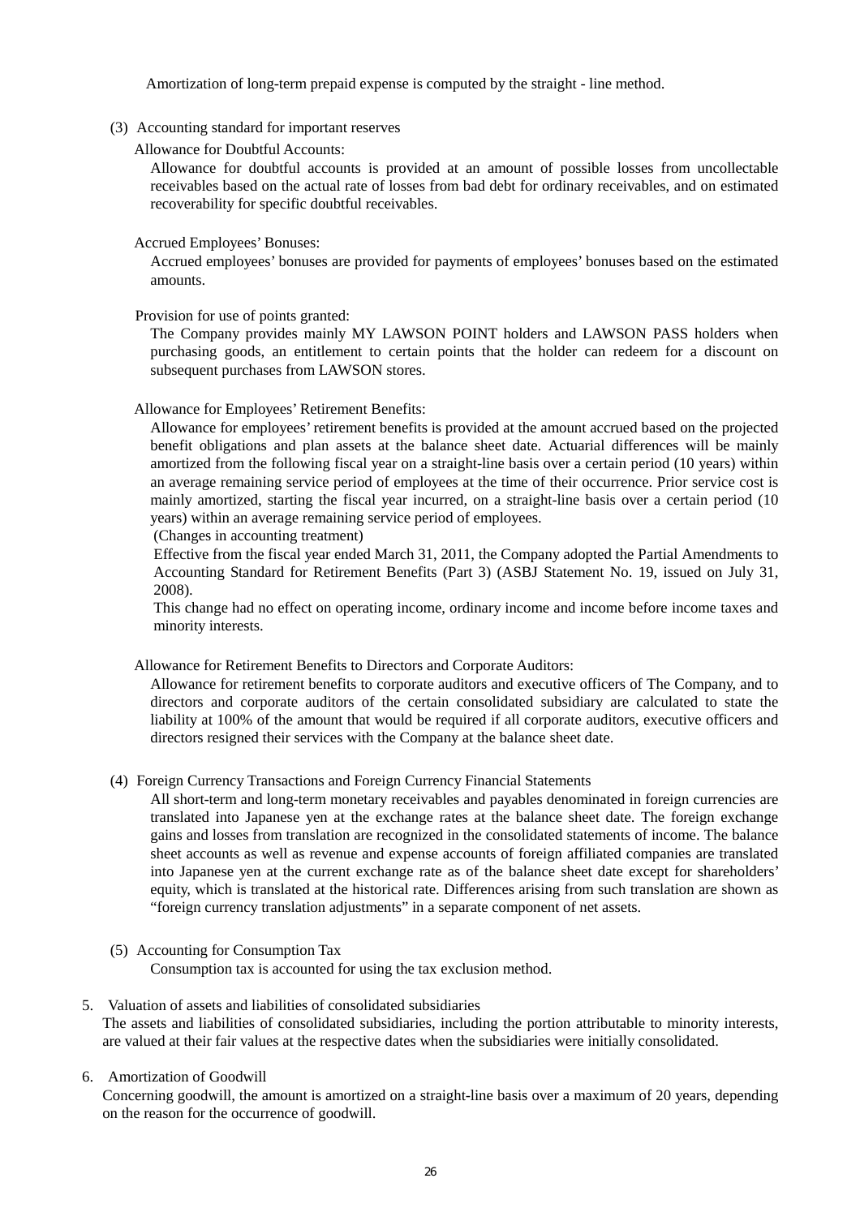Amortization of long-term prepaid expense is computed by the straight - line method.

(3) Accounting standard for important reserves

Allowance for Doubtful Accounts:

Allowance for doubtful accounts is provided at an amount of possible losses from uncollectable receivables based on the actual rate of losses from bad debt for ordinary receivables, and on estimated recoverability for specific doubtful receivables.

Accrued Employees' Bonuses:

Accrued employees' bonuses are provided for payments of employees' bonuses based on the estimated amounts.

Provision for use of points granted:

The Company provides mainly MY LAWSON POINT holders and LAWSON PASS holders when purchasing goods, an entitlement to certain points that the holder can redeem for a discount on subsequent purchases from LAWSON stores.

Allowance for Employees' Retirement Benefits:

Allowance for employees' retirement benefits is provided at the amount accrued based on the projected benefit obligations and plan assets at the balance sheet date. Actuarial differences will be mainly amortized from the following fiscal year on a straight-line basis over a certain period (10 years) within an average remaining service period of employees at the time of their occurrence. Prior service cost is mainly amortized, starting the fiscal year incurred, on a straight-line basis over a certain period (10 years) within an average remaining service period of employees.

(Changes in accounting treatment)

Effective from the fiscal year ended March 31, 2011, the Company adopted the Partial Amendments to Accounting Standard for Retirement Benefits (Part 3) (ASBJ Statement No. 19, issued on July 31, 2008).

This change had no effect on operating income, ordinary income and income before income taxes and minority interests.

Allowance for Retirement Benefits to Directors and Corporate Auditors:

Allowance for retirement benefits to corporate auditors and executive officers of The Company, and to directors and corporate auditors of the certain consolidated subsidiary are calculated to state the liability at 100% of the amount that would be required if all corporate auditors, executive officers and directors resigned their services with the Company at the balance sheet date.

(4) Foreign Currency Transactions and Foreign Currency Financial Statements

All short-term and long-term monetary receivables and payables denominated in foreign currencies are translated into Japanese yen at the exchange rates at the balance sheet date. The foreign exchange gains and losses from translation are recognized in the consolidated statements of income. The balance sheet accounts as well as revenue and expense accounts of foreign affiliated companies are translated into Japanese yen at the current exchange rate as of the balance sheet date except for shareholders' equity, which is translated at the historical rate. Differences arising from such translation are shown as "foreign currency translation adjustments" in a separate component of net assets.

(5) Accounting for Consumption Tax

Consumption tax is accounted for using the tax exclusion method.

5. Valuation of assets and liabilities of consolidated subsidiaries

The assets and liabilities of consolidated subsidiaries, including the portion attributable to minority interests, are valued at their fair values at the respective dates when the subsidiaries were initially consolidated.

6. Amortization of Goodwill

Concerning goodwill, the amount is amortized on a straight-line basis over a maximum of 20 years, depending on the reason for the occurrence of goodwill.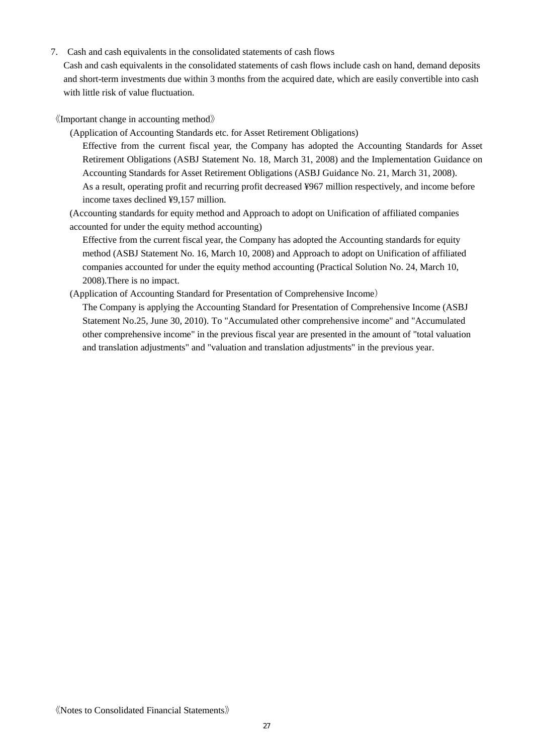7. Cash and cash equivalents in the consolidated statements of cash flows

Cash and cash equivalents in the consolidated statements of cash flows include cash on hand, demand deposits and short-term investments due within 3 months from the acquired date, which are easily convertible into cash with little risk of value fluctuation.

《Important change in accounting method》

(Application of Accounting Standards etc. for Asset Retirement Obligations)

Effective from the current fiscal year, the Company has adopted the Accounting Standards for Asset Retirement Obligations (ASBJ Statement No. 18, March 31, 2008) and the Implementation Guidance on Accounting Standards for Asset Retirement Obligations (ASBJ Guidance No. 21, March 31, 2008).

As a result, operating profit and recurring profit decreased ¥967 million respectively, and income before income taxes declined ¥9,157 million.

(Accounting standards for equity method and Approach to adopt on Unification of affiliated companies accounted for under the equity method accounting)

Effective from the current fiscal year, the Company has adopted the Accounting standards for equity method (ASBJ Statement No. 16, March 10, 2008) and Approach to adopt on Unification of affiliated companies accounted for under the equity method accounting (Practical Solution No. 24, March 10, 2008).There is no impact.

(Application of Accounting Standard for Presentation of Comprehensive Income)

The Company is applying the Accounting Standard for Presentation of Comprehensive Income (ASBJ Statement No.25, June 30, 2010). To "Accumulated other comprehensive income" and "Accumulated other comprehensive income" in the previous fiscal year are presented in the amount of "total valuation and translation adjustments" and "valuation and translation adjustments" in the previous year.

《Notes to Consolidated Financial Statements》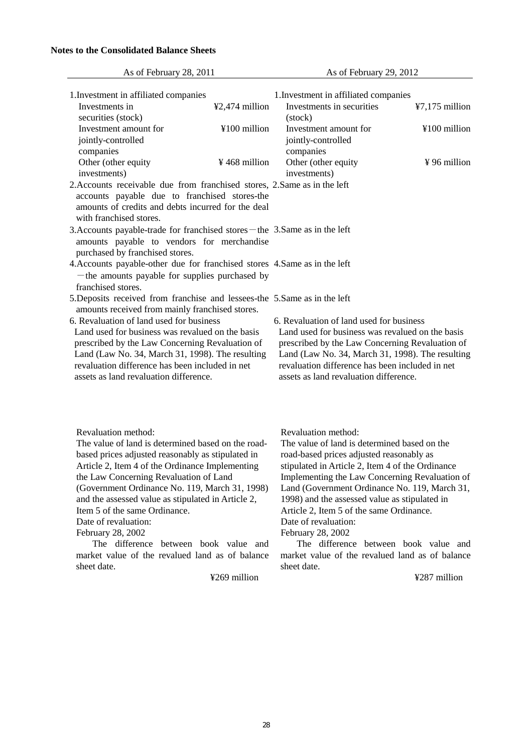**Notes to the Consolidated Balance Sheets**

| As of February 28, 2011 | As of February 29, 2012 |
|---|---|
| 1.Investment in affiliated companies<br>Investments in securities (stock) ¥2,474 million<br>Investment amount for jointly-controlled companies ¥100 million<br>Other (other equity investments) ¥ 468 million | 1.Investment in affiliated companies<br>Investments in securities (stock) ¥7,175 million<br>Investment amount for jointly-controlled companies ¥100 million<br>Other (other equity investments) ¥ 96 million |
| 2.Accounts receivable due from franchised stores, accounts payable due to franchised stores-the amounts of credits and debts incurred for the deal with franchised stores. | 2.Same as in the left |
| 3.Accounts payable-trade for franchised stores－the amounts payable to vendors for merchandise purchased by franchised stores. | 3.Same as in the left |
| 4.Accounts payable-other due for franchised stores －the amounts payable for supplies purchased by franchised stores. | 4.Same as in the left |
| 5.Deposits received from franchise and lessees-the amounts received from mainly franchised stores. | 5.Same as in the left |
| 6. Revaluation of land used for business<br>Land used for business was revalued on the basis prescribed by the Law Concerning Revaluation of Land (Law No. 34, March 31, 1998). The resulting revaluation difference has been included in net assets as land revaluation difference.<br><br>Revaluation method:<br>The value of land is determined based on the road-based prices adjusted reasonably as stipulated in Article 2, Item 4 of the Ordinance Implementing the Law Concerning Revaluation of Land (Government Ordinance No. 119, March 31, 1998) and the assessed value as stipulated in Article 2, Item 5 of the same Ordinance.<br>Date of revaluation:<br>February 28, 2002<br>The difference between book value and market value of the revalued land as of balance sheet date.<br>¥269 million | 6. Revaluation of land used for business<br>Land used for business was revalued on the basis prescribed by the Law Concerning Revaluation of Land (Law No. 34, March 31, 1998). The resulting revaluation difference has been included in net assets as land revaluation difference.<br><br>Revaluation method:<br>The value of land is determined based on the road-based prices adjusted reasonably as stipulated in Article 2, Item 4 of the Ordinance Implementing the Law Concerning Revaluation of Land (Government Ordinance No. 119, March 31, 1998) and the assessed value as stipulated in Article 2, Item 5 of the same Ordinance.<br>Date of revaluation:<br>February 28, 2002<br>The difference between book value and market value of the revalued land as of balance sheet date.<br>¥287 million |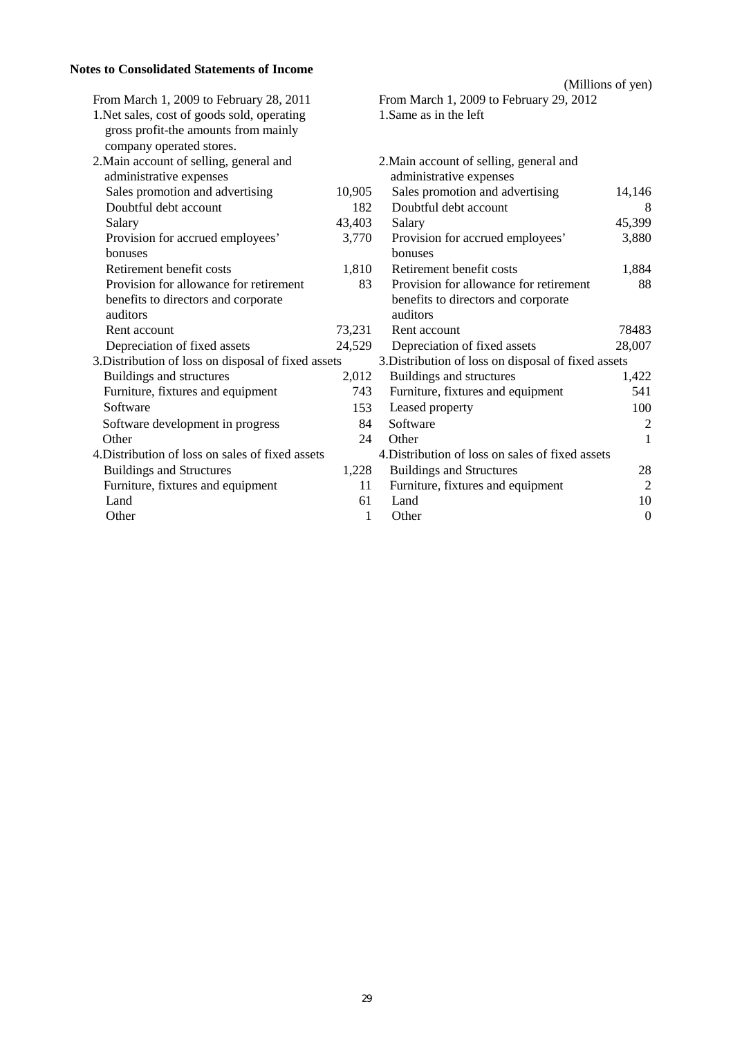**Notes to Consolidated Statements of Income**

(Millions of yen)

| From March 1, 2009 to February 28, 2011 | | From March 1, 2009 to February 29, 2012 | |
|---|---|---|---|
| 1.Net sales, cost of goods sold, operating gross profit-the amounts from mainly company operated stores. | | 1.Same as in the left | |
| 2.Main account of selling, general and administrative expenses | | 2.Main account of selling, general and administrative expenses | |
| Sales promotion and advertising | 10,905 | Sales promotion and advertising | 14,146 |
| Doubtful debt account | 182 | Doubtful debt account | 8 |
| Salary | 43,403 | Salary | 45,399 |
| Provision for accrued employees' bonuses | 3,770 | Provision for accrued employees' bonuses | 3,880 |
| Retirement benefit costs | 1,810 | Retirement benefit costs | 1,884 |
| Provision for allowance for retirement benefits to directors and corporate auditors | 83 | Provision for allowance for retirement benefits to directors and corporate auditors | 88 |
| Rent account | 73,231 | Rent account | 78483 |
| Depreciation of fixed assets | 24,529 | Depreciation of fixed assets | 28,007 |
| 3.Distribution of loss on disposal of fixed assets | | 3.Distribution of loss on disposal of fixed assets | |
| Buildings and structures | 2,012 | Buildings and structures | 1,422 |
| Furniture, fixtures and equipment | 743 | Furniture, fixtures and equipment | 541 |
| Software | 153 | Leased property | 100 |
| Software development in progress | 84 | Software | 2 |
| Other | 24 | Other | 1 |
| 4.Distribution of loss on sales of fixed assets | | 4.Distribution of loss on sales of fixed assets | |
| Buildings and Structures | 1,228 | Buildings and Structures | 28 |
| Furniture, fixtures and equipment | 11 | Furniture, fixtures and equipment | 2 |
| Land | 61 | Land | 10 |
| Other | 1 | Other | 0 |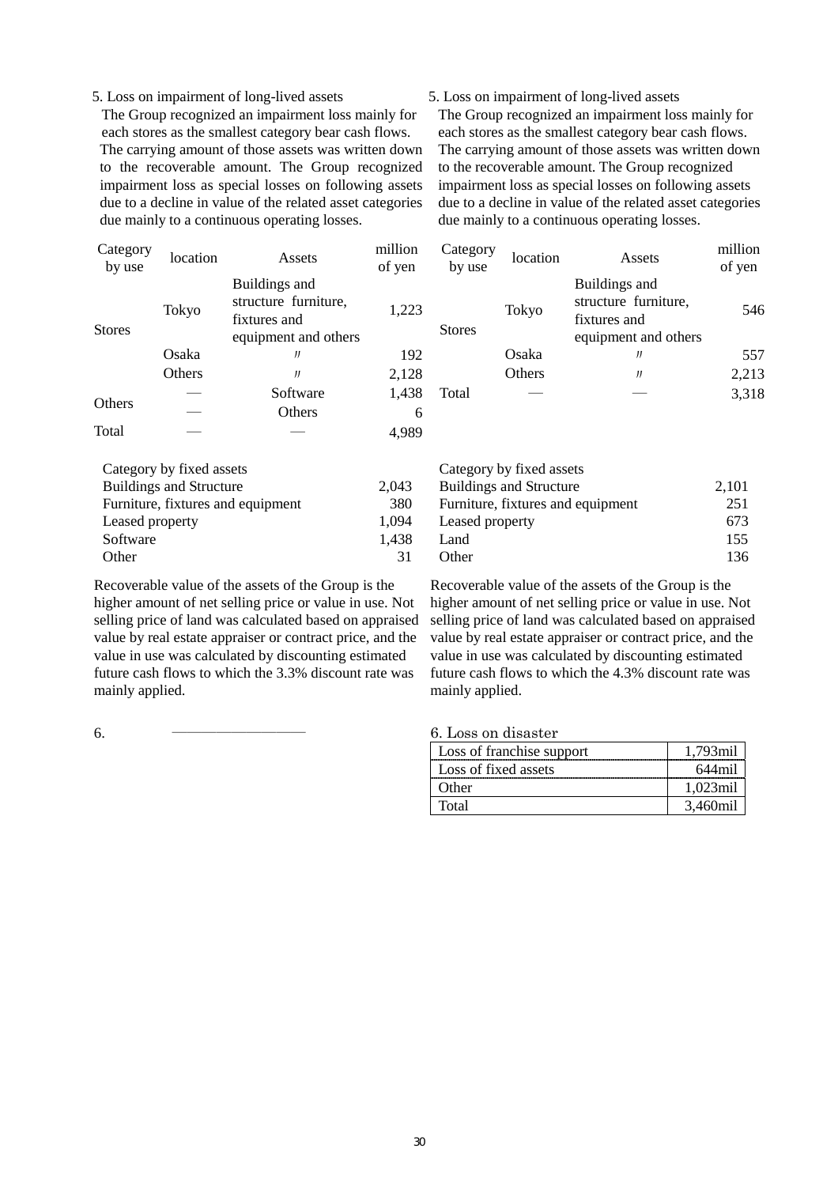5. Loss on impairment of long-lived assets

The Group recognized an impairment loss mainly for each stores as the smallest category bear cash flows. The carrying amount of those assets was written down to the recoverable amount. The Group recognized impairment loss as special losses on following assets due to a decline in value of the related asset categories due mainly to a continuous operating losses.

| Category by use | location | Assets | million of yen |
|---|---|---|---|
| Stores | Tokyo | Buildings and structure furniture, fixtures and equipment and others | 1,223 |
| | Osaka | 〃 | 192 |
| | Others | 〃 | 2,128 |
| Others | — | Software | 1,438 |
| | — | Others | 6 |
| Total | — | — | 4,989 |

| Category by fixed assets | |
|---|---|
| Buildings and Structure | 2,043 |
| Furniture, fixtures and equipment | 380 |
| Leased property | 1,094 |
| Software | 1,438 |
| Other | 31 |

Recoverable value of the assets of the Group is the higher amount of net selling price or value in use. Not selling price of land was calculated based on appraised value by real estate appraiser or contract price, and the value in use was calculated by discounting estimated future cash flows to which the 3.3% discount rate was mainly applied.

6. ――――――――――

5. Loss on impairment of long-lived assets

The Group recognized an impairment loss mainly for each stores as the smallest category bear cash flows. The carrying amount of those assets was written down to the recoverable amount. The Group recognized impairment loss as special losses on following assets due to a decline in value of the related asset categories due mainly to a continuous operating losses.

| Category by use | location | Assets | million of yen |
|---|---|---|---|
| Stores | Tokyo | Buildings and structure furniture, fixtures and equipment and others | 546 |
| | Osaka | 〃 | 557 |
| | Others | 〃 | 2,213 |
| Total | — | — | 3,318 |

| Category by fixed assets | |
|---|---|
| Buildings and Structure | 2,101 |
| Furniture, fixtures and equipment | 251 |
| Leased property | 673 |
| Land | 155 |
| Other | 136 |

Recoverable value of the assets of the Group is the higher amount of net selling price or value in use. Not selling price of land was calculated based on appraised value by real estate appraiser or contract price, and the value in use was calculated by discounting estimated future cash flows to which the 4.3% discount rate was mainly applied.

6. Loss on disaster

| | |
|---|---|
| Loss of franchise support | 1,793mil |
| Loss of fixed assets | 644mil |
| Other | 1,023mil |
| Total | 3,460mil |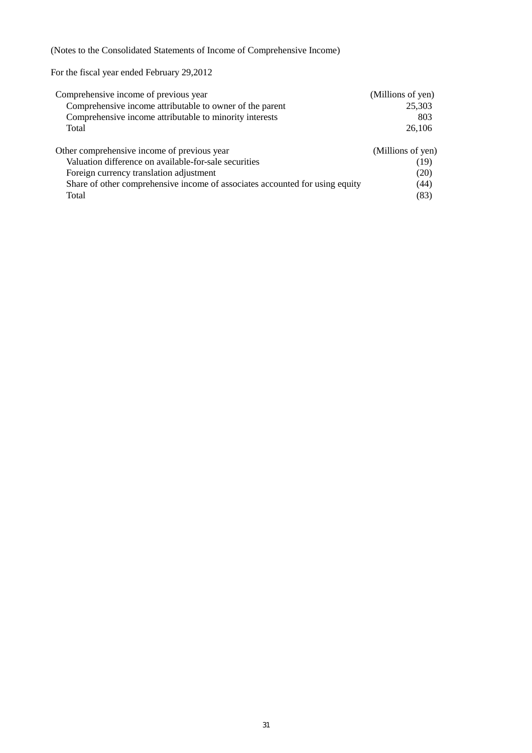(Notes to the Consolidated Statements of Income of Comprehensive Income)

For the fiscal year ended February 29,2012

| Comprehensive income of previous year | (Millions of yen) |
|---|---|
| Comprehensive income attributable to owner of the parent | 25,303 |
| Comprehensive income attributable to minority interests | 803 |
| Total | 26,106 |

| Other comprehensive income of previous year | (Millions of yen) |
|---|---|
| Valuation difference on available-for-sale securities | (19) |
| Foreign currency translation adjustment | (20) |
| Share of other comprehensive income of associates accounted for using equity | (44) |
| Total | (83) |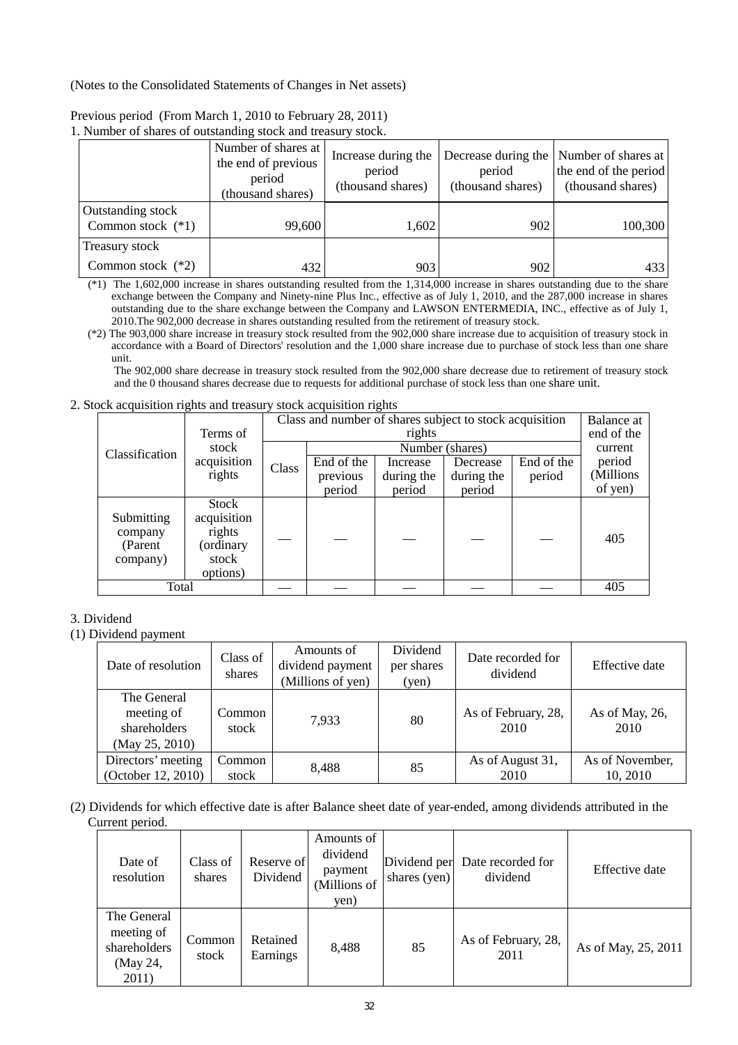(Notes to the Consolidated Statements of Changes in Net assets)

Previous period (From March 1, 2010 to February 28, 2011)

1. Number of shares of outstanding stock and treasury stock.

| | Number of shares at the end of previous period (thousand shares) | Increase during the period (thousand shares) | Decrease during the period (thousand shares) | Number of shares at the end of the period (thousand shares) |
|---|---|---|---|---|
| Outstanding stock<br>Common stock (*1) | 99,600 | 1,602 | 902 | 100,300 |
| Treasury stock<br>Common stock (*2) | 432 | 903 | 902 | 433 |

(*1) The 1,602,000 increase in shares outstanding resulted from the 1,314,000 increase in shares outstanding due to the share exchange between the Company and Ninety-nine Plus Inc., effective as of July 1, 2010, and the 287,000 increase in shares outstanding due to the share exchange between the Company and LAWSON ENTERMEDIA, INC., effective as of July 1, 2010.The 902,000 decrease in shares outstanding resulted from the retirement of treasury stock.

(*2) The 903,000 share increase in treasury stock resulted from the 902,000 share increase due to acquisition of treasury stock in accordance with a Board of Directors' resolution and the 1,000 share increase due to purchase of stock less than one share unit.

The 902,000 share decrease in treasury stock resulted from the 902,000 share decrease due to retirement of treasury stock and the 0 thousand shares decrease due to requests for additional purchase of stock less than one share unit.

2. Stock acquisition rights and treasury stock acquisition rights

| Classification | Terms of stock acquisition rights | Class and number of shares subject to stock acquisition rights | | | | | Balance at end of the current period (Millions of yen) |
|---|---|---|---|---|---|---|---|
| | | Class | Number (shares) | | | | |
| | | | End of the previous period | Increase during the period | Decrease during the period | End of the period | |
| Submitting company (Parent company) | Stock acquisition rights (ordinary stock options) | — | — | — | — | — | 405 |
| Total | | — | — | — | — | — | 405 |

3. Dividend

(1) Dividend payment

| Date of resolution | Class of shares | Amounts of dividend payment (Millions of yen) | Dividend per shares (yen) | Date recorded for dividend | Effective date |
|---|---|---|---|---|---|
| The General meeting of shareholders (May 25, 2010) | Common stock | 7,933 | 80 | As of February, 28, 2010 | As of May, 26, 2010 |
| Directors' meeting (October 12, 2010) | Common stock | 8,488 | 85 | As of August 31, 2010 | As of November, 10, 2010 |

(2) Dividends for which effective date is after Balance sheet date of year-ended, among dividends attributed in the Current period.

| Date of resolution | Class of shares | Reserve of Dividend | Amounts of dividend payment (Millions of yen) | Dividend per shares (yen) | Date recorded for dividend | Effective date |
|---|---|---|---|---|---|---|
| The General meeting of shareholders (May 24, 2011) | Common stock | Retained Earnings | 8,488 | 85 | As of February, 28, 2011 | As of May, 25, 2011 |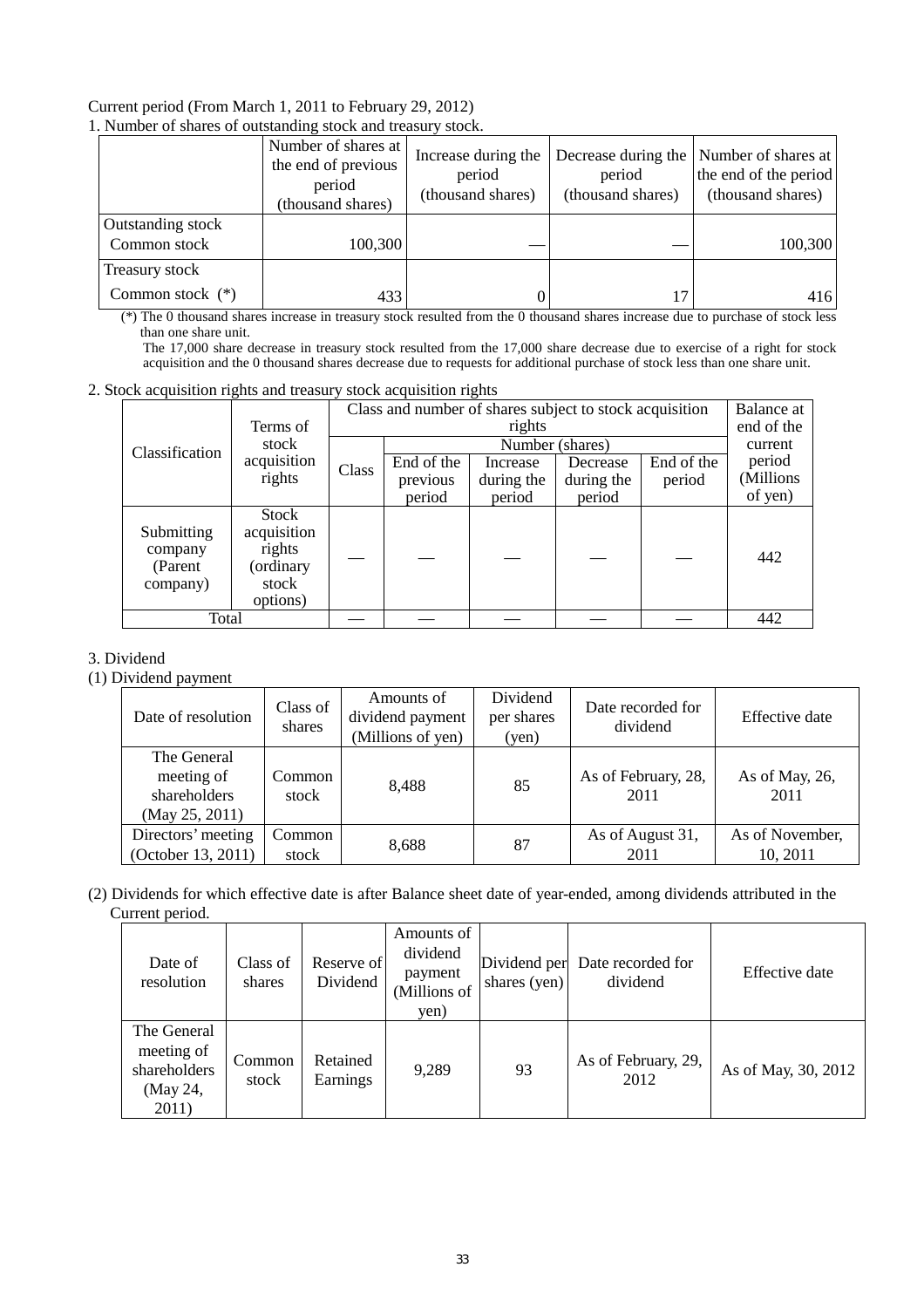Current period (From March 1, 2011 to February 29, 2012)

1. Number of shares of outstanding stock and treasury stock.

| | Number of shares at the end of previous period (thousand shares) | Increase during the period (thousand shares) | Decrease during the period (thousand shares) | Number of shares at the end of the period (thousand shares) |
|---|---|---|---|---|
| Outstanding stock | | | | |
| Common stock | 100,300 | — | — | 100,300 |
| Treasury stock | | | | |
| Common stock (*) | 433 | 0 | 17 | 416 |

(*) The 0 thousand shares increase in treasury stock resulted from the 0 thousand shares increase due to purchase of stock less than one share unit.
The 17,000 share decrease in treasury stock resulted from the 17,000 share decrease due to exercise of a right for stock acquisition and the 0 thousand shares decrease due to requests for additional purchase of stock less than one share unit.

2. Stock acquisition rights and treasury stock acquisition rights

| Classification | Terms of stock acquisition rights | Class and number of shares subject to stock acquisition rights | | | | | Balance at end of the current period (Millions of yen) |
|---|---|---|---|---|---|---|---|
| | | Class | Number (shares) | | | | |
| | | | End of the previous period | Increase during the period | Decrease during the period | End of the period | |
| Submitting company (Parent company) | Stock acquisition rights (ordinary stock options) | — | — | — | — | — | 442 |
| Total | | — | — | — | — | — | 442 |

3. Dividend

(1) Dividend payment

| Date of resolution | Class of shares | Amounts of dividend payment (Millions of yen) | Dividend per shares (yen) | Date recorded for dividend | Effective date |
|---|---|---|---|---|---|
| The General meeting of shareholders (May 25, 2011) | Common stock | 8,488 | 85 | As of February, 28, 2011 | As of May, 26, 2011 |
| Directors' meeting (October 13, 2011) | Common stock | 8,688 | 87 | As of August 31, 2011 | As of November, 10, 2011 |

(2) Dividends for which effective date is after Balance sheet date of year-ended, among dividends attributed in the Current period.

| Date of resolution | Class of shares | Reserve of Dividend | Amounts of dividend payment (Millions of yen) | Dividend per shares (yen) | Date recorded for dividend | Effective date |
|---|---|---|---|---|---|---|
| The General meeting of shareholders (May 24, 2011) | Common stock | Retained Earnings | 9,289 | 93 | As of February, 29, 2012 | As of May, 30, 2012 |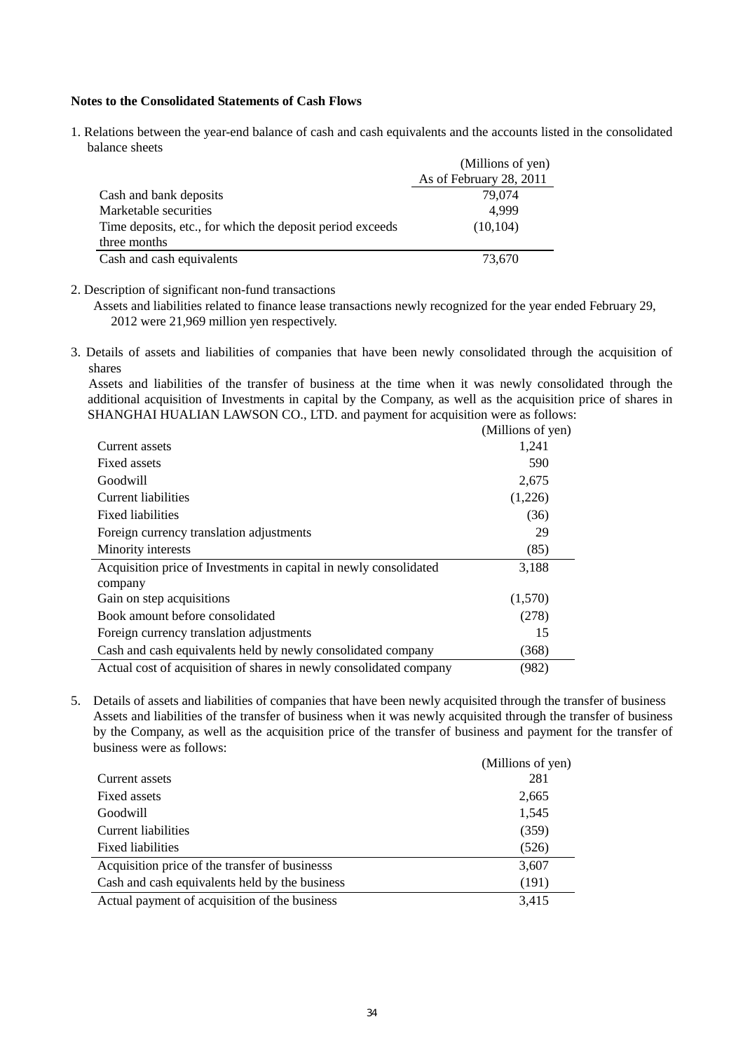**Notes to the Consolidated Statements of Cash Flows**

1. Relations between the year-end balance of cash and cash equivalents and the accounts listed in the consolidated balance sheets

| | (Millions of yen) |
|---|---|
| | As of February 28, 2011 |
| Cash and bank deposits | 79,074 |
| Marketable securities | 4,999 |
| Time deposits, etc., for which the deposit period exceeds three months | (10,104) |
| Cash and cash equivalents | 73,670 |

2. Description of significant non-fund transactions

Assets and liabilities related to finance lease transactions newly recognized for the year ended February 29, 2012 were 21,969 million yen respectively.

3. Details of assets and liabilities of companies that have been newly consolidated through the acquisition of shares

Assets and liabilities of the transfer of business at the time when it was newly consolidated through the additional acquisition of Investments in capital by the Company, as well as the acquisition price of shares in SHANGHAI HUALIAN LAWSON CO., LTD. and payment for acquisition were as follows:

| | (Millions of yen) |
|---|---|
| Current assets | 1,241 |
| Fixed assets | 590 |
| Goodwill | 2,675 |
| Current liabilities | (1,226) |
| Fixed liabilities | (36) |
| Foreign currency translation adjustments | 29 |
| Minority interests | (85) |
| Acquisition price of Investments in capital in newly consolidated company | 3,188 |
| Gain on step acquisitions | (1,570) |
| Book amount before consolidated | (278) |
| Foreign currency translation adjustments | 15 |
| Cash and cash equivalents held by newly consolidated company | (368) |
| Actual cost of acquisition of shares in newly consolidated company | (982) |

5. Details of assets and liabilities of companies that have been newly acquisited through the transfer of business

Assets and liabilities of the transfer of business when it was newly acquisited through the transfer of business by the Company, as well as the acquisition price of the transfer of business and payment for the transfer of business were as follows:

| | (Millions of yen) |
|---|---|
| Current assets | 281 |
| Fixed assets | 2,665 |
| Goodwill | 1,545 |
| Current liabilities | (359) |
| Fixed liabilities | (526) |
| Acquisition price of the transfer of businesss | 3,607 |
| Cash and cash equivalents held by the business | (191) |
| Actual payment of acquisition of the business | 3,415 |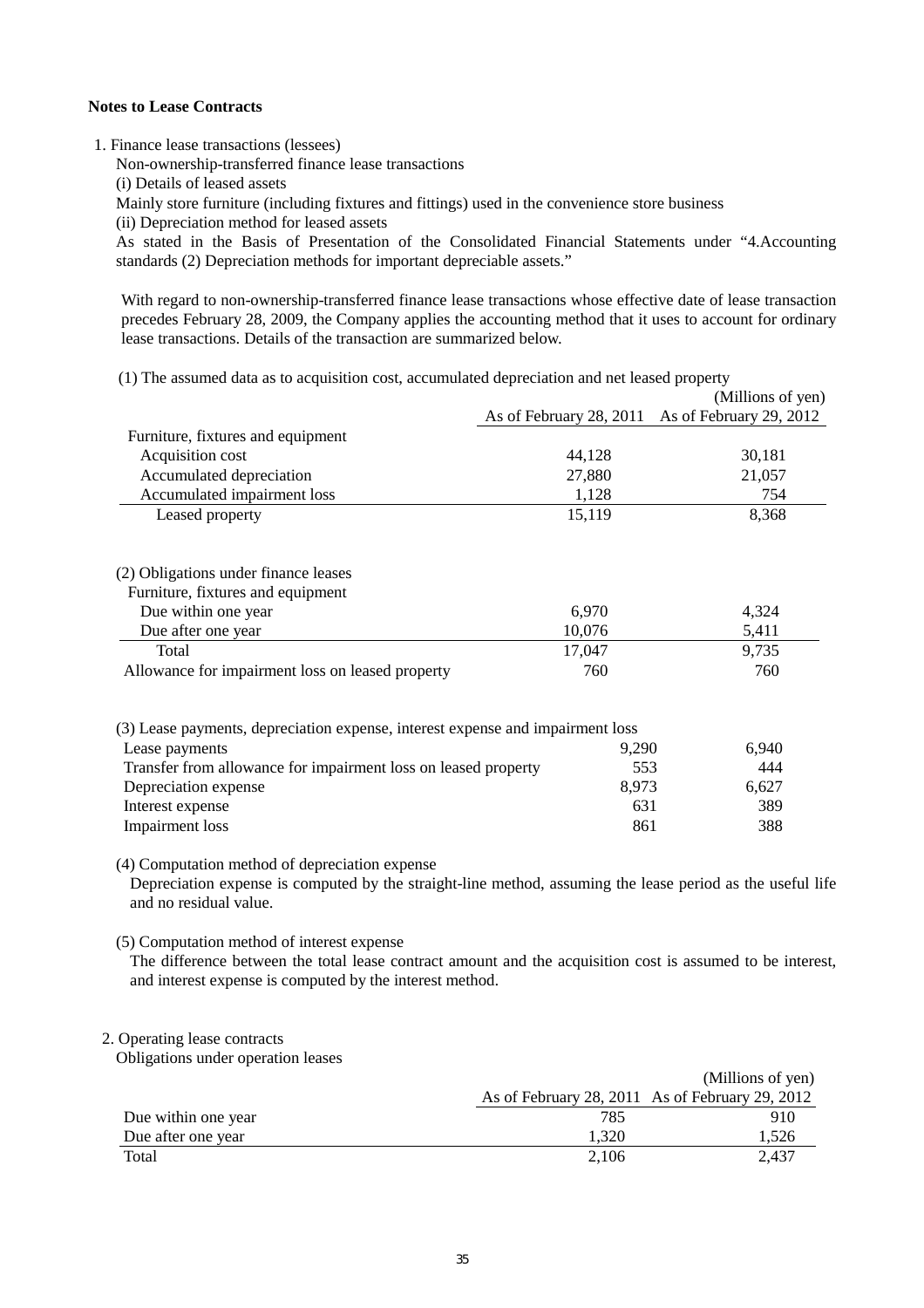**Notes to Lease Contracts**

1. Finance lease transactions (lessees)

Non-ownership-transferred finance lease transactions

(i) Details of leased assets

Mainly store furniture (including fixtures and fittings) used in the convenience store business

(ii) Depreciation method for leased assets

As stated in the Basis of Presentation of the Consolidated Financial Statements under "4.Accounting standards (2) Depreciation methods for important depreciable assets."

With regard to non-ownership-transferred finance lease transactions whose effective date of lease transaction precedes February 28, 2009, the Company applies the accounting method that it uses to account for ordinary lease transactions. Details of the transaction are summarized below.

(1) The assumed data as to acquisition cost, accumulated depreciation and net leased property

(Millions of yen)

| | As of February 28, 2011 | As of February 29, 2012 |
|---|---|---|
| Furniture, fixtures and equipment | | |
| Acquisition cost | 44,128 | 30,181 |
| Accumulated depreciation | 27,880 | 21,057 |
| Accumulated impairment loss | 1,128 | 754 |
| Leased property | 15,119 | 8,368 |

(2) Obligations under finance leases

| | As of February 28, 2011 | As of February 29, 2012 |
|---|---|---|
| Furniture, fixtures and equipment | | |
| Due within one year | 6,970 | 4,324 |
| Due after one year | 10,076 | 5,411 |
| Total | 17,047 | 9,735 |
| Allowance for impairment loss on leased property | 760 | 760 |

(3) Lease payments, depreciation expense, interest expense and impairment loss

| | As of February 28, 2011 | As of February 29, 2012 |
|---|---|---|
| Lease payments | 9,290 | 6,940 |
| Transfer from allowance for impairment loss on leased property | 553 | 444 |
| Depreciation expense | 8,973 | 6,627 |
| Interest expense | 631 | 389 |
| Impairment loss | 861 | 388 |

(4) Computation method of depreciation expense

Depreciation expense is computed by the straight-line method, assuming the lease period as the useful life and no residual value.

(5) Computation method of interest expense

The difference between the total lease contract amount and the acquisition cost is assumed to be interest, and interest expense is computed by the interest method.

2. Operating lease contracts

Obligations under operation leases

(Millions of yen)

| | As of February 28, 2011 | As of February 29, 2012 |
|---|---|---|
| Due within one year | 785 | 910 |
| Due after one year | 1,320 | 1,526 |
| Total | 2,106 | 2,437 |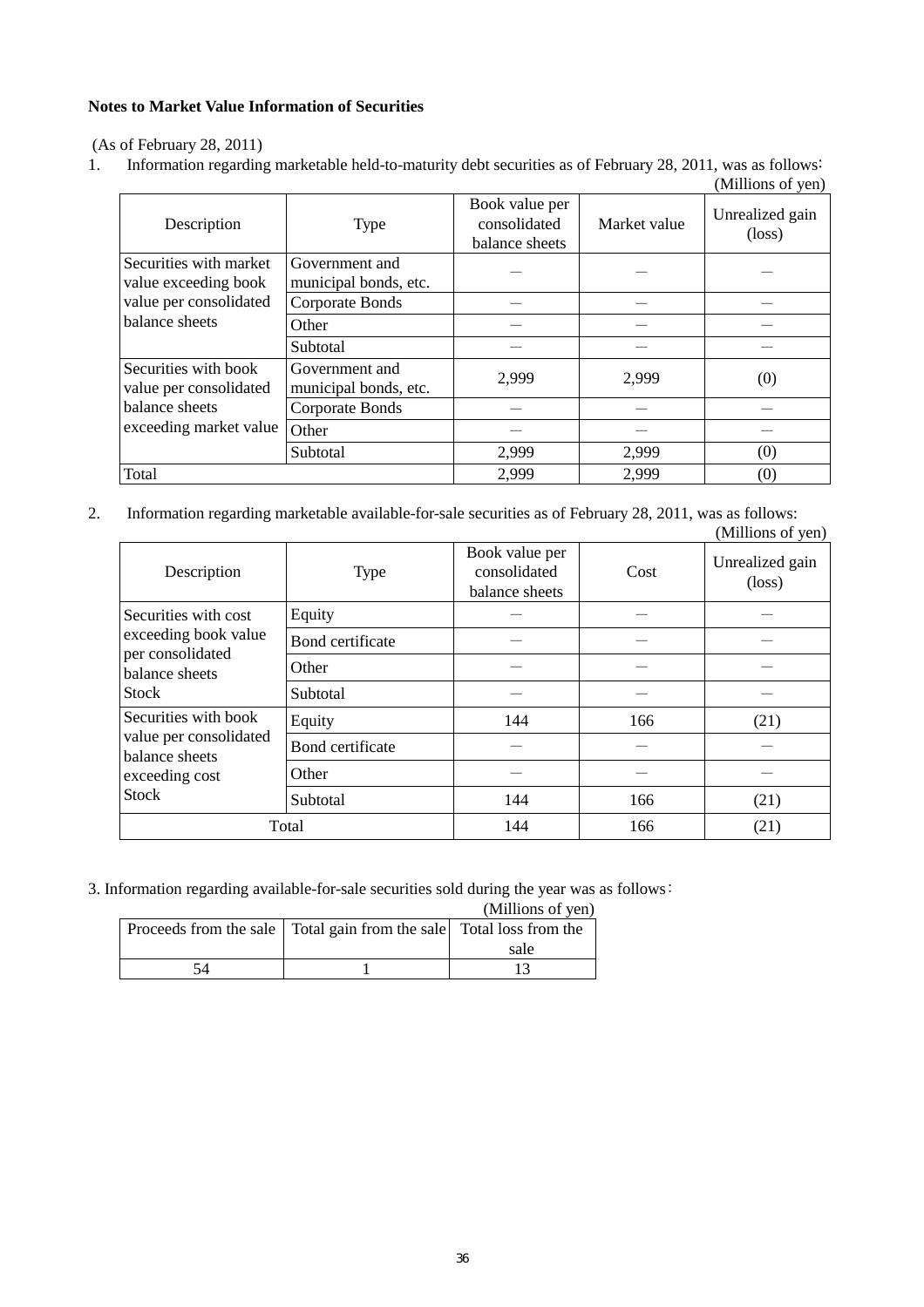**Notes to Market Value Information of Securities**

(As of February 28, 2011)

1. Information regarding marketable held-to-maturity debt securities as of February 28, 2011, was as follows:

(Millions of yen)

| Description | Type | Book value per consolidated balance sheets | Market value | Unrealized gain (loss) |
|---|---|---|---|---|
| Securities with market value exceeding book value per consolidated balance sheets | Government and municipal bonds, etc. | — | — | — |
| | Corporate Bonds | — | — | — |
| | Other | — | — | — |
| | Subtotal | — | — | — |
| Securities with book value per consolidated balance sheets exceeding market value | Government and municipal bonds, etc. | 2,999 | 2,999 | (0) |
| | Corporate Bonds | — | — | — |
| | Other | — | — | — |
| | Subtotal | 2,999 | 2,999 | (0) |
| Total | | 2,999 | 2,999 | (0) |

2. Information regarding marketable available-for-sale securities as of February 28, 2011, was as follows:

(Millions of yen)

| Description | Type | Book value per consolidated balance sheets | Cost | Unrealized gain (loss) |
|---|---|---|---|---|
| Securities with cost exceeding book value per consolidated balance sheets Stock | Equity | — | — | — |
| | Bond certificate | — | — | — |
| | Other | — | — | — |
| | Subtotal | — | — | — |
| Securities with book value per consolidated balance sheets exceeding cost Stock | Equity | 144 | 166 | (21) |
| | Bond certificate | — | — | — |
| | Other | — | — | — |
| | Subtotal | 144 | 166 | (21) |
| Total | | 144 | 166 | (21) |

3. Information regarding available-for-sale securities sold during the year was as follows:

(Millions of yen)

| Proceeds from the sale | Total gain from the sale | Total loss from the sale |
|---|---|---|
| 54 | 1 | 13 |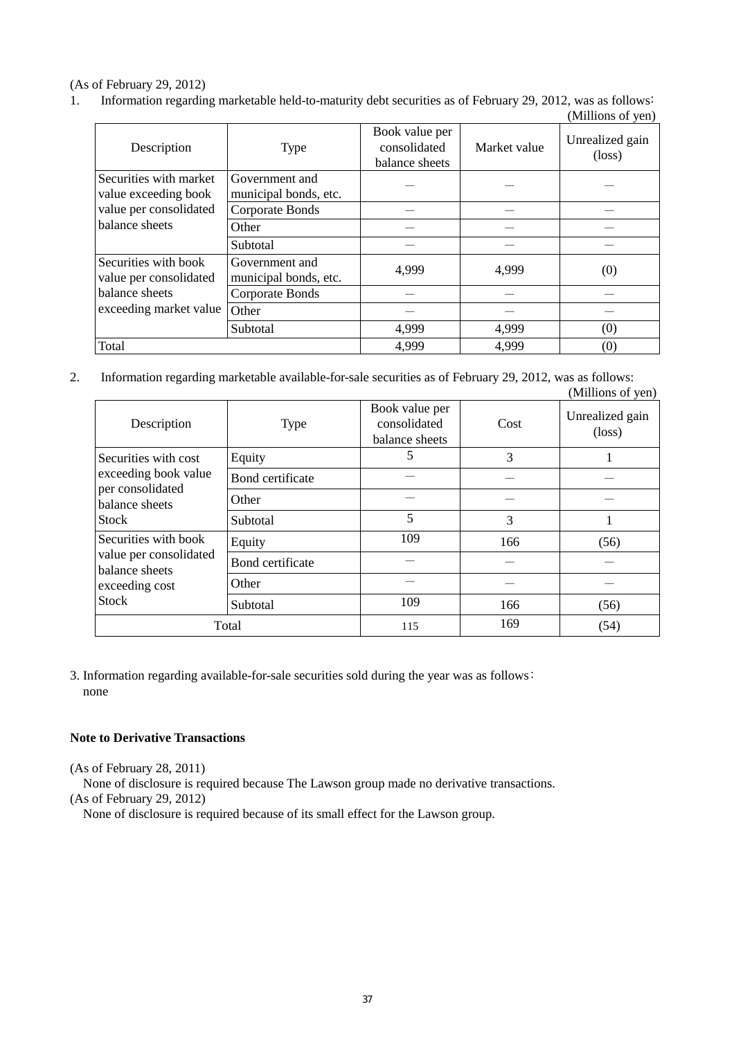(As of February 29, 2012)

1. Information regarding marketable held-to-maturity debt securities as of February 29, 2012, was as follows:

(Millions of yen)

| Description | Type | Book value per consolidated balance sheets | Market value | Unrealized gain (loss) |
|---|---|---|---|---|
| Securities with market value exceeding book value per consolidated balance sheets | Government and municipal bonds, etc. | — | — | — |
| | Corporate Bonds | — | — | — |
| | Other | — | — | — |
| | Subtotal | — | — | — |
| Securities with book value per consolidated balance sheets exceeding market value | Government and municipal bonds, etc. | 4,999 | 4,999 | (0) |
| | Corporate Bonds | — | — | — |
| | Other | — | — | — |
| | Subtotal | 4,999 | 4,999 | (0) |
| Total | | 4,999 | 4,999 | (0) |

2. Information regarding marketable available-for-sale securities as of February 29, 2012, was as follows:

(Millions of yen)

| Description | Type | Book value per consolidated balance sheets | Cost | Unrealized gain (loss) |
|---|---|---|---|---|
| Securities with cost exceeding book value per consolidated balance sheets Stock | Equity | 5 | 3 | 1 |
| | Bond certificate | — | — | — |
| | Other | — | — | — |
| | Subtotal | 5 | 3 | 1 |
| Securities with book value per consolidated balance sheets exceeding cost Stock | Equity | 109 | 166 | (56) |
| | Bond certificate | — | — | — |
| | Other | — | — | — |
| | Subtotal | 109 | 166 | (56) |
| Total | | 115 | 169 | (54) |

3. Information regarding available-for-sale securities sold during the year was as follows:
none

**Note to Derivative Transactions**

(As of February 28, 2011)
None of disclosure is required because The Lawson group made no derivative transactions.
(As of February 29, 2012)
None of disclosure is required because of its small effect for the Lawson group.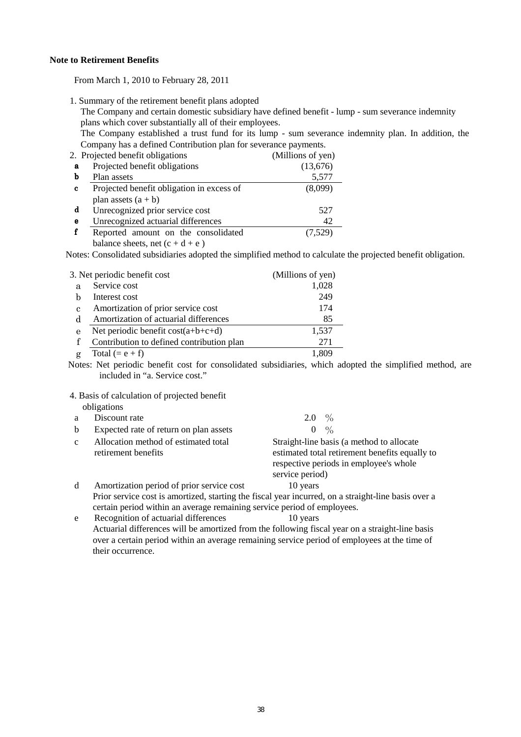**Note to Retirement Benefits**

From March 1, 2010 to February 28, 2011

1. Summary of the retirement benefit plans adopted

The Company and certain domestic subsidiary have defined benefit - lump - sum severance indemnity plans which cover substantially all of their employees.

The Company established a trust fund for its lump - sum severance indemnity plan. In addition, the Company has a defined Contribution plan for severance payments.

| 2. Projected benefit obligations | | (Millions of yen) |
|---|---|---|
| a | Projected benefit obligations | (13,676) |
| b | Plan assets | 5,577 |
| c | Projected benefit obligation in excess of plan assets (a + b) | (8,099) |
| d | Unrecognized prior service cost | 527 |
| e | Unrecognized actuarial differences | 42 |
| f | Reported amount on the consolidated balance sheets, net (c + d + e ) | (7,529) |

Notes: Consolidated subsidiaries adopted the simplified method to calculate the projected benefit obligation.

| 3. Net periodic benefit cost | | (Millions of yen) |
|---|---|---|
| a | Service cost | 1,028 |
| b | Interest cost | 249 |
| c | Amortization of prior service cost | 174 |
| d | Amortization of actuarial differences | 85 |
| e | Net periodic benefit cost(a+b+c+d) | 1,537 |
| f | Contribution to defined contribution plan | 271 |
| g | Total (= e + f) | 1,809 |

Notes: Net periodic benefit cost for consolidated subsidiaries, which adopted the simplified method, are included in "a. Service cost."

4. Basis of calculation of projected benefit obligations

| | | |
|---|---|---|
| a | Discount rate | 2.0 % |
| b | Expected rate of return on plan assets | 0 % |
| c | Allocation method of estimated total retirement benefits | Straight-line basis (a method to allocate estimated total retirement benefits equally to respective periods in employee's whole service period) |
| d | Amortization period of prior service cost | 10 years |
| e | Recognition of actuarial differences | 10 years |

d: Prior service cost is amortized, starting the fiscal year incurred, on a straight-line basis over a certain period within an average remaining service period of employees.

e: Actuarial differences will be amortized from the following fiscal year on a straight-line basis over a certain period within an average remaining service period of employees at the time of their occurrence.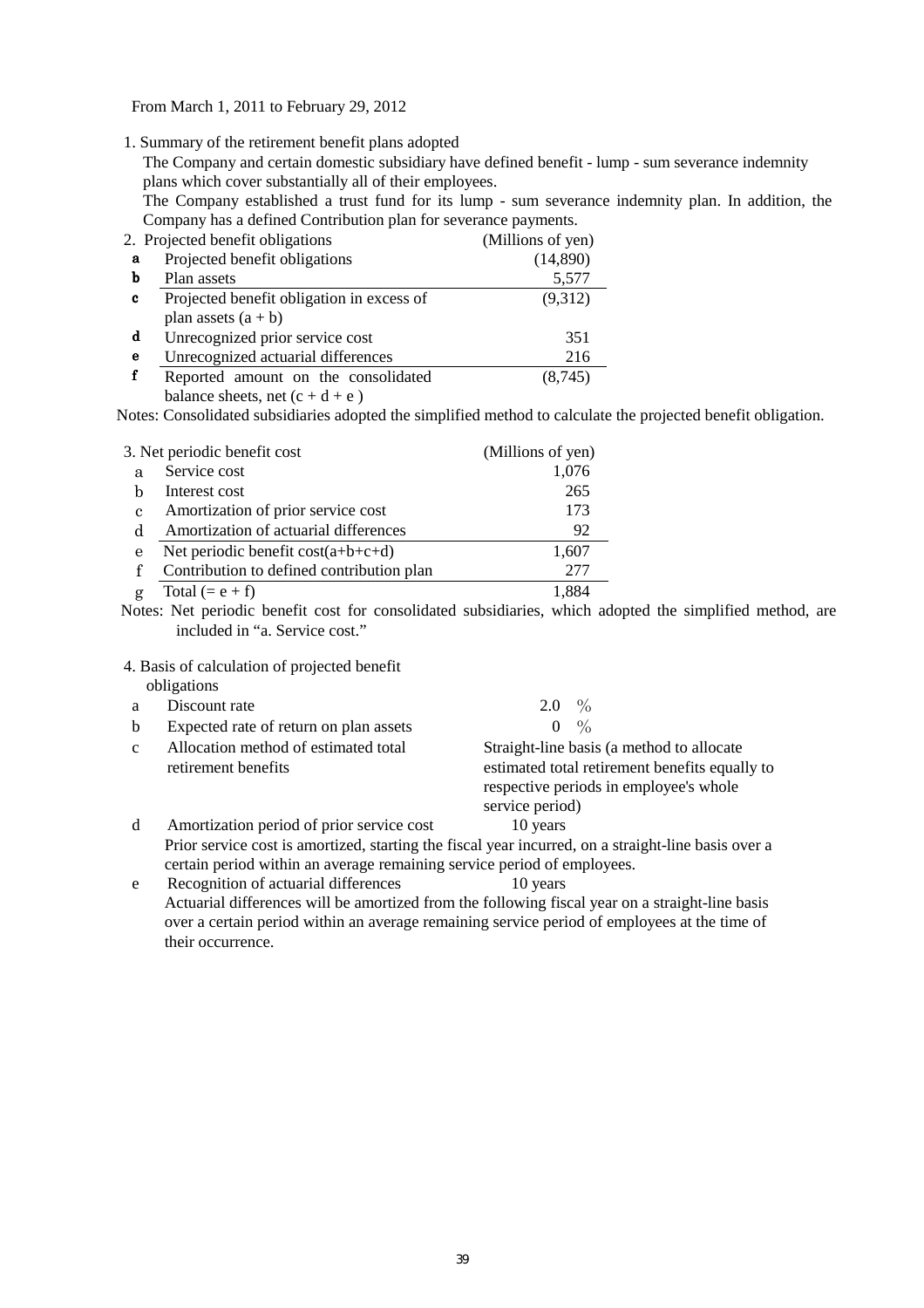From March 1, 2011 to February 29, 2012

1. Summary of the retirement benefit plans adopted

The Company and certain domestic subsidiary have defined benefit - lump - sum severance indemnity plans which cover substantially all of their employees.

The Company established a trust fund for its lump - sum severance indemnity plan. In addition, the Company has a defined Contribution plan for severance payments.

| 2. Projected benefit obligations | | (Millions of yen) |
|---|---|---|
| a | Projected benefit obligations | (14,890) |
| b | Plan assets | 5,577 |
| c | Projected benefit obligation in excess of plan assets (a + b) | (9,312) |
| d | Unrecognized prior service cost | 351 |
| e | Unrecognized actuarial differences | 216 |
| f | Reported amount on the consolidated balance sheets, net (c + d + e ) | (8,745) |

Notes: Consolidated subsidiaries adopted the simplified method to calculate the projected benefit obligation.

| 3. Net periodic benefit cost | | (Millions of yen) |
|---|---|---|
| a | Service cost | 1,076 |
| b | Interest cost | 265 |
| c | Amortization of prior service cost | 173 |
| d | Amortization of actuarial differences | 92 |
| e | Net periodic benefit cost(a+b+c+d) | 1,607 |
| f | Contribution to defined contribution plan | 277 |
| g | Total (= e + f) | 1,884 |

Notes: Net periodic benefit cost for consolidated subsidiaries, which adopted the simplified method, are included in "a. Service cost."

4. Basis of calculation of projected benefit obligations

| | | |
|---|---|---|
| a | Discount rate | 2.0 % |
| b | Expected rate of return on plan assets | 0 % |
| c | Allocation method of estimated total retirement benefits | Straight-line basis (a method to allocate estimated total retirement benefits equally to respective periods in employee's whole service period) |
| d | Amortization period of prior service cost | 10 years |
| e | Recognition of actuarial differences | 10 years |

d Prior service cost is amortized, starting the fiscal year incurred, on a straight-line basis over a certain period within an average remaining service period of employees.

e Actuarial differences will be amortized from the following fiscal year on a straight-line basis over a certain period within an average remaining service period of employees at the time of their occurrence.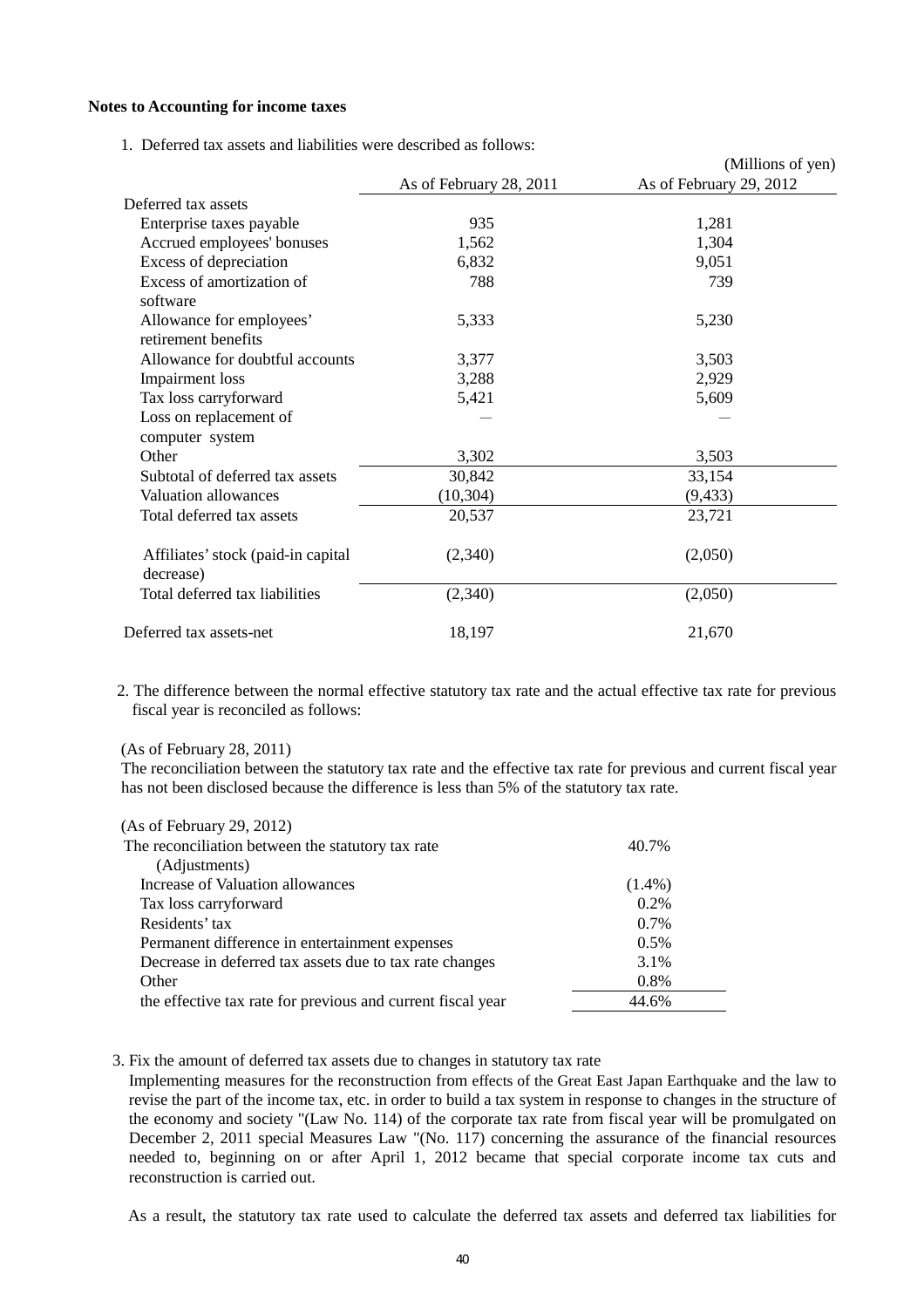**Notes to Accounting for income taxes**

1. Deferred tax assets and liabilities were described as follows:

(Millions of yen)

| | As of February 28, 2011 | As of February 29, 2012 |
|---|---|---|
| Deferred tax assets | | |
| Enterprise taxes payable | 935 | 1,281 |
| Accrued employees' bonuses | 1,562 | 1,304 |
| Excess of depreciation | 6,832 | 9,051 |
| Excess of amortization of software | 788 | 739 |
| Allowance for employees' retirement benefits | 5,333 | 5,230 |
| Allowance for doubtful accounts | 3,377 | 3,503 |
| Impairment loss | 3,288 | 2,929 |
| Tax loss carryforward | 5,421 | 5,609 |
| Loss on replacement of computer system | — | — |
| Other | 3,302 | 3,503 |
| Subtotal of deferred tax assets | 30,842 | 33,154 |
| Valuation allowances | (10,304) | (9,433) |
| Total deferred tax assets | 20,537 | 23,721 |
| Affiliates' stock (paid-in capital decrease) | (2,340) | (2,050) |
| Total deferred tax liabilities | (2,340) | (2,050) |
| Deferred tax assets-net | 18,197 | 21,670 |

2. The difference between the normal effective statutory tax rate and the actual effective tax rate for previous fiscal year is reconciled as follows:

(As of February 28, 2011)
The reconciliation between the statutory tax rate and the effective tax rate for previous and current fiscal year has not been disclosed because the difference is less than 5% of the statutory tax rate.

(As of February 29, 2012)

| | |
|---|---|
| The reconciliation between the statutory tax rate | 40.7% |
| (Adjustments) | |
| Increase of Valuation allowances | (1.4%) |
| Tax loss carryforward | 0.2% |
| Residents' tax | 0.7% |
| Permanent difference in entertainment expenses | 0.5% |
| Decrease in deferred tax assets due to tax rate changes | 3.1% |
| Other | 0.8% |
| the effective tax rate for previous and current fiscal year | 44.6% |

3. Fix the amount of deferred tax assets due to changes in statutory tax rate

Implementing measures for the reconstruction from effects of the Great East Japan Earthquake and the law to revise the part of the income tax, etc. in order to build a tax system in response to changes in the structure of the economy and society "(Law No. 114) of the corporate tax rate from fiscal year will be promulgated on December 2, 2011 special Measures Law "(No. 117) concerning the assurance of the financial resources needed to, beginning on or after April 1, 2012 became that special corporate income tax cuts and reconstruction is carried out.

As a result, the statutory tax rate used to calculate the deferred tax assets and deferred tax liabilities for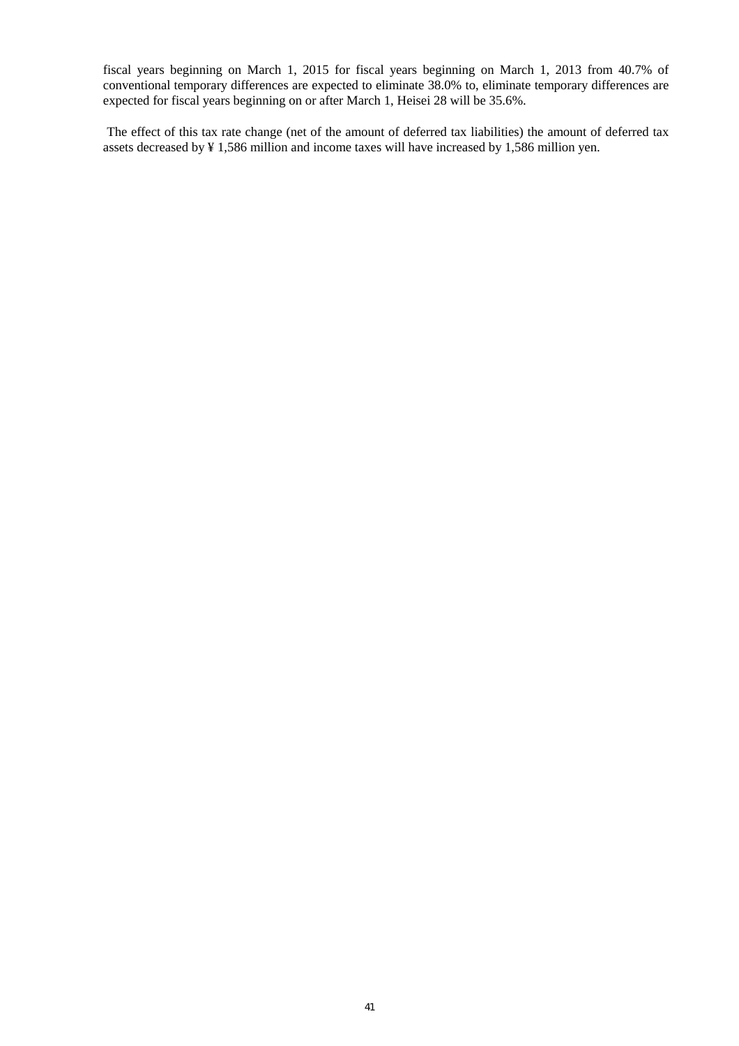fiscal years beginning on March 1, 2015 for fiscal years beginning on March 1, 2013 from 40.7% of conventional temporary differences are expected to eliminate 38.0% to, eliminate temporary differences are expected for fiscal years beginning on or after March 1, Heisei 28 will be 35.6%.

The effect of this tax rate change (net of the amount of deferred tax liabilities) the amount of deferred tax assets decreased by ¥ 1,586 million and income taxes will have increased by 1,586 million yen.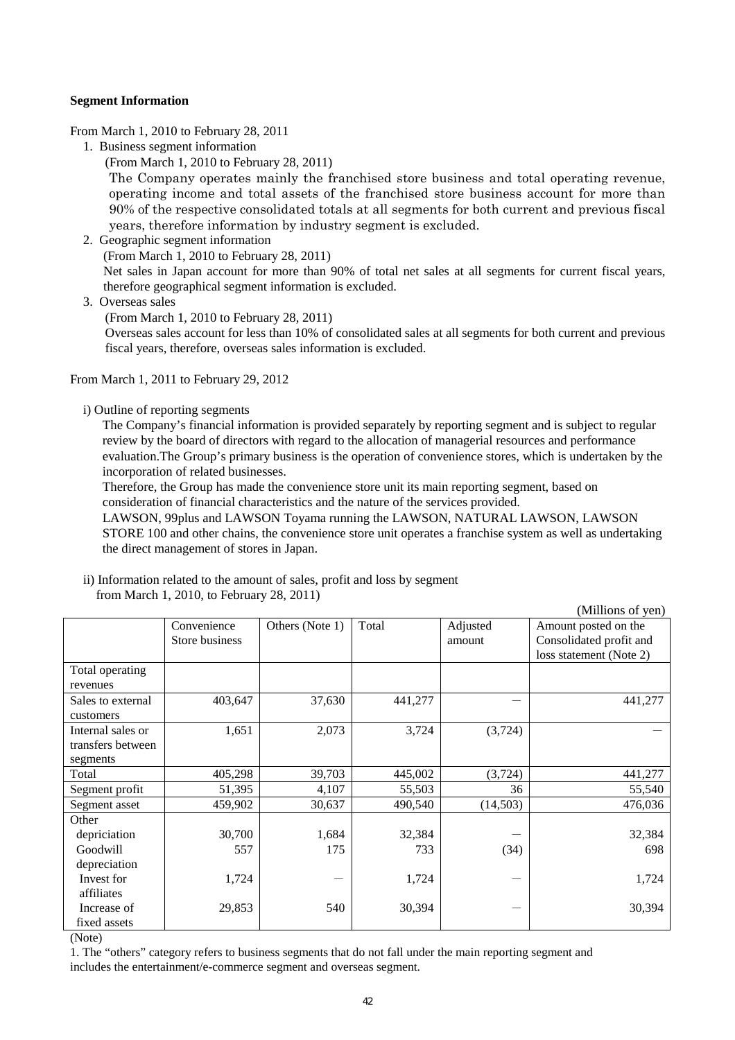**Segment Information**

From March 1, 2010 to February 28, 2011

1. Business segment information

   (From March 1, 2010 to February 28, 2011)

   The Company operates mainly the franchised store business and total operating revenue, operating income and total assets of the franchised store business account for more than 90% of the respective consolidated totals at all segments for both current and previous fiscal years, therefore information by industry segment is excluded.

2. Geographic segment information

   (From March 1, 2010 to February 28, 2011)

   Net sales in Japan account for more than 90% of total net sales at all segments for current fiscal years, therefore geographical segment information is excluded.

3. Overseas sales

   (From March 1, 2010 to February 28, 2011)

   Overseas sales account for less than 10% of consolidated sales at all segments for both current and previous fiscal years, therefore, overseas sales information is excluded.

From March 1, 2011 to February 29, 2012

i) Outline of reporting segments

The Company's financial information is provided separately by reporting segment and is subject to regular review by the board of directors with regard to the allocation of managerial resources and performance evaluation.The Group's primary business is the operation of convenience stores, which is undertaken by the incorporation of related businesses.

Therefore, the Group has made the convenience store unit its main reporting segment, based on consideration of financial characteristics and the nature of the services provided.

LAWSON, 99plus and LAWSON Toyama running the LAWSON, NATURAL LAWSON, LAWSON STORE 100 and other chains, the convenience store unit operates a franchise system as well as undertaking the direct management of stores in Japan.

ii) Information related to the amount of sales, profit and loss by segment from March 1, 2010, to February 28, 2011)

(Millions of yen)

| | Convenience Store business | Others (Note 1) | Total | Adjusted amount | Amount posted on the Consolidated profit and loss statement (Note 2) |
|---|---|---|---|---|---|
| Total operating revenues | | | | | |
| Sales to external customers | 403,647 | 37,630 | 441,277 | ― | 441,277 |
| Internal sales or transfers between segments | 1,651 | 2,073 | 3,724 | (3,724) | ― |
| Total | 405,298 | 39,703 | 445,002 | (3,724) | 441,277 |
| Segment profit | 51,395 | 4,107 | 55,503 | 36 | 55,540 |
| Segment asset | 459,902 | 30,637 | 490,540 | (14,503) | 476,036 |
| Other | | | | | |
| depriciation | 30,700 | 1,684 | 32,384 | ― | 32,384 |
| Goodwill depreciation | 557 | 175 | 733 | (34) | 698 |
| Invest for affiliates | 1,724 | ― | 1,724 | ― | 1,724 |
| Increase of fixed assets | 29,853 | 540 | 30,394 | ― | 30,394 |

(Note)

1. The "others" category refers to business segments that do not fall under the main reporting segment and includes the entertainment/e-commerce segment and overseas segment.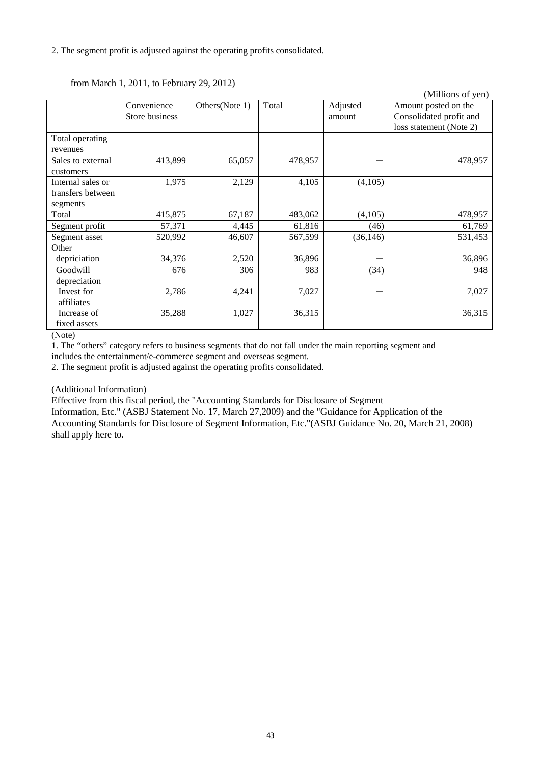2. The segment profit is adjusted against the operating profits consolidated.

from March 1, 2011, to February 29, 2012)

(Millions of yen)

| | Convenience Store business | Others(Note 1) | Total | Adjusted amount | Amount posted on the Consolidated profit and loss statement (Note 2) |
|---|---|---|---|---|---|
| Total operating revenues | | | | | |
| Sales to external customers | 413,899 | 65,057 | 478,957 | ― | 478,957 |
| Internal sales or transfers between segments | 1,975 | 2,129 | 4,105 | (4,105) | ― |
| Total | 415,875 | 67,187 | 483,062 | (4,105) | 478,957 |
| Segment profit | 57,371 | 4,445 | 61,816 | (46) | 61,769 |
| Segment asset | 520,992 | 46,607 | 567,599 | (36,146) | 531,453 |
| Other | | | | | |
| depriciation | 34,376 | 2,520 | 36,896 | ― | 36,896 |
| Goodwill depreciation | 676 | 306 | 983 | (34) | 948 |
| Invest for affiliates | 2,786 | 4,241 | 7,027 | ― | 7,027 |
| Increase of fixed assets | 35,288 | 1,027 | 36,315 | ― | 36,315 |

(Note)

1. The "others" category refers to business segments that do not fall under the main reporting segment and includes the entertainment/e-commerce segment and overseas segment.
2. The segment profit is adjusted against the operating profits consolidated.

(Additional Information)

Effective from this fiscal period, the "Accounting Standards for Disclosure of Segment Information, Etc." (ASBJ Statement No. 17, March 27,2009) and the "Guidance for Application of the Accounting Standards for Disclosure of Segment Information, Etc."(ASBJ Guidance No. 20, March 21, 2008) shall apply here to.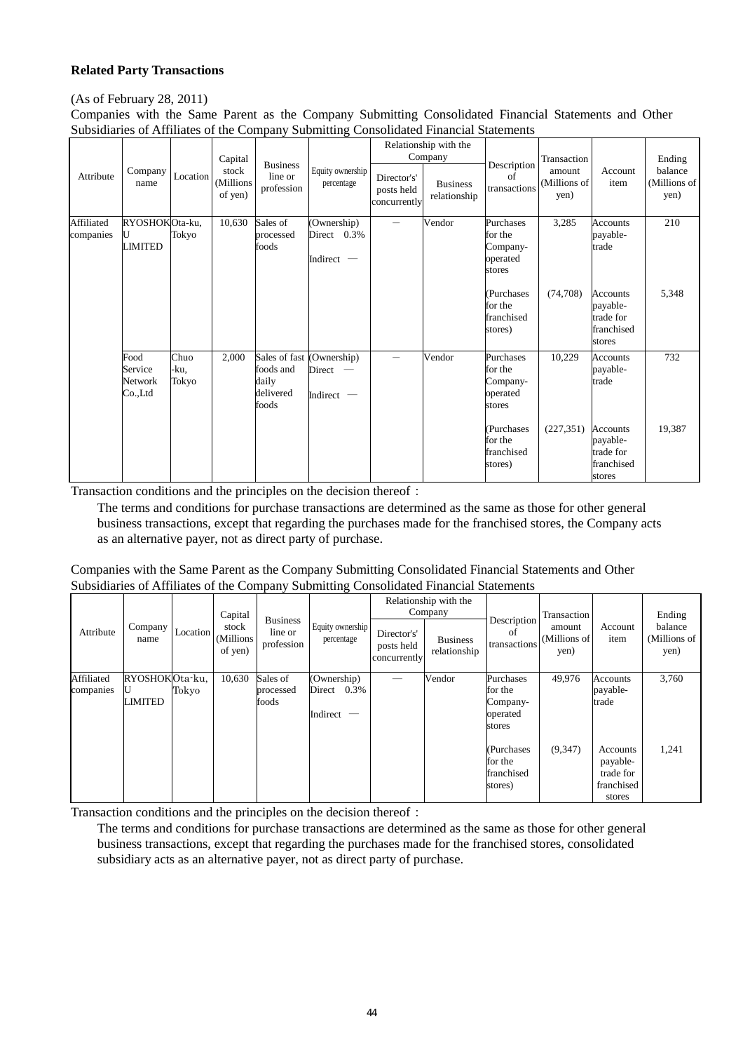**Related Party Transactions**

(As of February 28, 2011)

Companies with the Same Parent as the Company Submitting Consolidated Financial Statements and Other Subsidiaries of Affiliates of the Company Submitting Consolidated Financial Statements

| Attribute | Company name | Location | Capital stock (Millions of yen) | Business line or profession | Equity ownership percentage | Relationship with the Company | | Description of transactions | Transaction amount (Millions of yen) | Account item | Ending balance (Millions of yen) |
|---|---|---|---|---|---|---|---|---|---|---|---|
| | | | | | | Director's' posts held concurrently | Business relationship | | | | |
| Affiliated companies | RYOSHOKU LIMITED | Ota-ku, Tokyo | 10,630 | Sales of processed foods | (Ownership) Direct 0.3% Indirect — | — | Vendor | Purchases for the Company-operated stores | 3,285 | Accounts payable-trade | 210 |
| | | | | | | | | (Purchases for the franchised stores) | (74,708) | Accounts payable-trade for franchised stores | 5,348 |
| | Food Service Network Co.,Ltd | Chuo-ku, Tokyo | 2,000 | Sales of fast foods and daily delivered foods | (Ownership) Direct — Indirect — | — | Vendor | Purchases for the Company-operated stores | 10,229 | Accounts payable-trade | 732 |
| | | | | | | | | (Purchases for the franchised stores) | (227,351) | Accounts payable-trade for franchised stores | 19,387 |

Transaction conditions and the principles on the decision thereof：

The terms and conditions for purchase transactions are determined as the same as those for other general business transactions, except that regarding the purchases made for the franchised stores, the Company acts as an alternative payer, not as direct party of purchase.

Companies with the Same Parent as the Company Submitting Consolidated Financial Statements and Other Subsidiaries of Affiliates of the Company Submitting Consolidated Financial Statements

| Attribute | Company name | Location | Capital stock (Millions of yen) | Business line or profession | Equity ownership percentage | Relationship with the Company | | Description of transactions | Transaction amount (Millions of yen) | Account item | Ending balance (Millions of yen) |
|---|---|---|---|---|---|---|---|---|---|---|---|
| | | | | | | Director's' posts held concurrently | Business relationship | | | | |
| Affiliated companies | RYOSHOKU LIMITED | Ota-ku, Tokyo | 10,630 | Sales of processed foods | (Ownership) Direct 0.3% Indirect — | — | Vendor | Purchases for the Company-operated stores | 49,976 | Accounts payable-trade | 3,760 |
| | | | | | | | | (Purchases for the franchised stores) | (9,347) | Accounts payable-trade for franchised stores | 1,241 |

Transaction conditions and the principles on the decision thereof：

The terms and conditions for purchase transactions are determined as the same as those for other general business transactions, except that regarding the purchases made for the franchised stores, consolidated subsidiary acts as an alternative payer, not as direct party of purchase.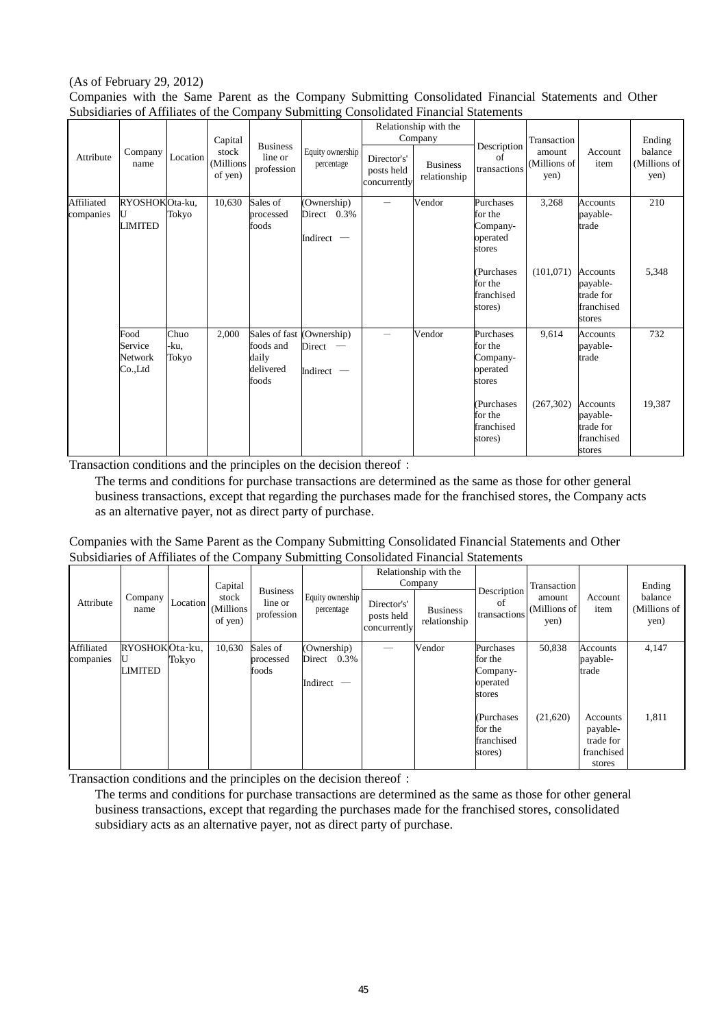(As of February 29, 2012)

Companies with the Same Parent as the Company Submitting Consolidated Financial Statements and Other Subsidiaries of Affiliates of the Company Submitting Consolidated Financial Statements

| Attribute | Company name | Location | Capital stock (Millions of yen) | Business line or profession | Equity ownership percentage | Relationship with the Company | | Description of transactions | Transaction amount (Millions of yen) | Account item | Ending balance (Millions of yen) |
|---|---|---|---|---|---|---|---|---|---|---|---|
| | | | | | | Director's' posts held concurrently | Business relationship | | | | |
| Affiliated companies | RYOSHOKU LIMITED | Ota-ku, Tokyo | 10,630 | Sales of processed foods | (Ownership) Direct 0.3% Indirect — | — | Vendor | Purchases for the Company-operated stores | 3,268 | Accounts payable-trade | 210 |
| | | | | | | | | (Purchases for the franchised stores) | (101,071) | Accounts payable-trade for franchised stores | 5,348 |
| | Food Service Network Co.,Ltd | Chuo-ku, Tokyo | 2,000 | Sales of fast foods and daily delivered foods | (Ownership) Direct — Indirect — | — | Vendor | Purchases for the Company-operated stores | 9,614 | Accounts payable-trade | 732 |
| | | | | | | | | (Purchases for the franchised stores) | (267,302) | Accounts payable-trade for franchised stores | 19,387 |

Transaction conditions and the principles on the decision thereof：

The terms and conditions for purchase transactions are determined as the same as those for other general business transactions, except that regarding the purchases made for the franchised stores, the Company acts as an alternative payer, not as direct party of purchase.

Companies with the Same Parent as the Company Submitting Consolidated Financial Statements and Other Subsidiaries of Affiliates of the Company Submitting Consolidated Financial Statements

| Attribute | Company name | Location | Capital stock (Millions of yen) | Business line or profession | Equity ownership percentage | Relationship with the Company | | Description of transactions | Transaction amount (Millions of yen) | Account item | Ending balance (Millions of yen) |
|---|---|---|---|---|---|---|---|---|---|---|---|
| | | | | | | Director's' posts held concurrently | Business relationship | | | | |
| Affiliated companies | RYOSHOKU LIMITED | Ota-ku, Tokyo | 10,630 | Sales of processed foods | (Ownership) Direct 0.3% Indirect — | — | Vendor | Purchases for the Company-operated stores | 50,838 | Accounts payable-trade | 4,147 |
| | | | | | | | | (Purchases for the franchised stores) | (21,620) | Accounts payable-trade for franchised stores | 1,811 |

Transaction conditions and the principles on the decision thereof：

The terms and conditions for purchase transactions are determined as the same as those for other general business transactions, except that regarding the purchases made for the franchised stores, consolidated subsidiary acts as an alternative payer, not as direct party of purchase.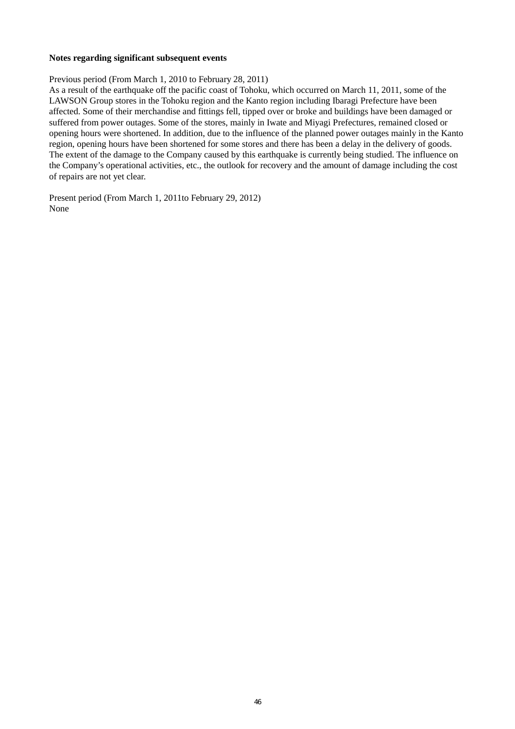**Notes regarding significant subsequent events**

Previous period (From March 1, 2010 to February 28, 2011)
As a result of the earthquake off the pacific coast of Tohoku, which occurred on March 11, 2011, some of the LAWSON Group stores in the Tohoku region and the Kanto region including Ibaragi Prefecture have been affected. Some of their merchandise and fittings fell, tipped over or broke and buildings have been damaged or suffered from power outages. Some of the stores, mainly in Iwate and Miyagi Prefectures, remained closed or opening hours were shortened. In addition, due to the influence of the planned power outages mainly in the Kanto region, opening hours have been shortened for some stores and there has been a delay in the delivery of goods. The extent of the damage to the Company caused by this earthquake is currently being studied. The influence on the Company's operational activities, etc., the outlook for recovery and the amount of damage including the cost of repairs are not yet clear.

Present period (From March 1, 2011to February 29, 2012)
None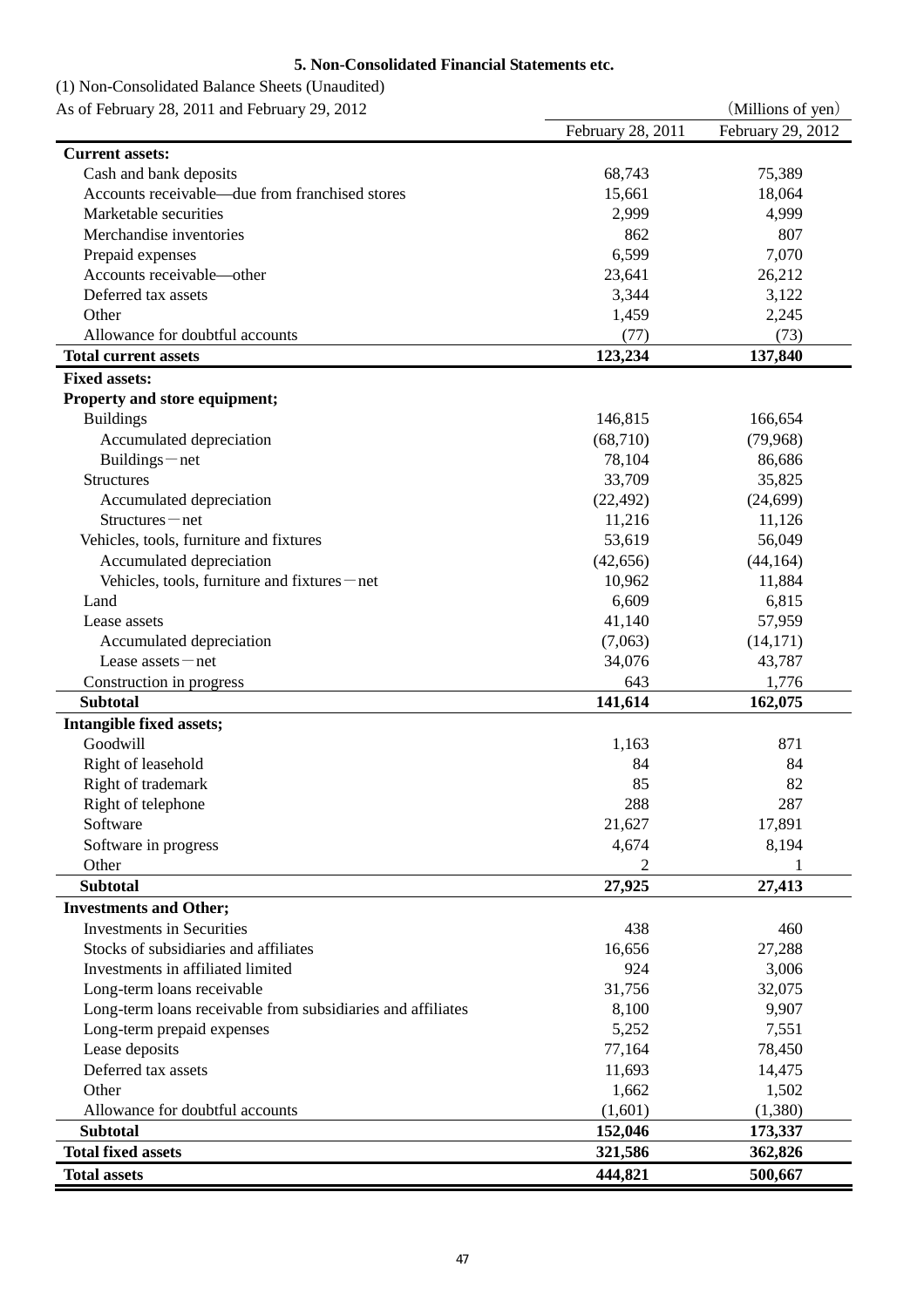### 5. Non-Consolidated Financial Statements etc.

(1) Non-Consolidated Balance Sheets (Unaudited)

As of February 28, 2011 and February 29, 2012

(Millions of yen)

| | February 28, 2011 | February 29, 2012 |
|---|---|---|
| **Current assets:** | | |
| Cash and bank deposits | 68,743 | 75,389 |
| Accounts receivable—due from franchised stores | 15,661 | 18,064 |
| Marketable securities | 2,999 | 4,999 |
| Merchandise inventories | 862 | 807 |
| Prepaid expenses | 6,599 | 7,070 |
| Accounts receivable—other | 23,641 | 26,212 |
| Deferred tax assets | 3,344 | 3,122 |
| Other | 1,459 | 2,245 |
| Allowance for doubtful accounts | (77) | (73) |
| **Total current assets** | **123,234** | **137,840** |
| **Fixed assets:** | | |
| **Property and store equipment;** | | |
| Buildings | 146,815 | 166,654 |
| Accumulated depreciation | (68,710) | (79,968) |
| Buildings－net | 78,104 | 86,686 |
| Structures | 33,709 | 35,825 |
| Accumulated depreciation | (22,492) | (24,699) |
| Structures－net | 11,216 | 11,126 |
| Vehicles, tools, furniture and fixtures | 53,619 | 56,049 |
| Accumulated depreciation | (42,656) | (44,164) |
| Vehicles, tools, furniture and fixtures－net | 10,962 | 11,884 |
| Land | 6,609 | 6,815 |
| Lease assets | 41,140 | 57,959 |
| Accumulated depreciation | (7,063) | (14,171) |
| Lease assets－net | 34,076 | 43,787 |
| Construction in progress | 643 | 1,776 |
| **Subtotal** | **141,614** | **162,075** |
| **Intangible fixed assets;** | | |
| Goodwill | 1,163 | 871 |
| Right of leasehold | 84 | 84 |
| Right of trademark | 85 | 82 |
| Right of telephone | 288 | 287 |
| Software | 21,627 | 17,891 |
| Software in progress | 4,674 | 8,194 |
| Other | 2 | 1 |
| **Subtotal** | **27,925** | **27,413** |
| **Investments and Other;** | | |
| Investments in Securities | 438 | 460 |
| Stocks of subsidiaries and affiliates | 16,656 | 27,288 |
| Investments in affiliated limited | 924 | 3,006 |
| Long-term loans receivable | 31,756 | 32,075 |
| Long-term loans receivable from subsidiaries and affiliates | 8,100 | 9,907 |
| Long-term prepaid expenses | 5,252 | 7,551 |
| Lease deposits | 77,164 | 78,450 |
| Deferred tax assets | 11,693 | 14,475 |
| Other | 1,662 | 1,502 |
| Allowance for doubtful accounts | (1,601) | (1,380) |
| **Subtotal** | **152,046** | **173,337** |
| **Total fixed assets** | **321,586** | **362,826** |
| **Total assets** | **444,821** | **500,667** |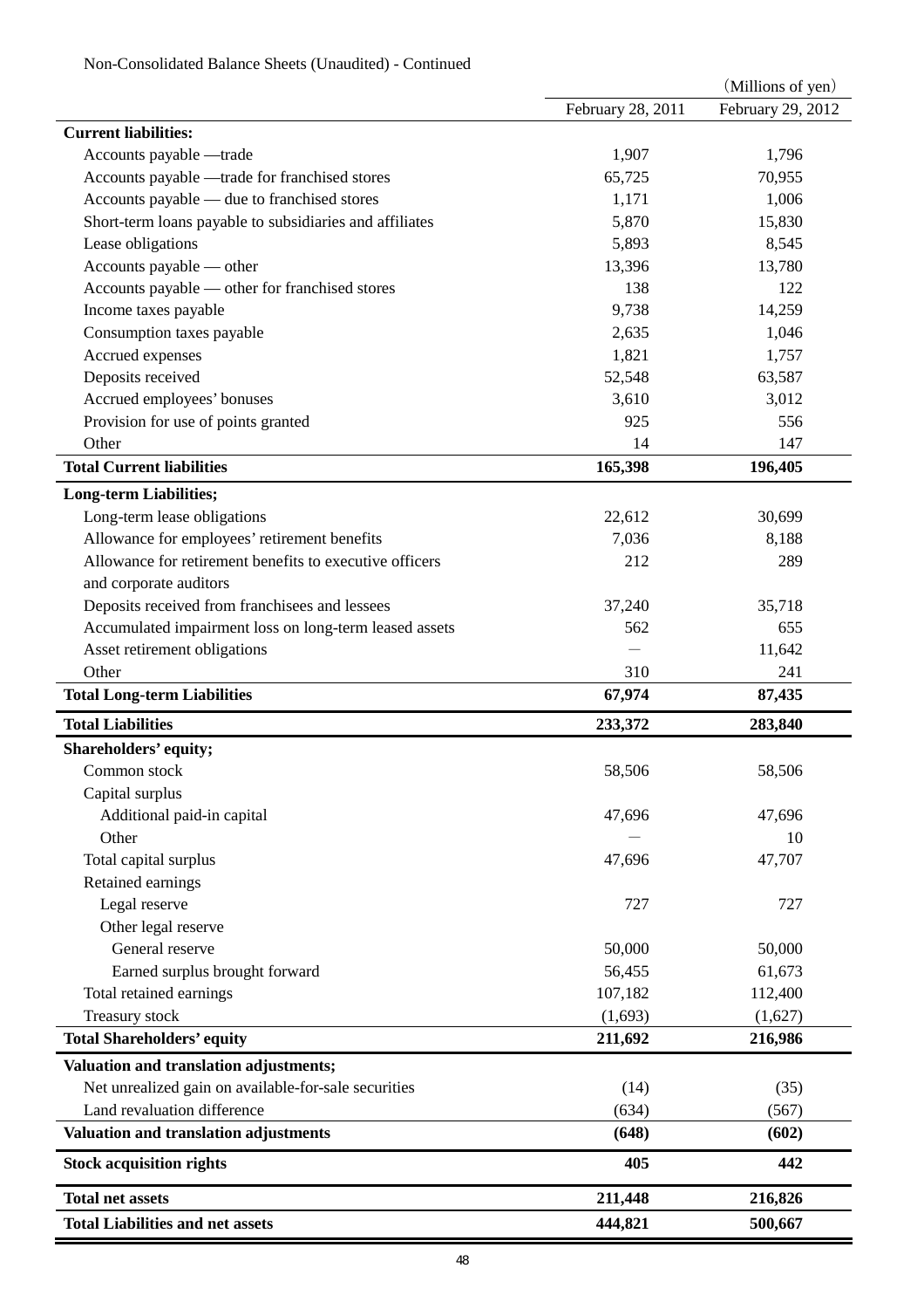Non-Consolidated Balance Sheets (Unaudited) - Continued

(Millions of yen)

| | February 28, 2011 | February 29, 2012 |
|---|---|---|
| **Current liabilities:** | | |
| Accounts payable —trade | 1,907 | 1,796 |
| Accounts payable —trade for franchised stores | 65,725 | 70,955 |
| Accounts payable — due to franchised stores | 1,171 | 1,006 |
| Short-term loans payable to subsidiaries and affiliates | 5,870 | 15,830 |
| Lease obligations | 5,893 | 8,545 |
| Accounts payable — other | 13,396 | 13,780 |
| Accounts payable — other for franchised stores | 138 | 122 |
| Income taxes payable | 9,738 | 14,259 |
| Consumption taxes payable | 2,635 | 1,046 |
| Accrued expenses | 1,821 | 1,757 |
| Deposits received | 52,548 | 63,587 |
| Accrued employees' bonuses | 3,610 | 3,012 |
| Provision for use of points granted | 925 | 556 |
| Other | 14 | 147 |
| **Total Current liabilities** | **165,398** | **196,405** |
| **Long-term Liabilities;** | | |
| Long-term lease obligations | 22,612 | 30,699 |
| Allowance for employees' retirement benefits | 7,036 | 8,188 |
| Allowance for retirement benefits to executive officers and corporate auditors | 212 | 289 |
| Deposits received from franchisees and lessees | 37,240 | 35,718 |
| Accumulated impairment loss on long-term leased assets | 562 | 655 |
| Asset retirement obligations | — | 11,642 |
| Other | 310 | 241 |
| **Total Long-term Liabilities** | **67,974** | **87,435** |
| **Total Liabilities** | **233,372** | **283,840** |
| **Shareholders' equity;** | | |
| Common stock | 58,506 | 58,506 |
| Capital surplus | | |
| Additional paid-in capital | 47,696 | 47,696 |
| Other | — | 10 |
| Total capital surplus | 47,696 | 47,707 |
| Retained earnings | | |
| Legal reserve | 727 | 727 |
| Other legal reserve | | |
| General reserve | 50,000 | 50,000 |
| Earned surplus brought forward | 56,455 | 61,673 |
| Total retained earnings | 107,182 | 112,400 |
| Treasury stock | (1,693) | (1,627) |
| **Total Shareholders' equity** | **211,692** | **216,986** |
| **Valuation and translation adjustments;** | | |
| Net unrealized gain on available-for-sale securities | (14) | (35) |
| Land revaluation difference | (634) | (567) |
| **Valuation and translation adjustments** | **(648)** | **(602)** |
| **Stock acquisition rights** | **405** | **442** |
| **Total net assets** | **211,448** | **216,826** |
| **Total Liabilities and net assets** | **444,821** | **500,667** |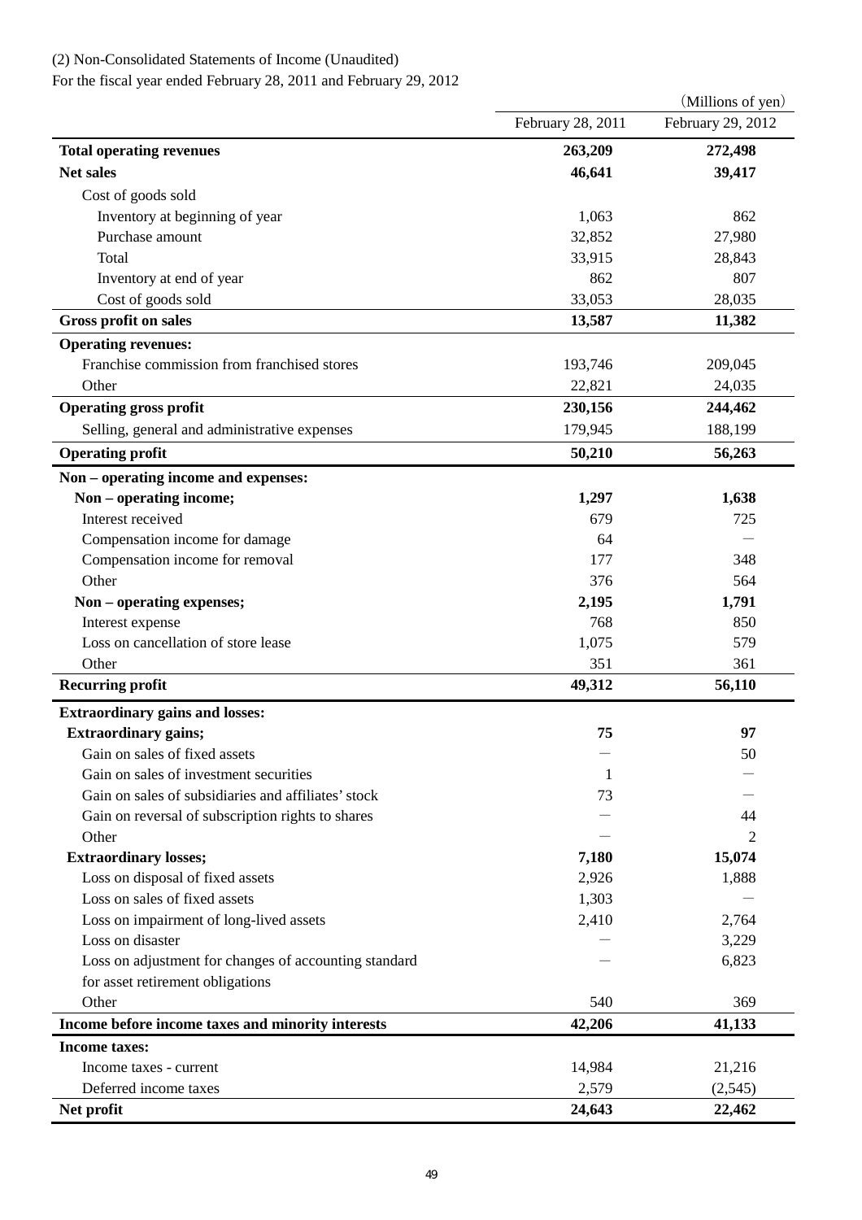(2) Non-Consolidated Statements of Income (Unaudited)

For the fiscal year ended February 28, 2011 and February 29, 2012

| | (Millions of yen) | |
|---|---|---|
| | February 28, 2011 | February 29, 2012 |
| **Total operating revenues** | **263,209** | **272,498** |
| **Net sales** | **46,641** | **39,417** |
| Cost of goods sold | | |
| Inventory at beginning of year | 1,063 | 862 |
| Purchase amount | 32,852 | 27,980 |
| Total | 33,915 | 28,843 |
| Inventory at end of year | 862 | 807 |
| Cost of goods sold | 33,053 | 28,035 |
| **Gross profit on sales** | **13,587** | **11,382** |
| **Operating revenues:** | | |
| Franchise commission from franchised stores | 193,746 | 209,045 |
| Other | 22,821 | 24,035 |
| **Operating gross profit** | **230,156** | **244,462** |
| Selling, general and administrative expenses | 179,945 | 188,199 |
| **Operating profit** | **50,210** | **56,263** |
| **Non – operating income and expenses:** | | |
| **Non – operating income;** | **1,297** | **1,638** |
| Interest received | 679 | 725 |
| Compensation income for damage | 64 | － |
| Compensation income for removal | 177 | 348 |
| Other | 376 | 564 |
| **Non – operating expenses;** | **2,195** | **1,791** |
| Interest expense | 768 | 850 |
| Loss on cancellation of store lease | 1,075 | 579 |
| Other | 351 | 361 |
| **Recurring profit** | **49,312** | **56,110** |
| **Extraordinary gains and losses:** | | |
| **Extraordinary gains;** | **75** | **97** |
| Gain on sales of fixed assets | － | 50 |
| Gain on sales of investment securities | 1 | － |
| Gain on sales of subsidiaries and affiliates' stock | 73 | － |
| Gain on reversal of subscription rights to shares | － | 44 |
| Other | － | 2 |
| **Extraordinary losses;** | **7,180** | **15,074** |
| Loss on disposal of fixed assets | 2,926 | 1,888 |
| Loss on sales of fixed assets | 1,303 | － |
| Loss on impairment of long-lived assets | 2,410 | 2,764 |
| Loss on disaster | － | 3,229 |
| Loss on adjustment for changes of accounting standard for asset retirement obligations | － | 6,823 |
| Other | 540 | 369 |
| **Income before income taxes and minority interests** | **42,206** | **41,133** |
| **Income taxes:** | | |
| Income taxes - current | 14,984 | 21,216 |
| Deferred income taxes | 2,579 | (2,545) |
| **Net profit** | **24,643** | **22,462** |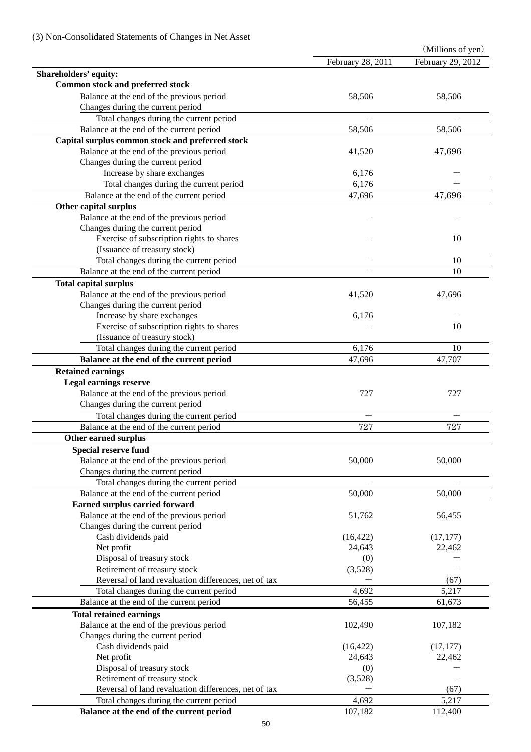(3) Non-Consolidated Statements of Changes in Net Asset

(Millions of yen)

| | February 28, 2011 | February 29, 2012 |
|---|---|---|
| **Shareholders' equity:** | | |
| **Common stock and preferred stock** | | |
| Balance at the end of the previous period | 58,506 | 58,506 |
| Changes during the current period | | |
| Total changes during the current period | ― | ― |
| Balance at the end of the current period | 58,506 | 58,506 |
| **Capital surplus common stock and preferred stock** | | |
| Balance at the end of the previous period | 41,520 | 47,696 |
| Changes during the current period | | |
| Increase by share exchanges | 6,176 | ― |
| Total changes during the current period | 6,176 | ― |
| Balance at the end of the current period | 47,696 | 47,696 |
| **Other capital surplus** | | |
| Balance at the end of the previous period | ― | ― |
| Changes during the current period | | |
| Exercise of subscription rights to shares (Issuance of treasury stock) | ― | 10 |
| Total changes during the current period | ― | 10 |
| Balance at the end of the current period | ― | 10 |
| **Total capital surplus** | | |
| Balance at the end of the previous period | 41,520 | 47,696 |
| Changes during the current period | | |
| Increase by share exchanges | 6,176 | ― |
| Exercise of subscription rights to shares (Issuance of treasury stock) | ― | 10 |
| Total changes during the current period | 6,176 | 10 |
| **Balance at the end of the current period** | 47,696 | 47,707 |
| **Retained earnings** | | |
| **Legal earnings reserve** | | |
| Balance at the end of the previous period | 727 | 727 |
| Changes during the current period | | |
| Total changes during the current period | ― | ― |
| Balance at the end of the current period | 727 | 727 |
| **Other earned surplus** | | |
| **Special reserve fund** | | |
| Balance at the end of the previous period | 50,000 | 50,000 |
| Changes during the current period | | |
| Total changes during the current period | ― | ― |
| Balance at the end of the current period | 50,000 | 50,000 |
| **Earned surplus carried forward** | | |
| Balance at the end of the previous period | 51,762 | 56,455 |
| Changes during the current period | | |
| Cash dividends paid | (16,422) | (17,177) |
| Net profit | 24,643 | 22,462 |
| Disposal of treasury stock | (0) | ― |
| Retirement of treasury stock | (3,528) | ― |
| Reversal of land revaluation differences, net of tax | ― | (67) |
| Total changes during the current period | 4,692 | 5,217 |
| Balance at the end of the current period | 56,455 | 61,673 |
| **Total retained earnings** | | |
| Balance at the end of the previous period | 102,490 | 107,182 |
| Changes during the current period | | |
| Cash dividends paid | (16,422) | (17,177) |
| Net profit | 24,643 | 22,462 |
| Disposal of treasury stock | (0) | ― |
| Retirement of treasury stock | (3,528) | ― |
| Reversal of land revaluation differences, net of tax | ― | (67) |
| Total changes during the current period | 4,692 | 5,217 |
| **Balance at the end of the current period** | 107,182 | 112,400 |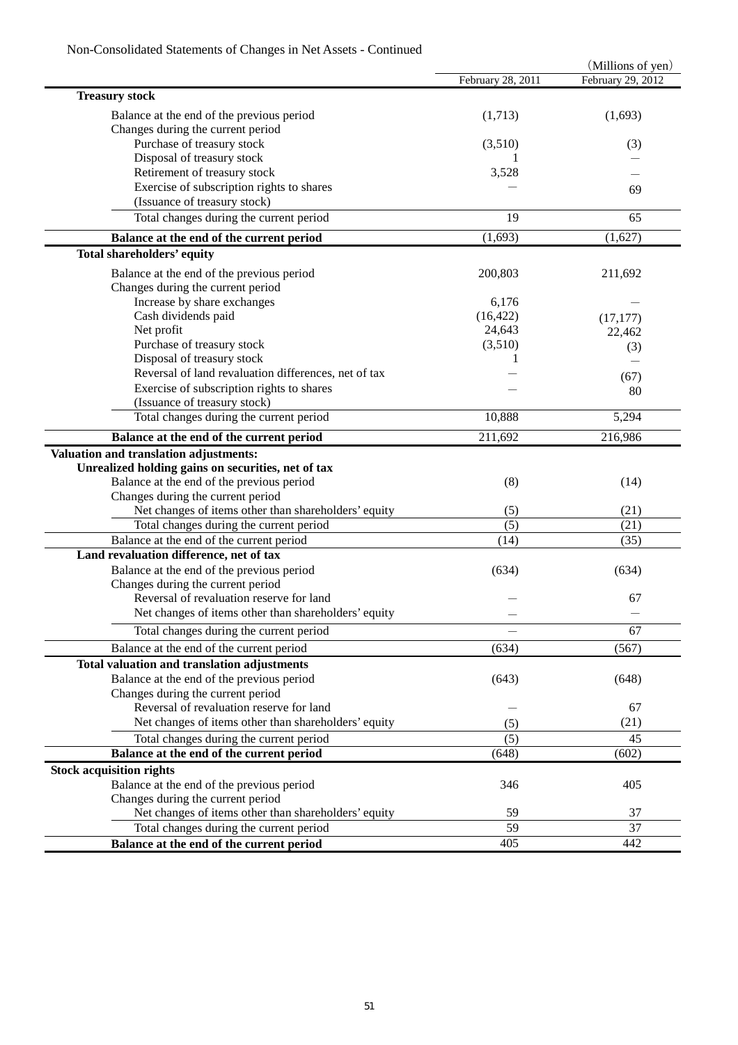Non-Consolidated Statements of Changes in Net Assets - Continued

(Millions of yen)

| | February 28, 2011 | February 29, 2012 |
|---|---|---|
| **Treasury stock** | | |
| Balance at the end of the previous period | (1,713) | (1,693) |
| Changes during the current period | | |
| Purchase of treasury stock | (3,510) | (3) |
| Disposal of treasury stock | 1 | — |
| Retirement of treasury stock | 3,528 | — |
| Exercise of subscription rights to shares (Issuance of treasury stock) | — | 69 |
| Total changes during the current period | 19 | 65 |
| **Balance at the end of the current period** | (1,693) | (1,627) |
| **Total shareholders' equity** | | |
| Balance at the end of the previous period | 200,803 | 211,692 |
| Changes during the current period | | |
| Increase by share exchanges | 6,176 | — |
| Cash dividends paid | (16,422) | (17,177) |
| Net profit | 24,643 | 22,462 |
| Purchase of treasury stock | (3,510) | (3) |
| Disposal of treasury stock | 1 | — |
| Reversal of land revaluation differences, net of tax | — | (67) |
| Exercise of subscription rights to shares (Issuance of treasury stock) | — | 80 |
| Total changes during the current period | 10,888 | 5,294 |
| **Balance at the end of the current period** | 211,692 | 216,986 |
| **Valuation and translation adjustments:** | | |
| **Unrealized holding gains on securities, net of tax** | | |
| Balance at the end of the previous period | (8) | (14) |
| Changes during the current period | | |
| Net changes of items other than shareholders' equity | (5) | (21) |
| Total changes during the current period | (5) | (21) |
| Balance at the end of the current period | (14) | (35) |
| **Land revaluation difference, net of tax** | | |
| Balance at the end of the previous period | (634) | (634) |
| Changes during the current period | | |
| Reversal of revaluation reserve for land | — | 67 |
| Net changes of items other than shareholders' equity | — | — |
| Total changes during the current period | — | 67 |
| Balance at the end of the current period | (634) | (567) |
| **Total valuation and translation adjustments** | | |
| Balance at the end of the previous period | (643) | (648) |
| Changes during the current period | | |
| Reversal of revaluation reserve for land | — | 67 |
| Net changes of items other than shareholders' equity | (5) | (21) |
| Total changes during the current period | (5) | 45 |
| **Balance at the end of the current period** | (648) | (602) |
| **Stock acquisition rights** | | |
| Balance at the end of the previous period | 346 | 405 |
| Changes during the current period | | |
| Net changes of items other than shareholders' equity | 59 | 37 |
| Total changes during the current period | 59 | 37 |
| **Balance at the end of the current period** | 405 | 442 |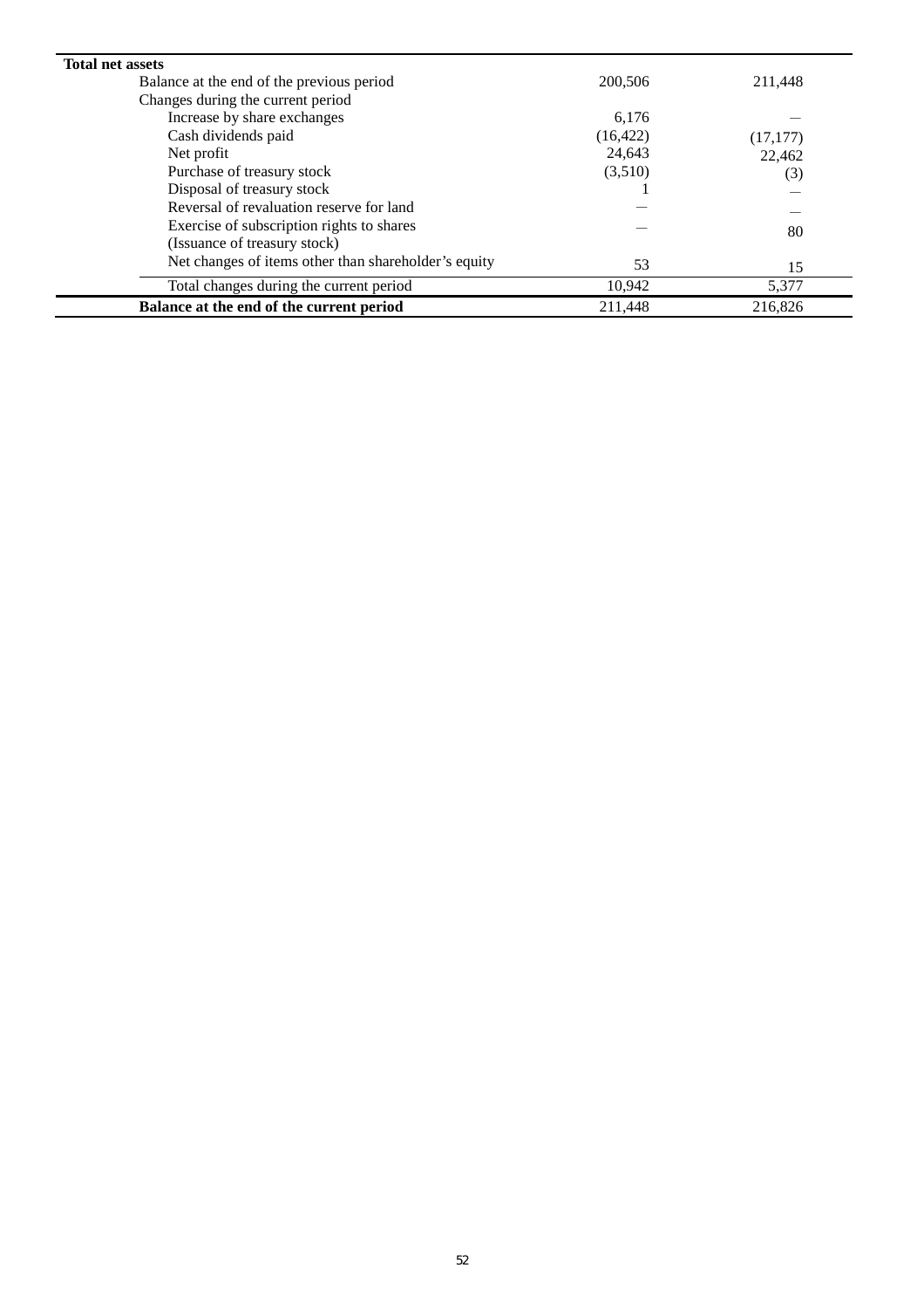| | | |
|---|---|---|
| **Total net assets** | | |
| Balance at the end of the previous period | 200,506 | 211,448 |
| Changes during the current period | | |
| Increase by share exchanges | 6,176 | — |
| Cash dividends paid | (16,422) | (17,177) |
| Net profit | 24,643 | 22,462 |
| Purchase of treasury stock | (3,510) | (3) |
| Disposal of treasury stock | 1 | — |
| Reversal of revaluation reserve for land | — | — |
| Exercise of subscription rights to shares (Issuance of treasury stock) | — | 80 |
| Net changes of items other than shareholder's equity | 53 | 15 |
| Total changes during the current period | 10,942 | 5,377 |
| **Balance at the end of the current period** | 211,448 | 216,826 |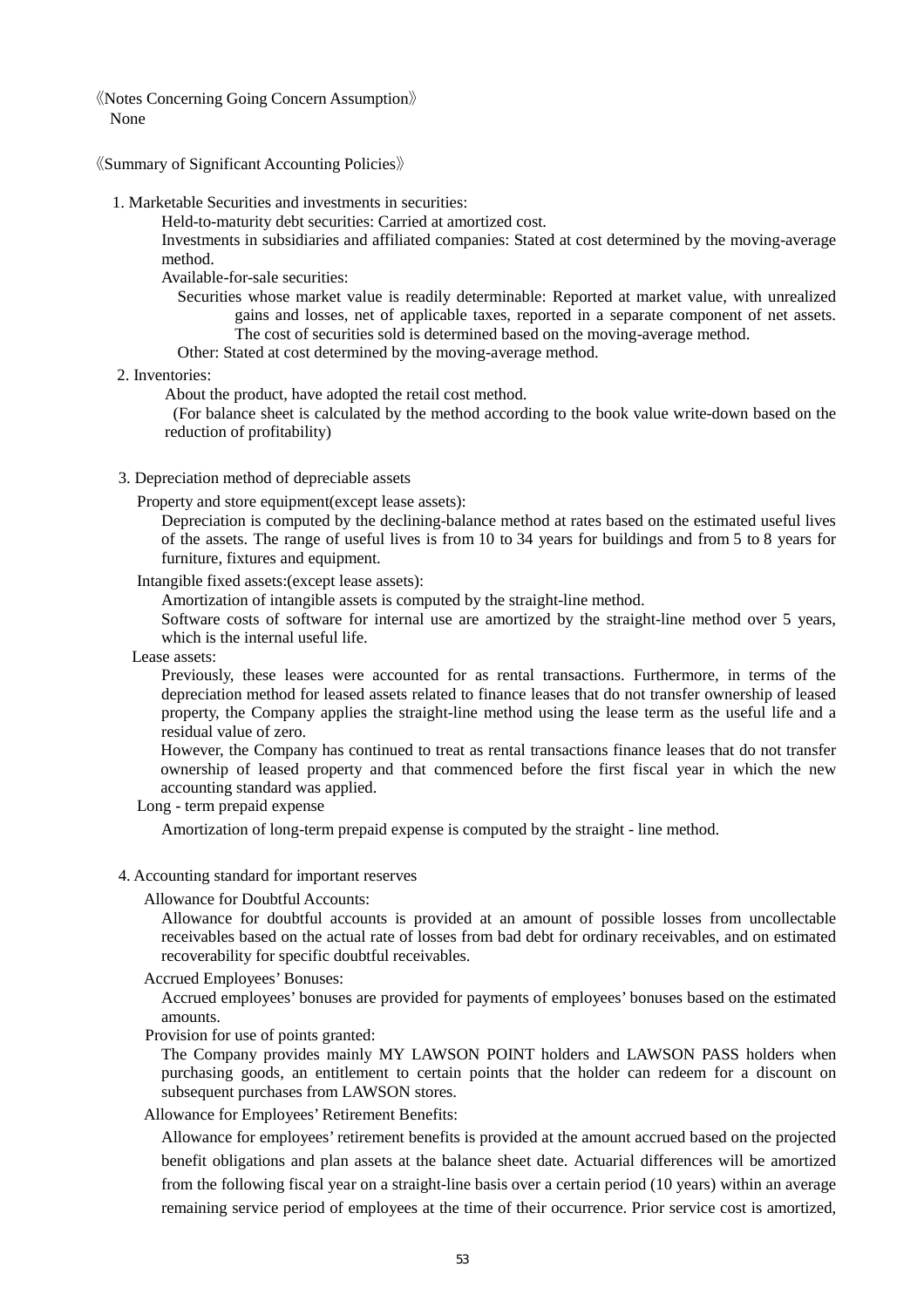《Notes Concerning Going Concern Assumption》

None

《Summary of Significant Accounting Policies》

1. Marketable Securities and investments in securities:

   Held-to-maturity debt securities: Carried at amortized cost.

   Investments in subsidiaries and affiliated companies: Stated at cost determined by the moving-average method.

   Available-for-sale securities:

   Securities whose market value is readily determinable: Reported at market value, with unrealized gains and losses, net of applicable taxes, reported in a separate component of net assets. The cost of securities sold is determined based on the moving-average method.

   Other: Stated at cost determined by the moving-average method.

2. Inventories:

   About the product, have adopted the retail cost method.

   (For balance sheet is calculated by the method according to the book value write-down based on the reduction of profitability)

3. Depreciation method of depreciable assets

   Property and store equipment(except lease assets):

   Depreciation is computed by the declining-balance method at rates based on the estimated useful lives of the assets. The range of useful lives is from 10 to 34 years for buildings and from 5 to 8 years for furniture, fixtures and equipment.

   Intangible fixed assets:(except lease assets):

   Amortization of intangible assets is computed by the straight-line method.

   Software costs of software for internal use are amortized by the straight-line method over 5 years, which is the internal useful life.

   Lease assets:

   Previously, these leases were accounted for as rental transactions. Furthermore, in terms of the depreciation method for leased assets related to finance leases that do not transfer ownership of leased property, the Company applies the straight-line method using the lease term as the useful life and a residual value of zero.

   However, the Company has continued to treat as rental transactions finance leases that do not transfer ownership of leased property and that commenced before the first fiscal year in which the new accounting standard was applied.

   Long - term prepaid expense

   Amortization of long-term prepaid expense is computed by the straight - line method.

4. Accounting standard for important reserves

   Allowance for Doubtful Accounts:

   Allowance for doubtful accounts is provided at an amount of possible losses from uncollectable receivables based on the actual rate of losses from bad debt for ordinary receivables, and on estimated recoverability for specific doubtful receivables.

   Accrued Employees' Bonuses:

   Accrued employees' bonuses are provided for payments of employees' bonuses based on the estimated amounts.

   Provision for use of points granted:

   The Company provides mainly MY LAWSON POINT holders and LAWSON PASS holders when purchasing goods, an entitlement to certain points that the holder can redeem for a discount on subsequent purchases from LAWSON stores.

   Allowance for Employees' Retirement Benefits:

   Allowance for employees' retirement benefits is provided at the amount accrued based on the projected benefit obligations and plan assets at the balance sheet date. Actuarial differences will be amortized from the following fiscal year on a straight-line basis over a certain period (10 years) within an average remaining service period of employees at the time of their occurrence. Prior service cost is amortized,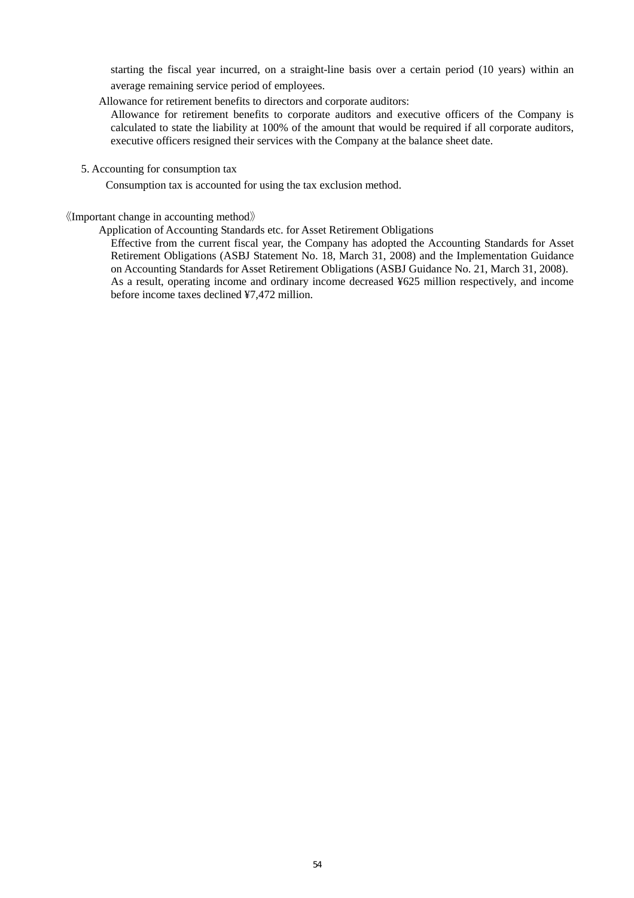starting the fiscal year incurred, on a straight-line basis over a certain period (10 years) within an average remaining service period of employees.

Allowance for retirement benefits to directors and corporate auditors:

Allowance for retirement benefits to corporate auditors and executive officers of the Company is calculated to state the liability at 100% of the amount that would be required if all corporate auditors, executive officers resigned their services with the Company at the balance sheet date.

5. Accounting for consumption tax

Consumption tax is accounted for using the tax exclusion method.

《Important change in accounting method》

Application of Accounting Standards etc. for Asset Retirement Obligations

Effective from the current fiscal year, the Company has adopted the Accounting Standards for Asset Retirement Obligations (ASBJ Statement No. 18, March 31, 2008) and the Implementation Guidance on Accounting Standards for Asset Retirement Obligations (ASBJ Guidance No. 21, March 31, 2008).
As a result, operating income and ordinary income decreased ¥625 million respectively, and income before income taxes declined ¥7,472 million.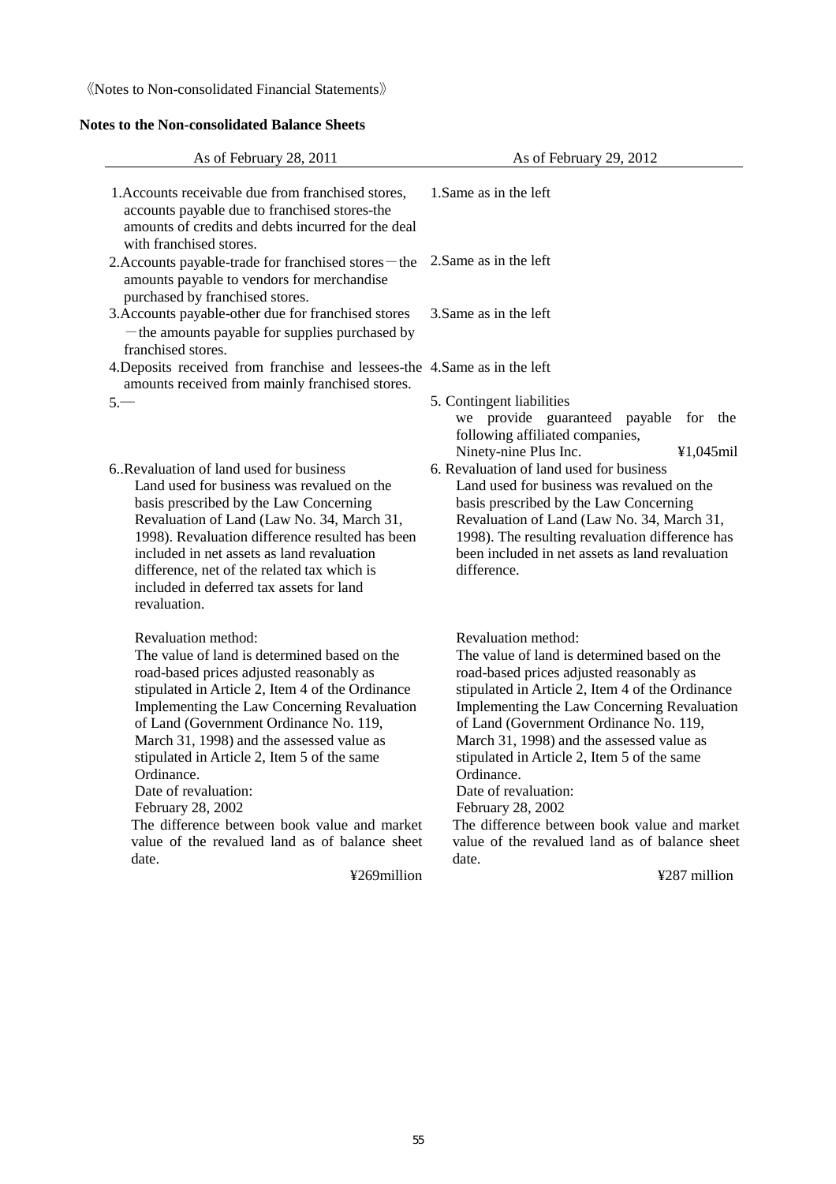《Notes to Non-consolidated Financial Statements》

**Notes to the Non-consolidated Balance Sheets**

| As of February 28, 2011 | As of February 29, 2012 |
|---|---|
| 1.Accounts receivable due from franchised stores, accounts payable due to franchised stores-the amounts of credits and debts incurred for the deal with franchised stores. | 1.Same as in the left |
| 2.Accounts payable-trade for franchised stores－the amounts payable to vendors for merchandise purchased by franchised stores. | 2.Same as in the left |
| 3.Accounts payable-other due for franchised stores －the amounts payable for supplies purchased by franchised stores. | 3.Same as in the left |
| 4.Deposits received from franchise and lessees-the amounts received from mainly franchised stores. | 4.Same as in the left |
| 5.— | 5. Contingent liabilities<br>we provide guaranteed payable for the following affiliated companies,<br>Ninety-nine Plus Inc. ¥1,045mil |
| 6..Revaluation of land used for business<br>Land used for business was revalued on the basis prescribed by the Law Concerning Revaluation of Land (Law No. 34, March 31, 1998). Revaluation difference resulted has been included in net assets as land revaluation difference, net of the related tax which is included in deferred tax assets for land revaluation.<br><br>Revaluation method:<br>The value of land is determined based on the road-based prices adjusted reasonably as stipulated in Article 2, Item 4 of the Ordinance Implementing the Law Concerning Revaluation of Land (Government Ordinance No. 119, March 31, 1998) and the assessed value as stipulated in Article 2, Item 5 of the same Ordinance.<br>Date of revaluation:<br>February 28, 2002<br>The difference between book value and market value of the revalued land as of balance sheet date.<br>¥269million | 6. Revaluation of land used for business<br>Land used for business was revalued on the basis prescribed by the Law Concerning Revaluation of Land (Law No. 34, March 31, 1998). The resulting revaluation difference has been included in net assets as land revaluation difference.<br><br>Revaluation method:<br>The value of land is determined based on the road-based prices adjusted reasonably as stipulated in Article 2, Item 4 of the Ordinance Implementing the Law Concerning Revaluation of Land (Government Ordinance No. 119, March 31, 1998) and the assessed value as stipulated in Article 2, Item 5 of the same Ordinance.<br>Date of revaluation:<br>February 28, 2002<br>The difference between book value and market value of the revalued land as of balance sheet date.<br>¥287 million |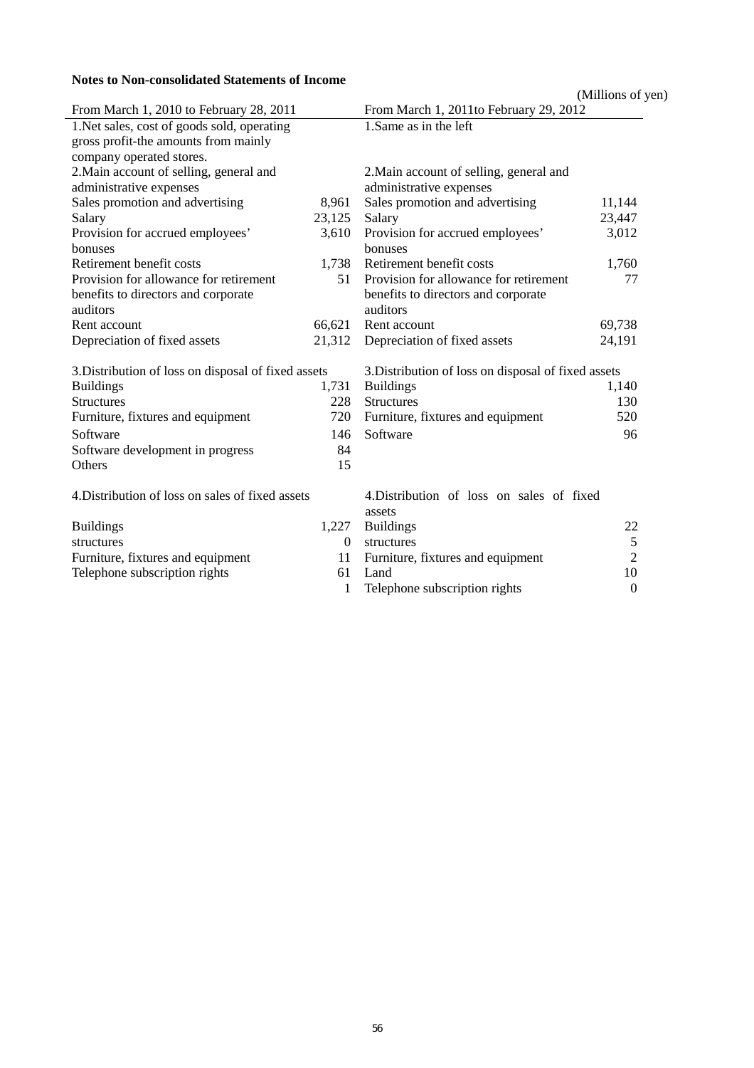**Notes to Non-consolidated Statements of Income**

(Millions of yen)

| From March 1, 2010 to February 28, 2011 | | From March 1, 2011to February 29, 2012 | |
|---|---|---|---|
| 1.Net sales, cost of goods sold, operating gross profit-the amounts from mainly company operated stores. | | 1.Same as in the left | |
| 2.Main account of selling, general and administrative expenses | | 2.Main account of selling, general and administrative expenses | |
| Sales promotion and advertising | 8,961 | Sales promotion and advertising | 11,144 |
| Salary | 23,125 | Salary | 23,447 |
| Provision for accrued employees' bonuses | 3,610 | Provision for accrued employees' bonuses | 3,012 |
| Retirement benefit costs | 1,738 | Retirement benefit costs | 1,760 |
| Provision for allowance for retirement benefits to directors and corporate auditors | 51 | Provision for allowance for retirement benefits to directors and corporate auditors | 77 |
| Rent account | 66,621 | Rent account | 69,738 |
| Depreciation of fixed assets | 21,312 | Depreciation of fixed assets | 24,191 |
| 3.Distribution of loss on disposal of fixed assets | | 3.Distribution of loss on disposal of fixed assets | |
| Buildings | 1,731 | Buildings | 1,140 |
| Structures | 228 | Structures | 130 |
| Furniture, fixtures and equipment | 720 | Furniture, fixtures and equipment | 520 |
| Software | 146 | Software | 96 |
| Software development in progress | 84 | | |
| Others | 15 | | |
| 4.Distribution of loss on sales of fixed assets | | 4.Distribution of loss on sales of fixed assets | |
| Buildings | 1,227 | Buildings | 22 |
| structures | 0 | structures | 5 |
| Furniture, fixtures and equipment | 11 | Furniture, fixtures and equipment | 2 |
| Telephone subscription rights | 61 | Land | 10 |
| | 1 | Telephone subscription rights | 0 |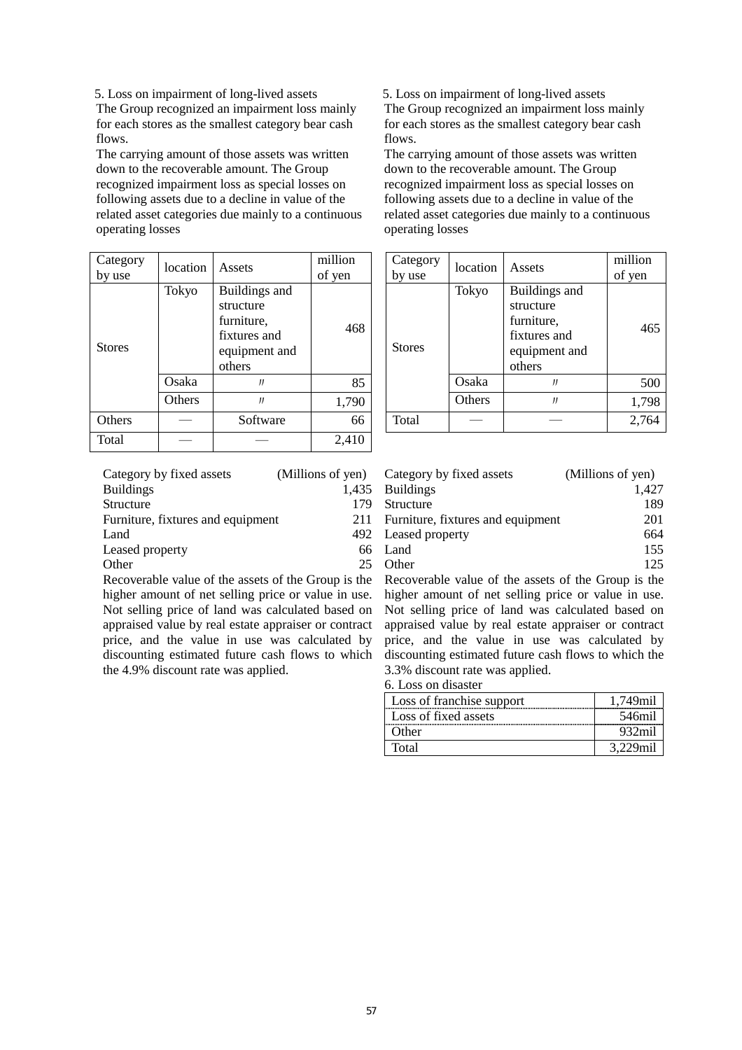5. Loss on impairment of long-lived assets

The Group recognized an impairment loss mainly for each stores as the smallest category bear cash flows.

The carrying amount of those assets was written down to the recoverable amount. The Group recognized impairment loss as special losses on following assets due to a decline in value of the related asset categories due mainly to a continuous operating losses

| Category by use | location | Assets | million of yen |
|---|---|---|---|
| Stores | Tokyo | Buildings and structure furniture, fixtures and equipment and others | 468 |
| | Osaka | 〃 | 85 |
| | Others | 〃 | 1,790 |
| Others | — | Software | 66 |
| Total | — | — | 2,410 |

| Category by fixed assets | (Millions of yen) |
|---|---|
| Buildings | 1,435 |
| Structure | 179 |
| Furniture, fixtures and equipment | 211 |
| Land | 492 |
| Leased property | 66 |
| Other | 25 |

Recoverable value of the assets of the Group is the higher amount of net selling price or value in use. Not selling price of land was calculated based on appraised value by real estate appraiser or contract price, and the value in use was calculated by discounting estimated future cash flows to which the 4.9% discount rate was applied.

5. Loss on impairment of long-lived assets

The Group recognized an impairment loss mainly for each stores as the smallest category bear cash flows.

The carrying amount of those assets was written down to the recoverable amount. The Group recognized impairment loss as special losses on following assets due to a decline in value of the related asset categories due mainly to a continuous operating losses

| Category by use | location | Assets | million of yen |
|---|---|---|---|
| Stores | Tokyo | Buildings and structure furniture, fixtures and equipment and others | 465 |
| | Osaka | 〃 | 500 |
| | Others | 〃 | 1,798 |
| Total | — | — | 2,764 |

| Category by fixed assets | (Millions of yen) |
|---|---|
| Buildings | 1,427 |
| Structure | 189 |
| Furniture, fixtures and equipment | 201 |
| Leased property | 664 |
| Land | 155 |
| Other | 125 |

Recoverable value of the assets of the Group is the higher amount of net selling price or value in use. Not selling price of land was calculated based on appraised value by real estate appraiser or contract price, and the value in use was calculated by discounting estimated future cash flows to which the 3.3% discount rate was applied.

6. Loss on disaster

| | |
|---|---|
| Loss of franchise support | 1,749mil |
| Loss of fixed assets | 546mil |
| Other | 932mil |
| Total | 3,229mil |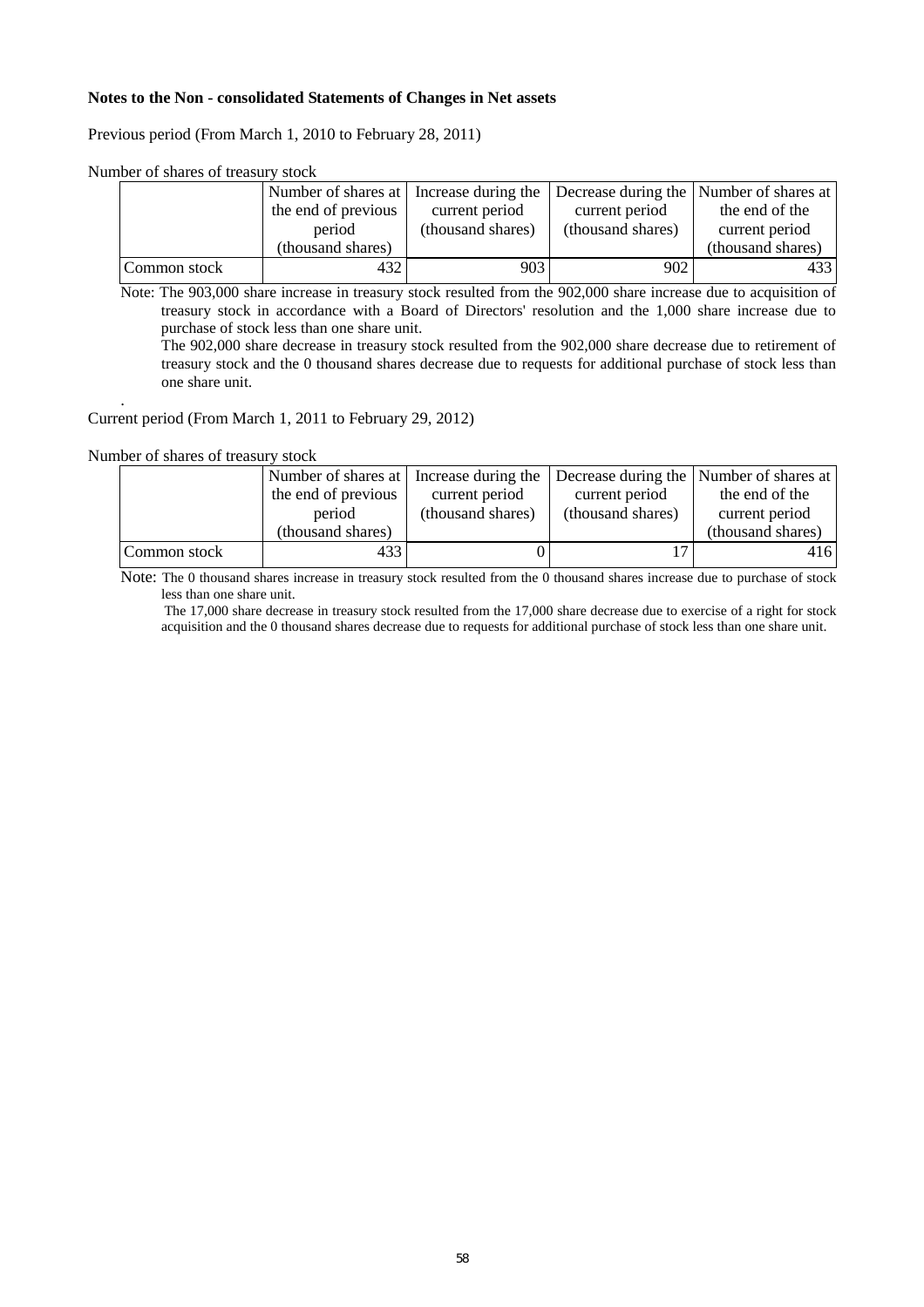**Notes to the Non - consolidated Statements of Changes in Net assets**

Previous period (From March 1, 2010 to February 28, 2011)

Number of shares of treasury stock

| | Number of shares at the end of previous period (thousand shares) | Increase during the current period (thousand shares) | Decrease during the current period (thousand shares) | Number of shares at the end of the current period (thousand shares) |
|---|---|---|---|---|
| Common stock | 432 | 903 | 902 | 433 |

Note: The 903,000 share increase in treasury stock resulted from the 902,000 share increase due to acquisition of treasury stock in accordance with a Board of Directors' resolution and the 1,000 share increase due to purchase of stock less than one share unit.

The 902,000 share decrease in treasury stock resulted from the 902,000 share decrease due to retirement of treasury stock and the 0 thousand shares decrease due to requests for additional purchase of stock less than one share unit.

Current period (From March 1, 2011 to February 29, 2012)

Number of shares of treasury stock

| | Number of shares at the end of previous period (thousand shares) | Increase during the current period (thousand shares) | Decrease during the current period (thousand shares) | Number of shares at the end of the current period (thousand shares) |
|---|---|---|---|---|
| Common stock | 433 | 0 | 17 | 416 |

Note: The 0 thousand shares increase in treasury stock resulted from the 0 thousand shares increase due to purchase of stock less than one share unit.

The 17,000 share decrease in treasury stock resulted from the 17,000 share decrease due to exercise of a right for stock acquisition and the 0 thousand shares decrease due to requests for additional purchase of stock less than one share unit.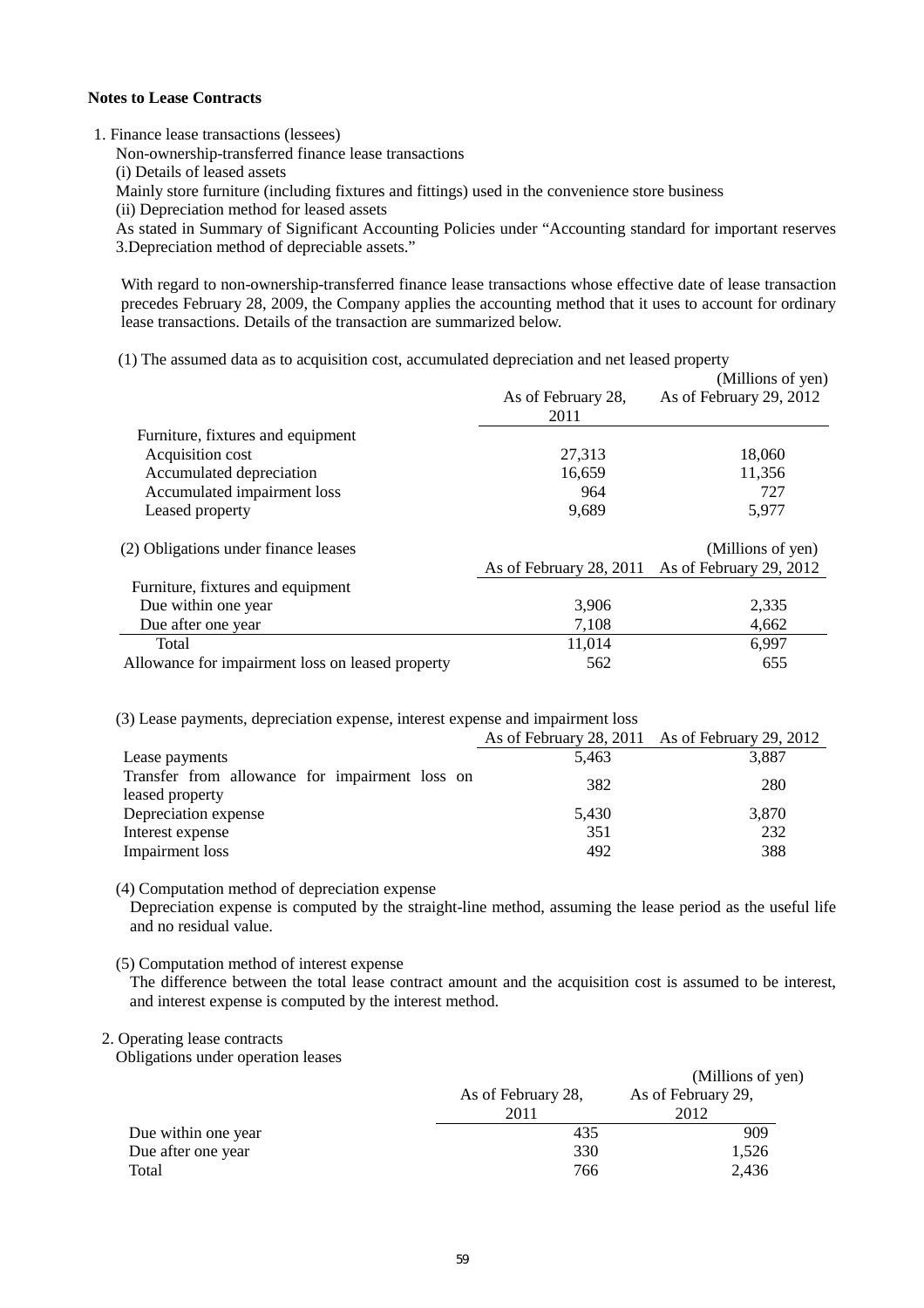**Notes to Lease Contracts**

1. Finance lease transactions (lessees)

Non-ownership-transferred finance lease transactions

(i) Details of leased assets

Mainly store furniture (including fixtures and fittings) used in the convenience store business

(ii) Depreciation method for leased assets

As stated in Summary of Significant Accounting Policies under "Accounting standard for important reserves 3.Depreciation method of depreciable assets."

With regard to non-ownership-transferred finance lease transactions whose effective date of lease transaction precedes February 28, 2009, the Company applies the accounting method that it uses to account for ordinary lease transactions. Details of the transaction are summarized below.

(1) The assumed data as to acquisition cost, accumulated depreciation and net leased property

(Millions of yen)

| | As of February 28, 2011 | As of February 29, 2012 |
|---|---|---|
| Furniture, fixtures and equipment | | |
| Acquisition cost | 27,313 | 18,060 |
| Accumulated depreciation | 16,659 | 11,356 |
| Accumulated impairment loss | 964 | 727 |
| Leased property | 9,689 | 5,977 |

(2) Obligations under finance leases

(Millions of yen)

| | As of February 28, 2011 | As of February 29, 2012 |
|---|---|---|
| Furniture, fixtures and equipment | | |
| Due within one year | 3,906 | 2,335 |
| Due after one year | 7,108 | 4,662 |
| Total | 11,014 | 6,997 |
| Allowance for impairment loss on leased property | 562 | 655 |

(3) Lease payments, depreciation expense, interest expense and impairment loss

| | As of February 28, 2011 | As of February 29, 2012 |
|---|---|---|
| Lease payments | 5,463 | 3,887 |
| Transfer from allowance for impairment loss on leased property | 382 | 280 |
| Depreciation expense | 5,430 | 3,870 |
| Interest expense | 351 | 232 |
| Impairment loss | 492 | 388 |

(4) Computation method of depreciation expense

Depreciation expense is computed by the straight-line method, assuming the lease period as the useful life and no residual value.

(5) Computation method of interest expense

The difference between the total lease contract amount and the acquisition cost is assumed to be interest, and interest expense is computed by the interest method.

2. Operating lease contracts

Obligations under operation leases

(Millions of yen)

| | As of February 28, 2011 | As of February 29, 2012 |
|---|---|---|
| Due within one year | 435 | 909 |
| Due after one year | 330 | 1,526 |
| Total | 766 | 2,436 |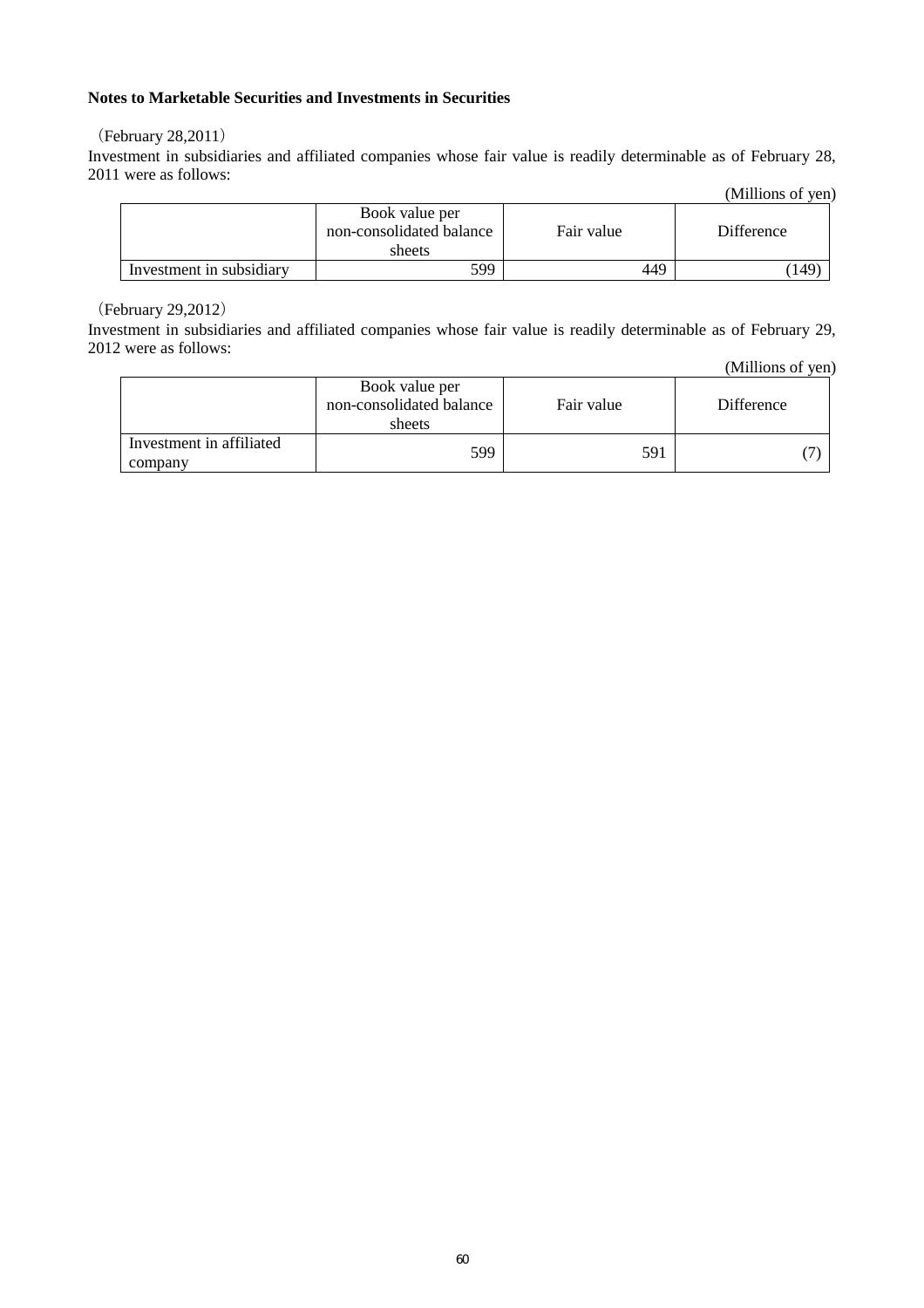**Notes to Marketable Securities and Investments in Securities**

（February 28,2011）

Investment in subsidiaries and affiliated companies whose fair value is readily determinable as of February 28, 2011 were as follows:

(Millions of yen)

| | Book value per non-consolidated balance sheets | Fair value | Difference |
|---|---|---|---|
| Investment in subsidiary | 599 | 449 | (149) |

（February 29,2012）

Investment in subsidiaries and affiliated companies whose fair value is readily determinable as of February 29, 2012 were as follows:

(Millions of yen)

| | Book value per non-consolidated balance sheets | Fair value | Difference |
|---|---|---|---|
| Investment in affiliated company | 599 | 591 | (7) |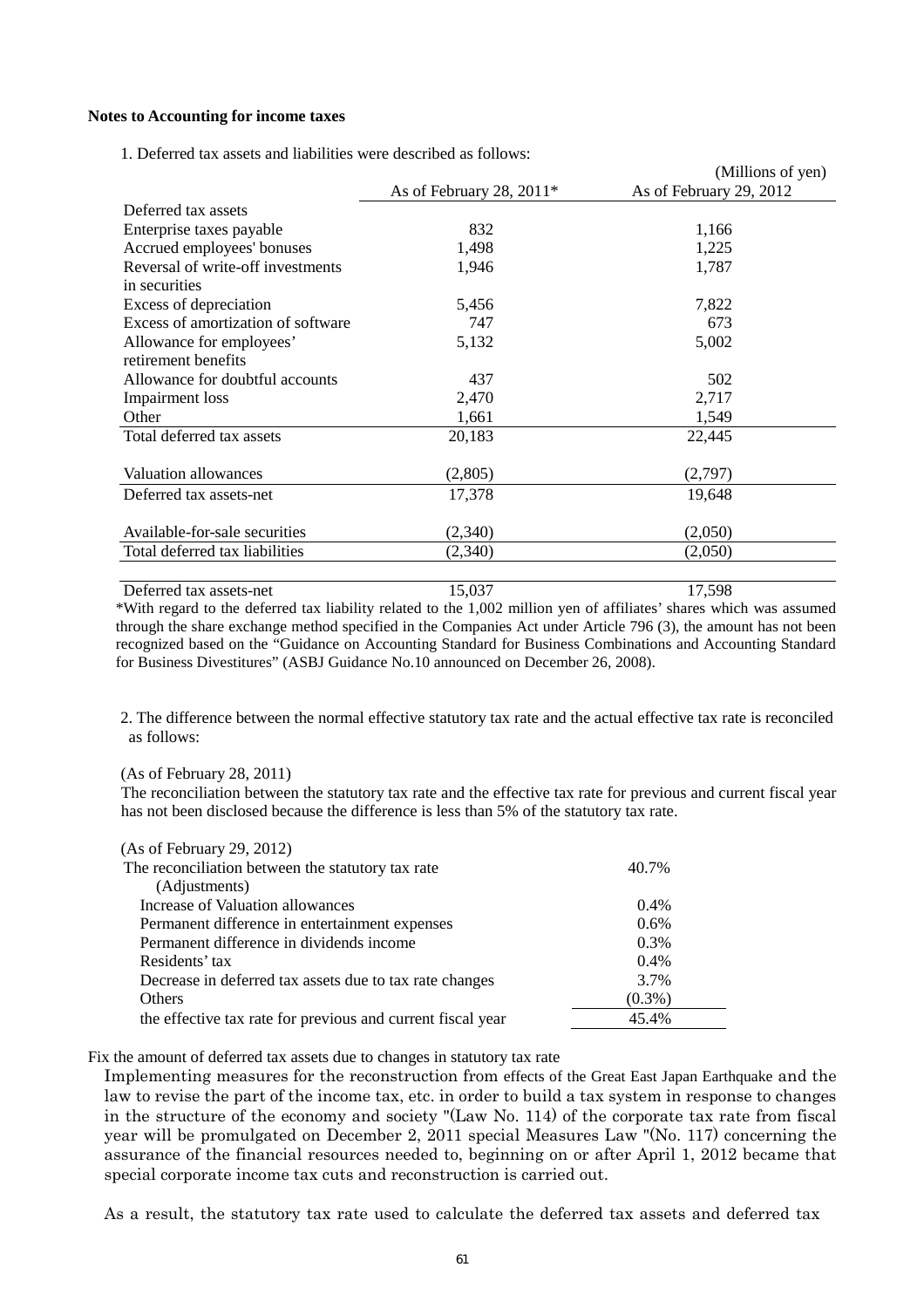**Notes to Accounting for income taxes**

1. Deferred tax assets and liabilities were described as follows:

(Millions of yen)

| | As of February 28, 2011* | As of February 29, 2012 |
|---|---|---|
| Deferred tax assets | | |
| Enterprise taxes payable | 832 | 1,166 |
| Accrued employees' bonuses | 1,498 | 1,225 |
| Reversal of write-off investments in securities | 1,946 | 1,787 |
| Excess of depreciation | 5,456 | 7,822 |
| Excess of amortization of software | 747 | 673 |
| Allowance for employees' retirement benefits | 5,132 | 5,002 |
| Allowance for doubtful accounts | 437 | 502 |
| Impairment loss | 2,470 | 2,717 |
| Other | 1,661 | 1,549 |
| Total deferred tax assets | 20,183 | 22,445 |
| Valuation allowances | (2,805) | (2,797) |
| Deferred tax assets-net | 17,378 | 19,648 |
| Available-for-sale securities | (2,340) | (2,050) |
| Total deferred tax liabilities | (2,340) | (2,050) |
| Deferred tax assets-net | 15,037 | 17,598 |

*With regard to the deferred tax liability related to the 1,002 million yen of affiliates' shares which was assumed through the share exchange method specified in the Companies Act under Article 796 (3), the amount has not been recognized based on the "Guidance on Accounting Standard for Business Combinations and Accounting Standard for Business Divestitures" (ASBJ Guidance No.10 announced on December 26, 2008).

2. The difference between the normal effective statutory tax rate and the actual effective tax rate is reconciled as follows:

(As of February 28, 2011)

The reconciliation between the statutory tax rate and the effective tax rate for previous and current fiscal year has not been disclosed because the difference is less than 5% of the statutory tax rate.

(As of February 29, 2012)

| | |
|---|---|
| The reconciliation between the statutory tax rate | 40.7% |
| (Adjustments) | |
| Increase of Valuation allowances | 0.4% |
| Permanent difference in entertainment expenses | 0.6% |
| Permanent difference in dividends income | 0.3% |
| Residents' tax | 0.4% |
| Decrease in deferred tax assets due to tax rate changes | 3.7% |
| Others | (0.3%) |
| the effective tax rate for previous and current fiscal year | 45.4% |

Fix the amount of deferred tax assets due to changes in statutory tax rate

Implementing measures for the reconstruction from effects of the Great East Japan Earthquake and the law to revise the part of the income tax, etc. in order to build a tax system in response to changes in the structure of the economy and society "(Law No. 114) of the corporate tax rate from fiscal year will be promulgated on December 2, 2011 special Measures Law "(No. 117) concerning the assurance of the financial resources needed to, beginning on or after April 1, 2012 became that special corporate income tax cuts and reconstruction is carried out.

As a result, the statutory tax rate used to calculate the deferred tax assets and deferred tax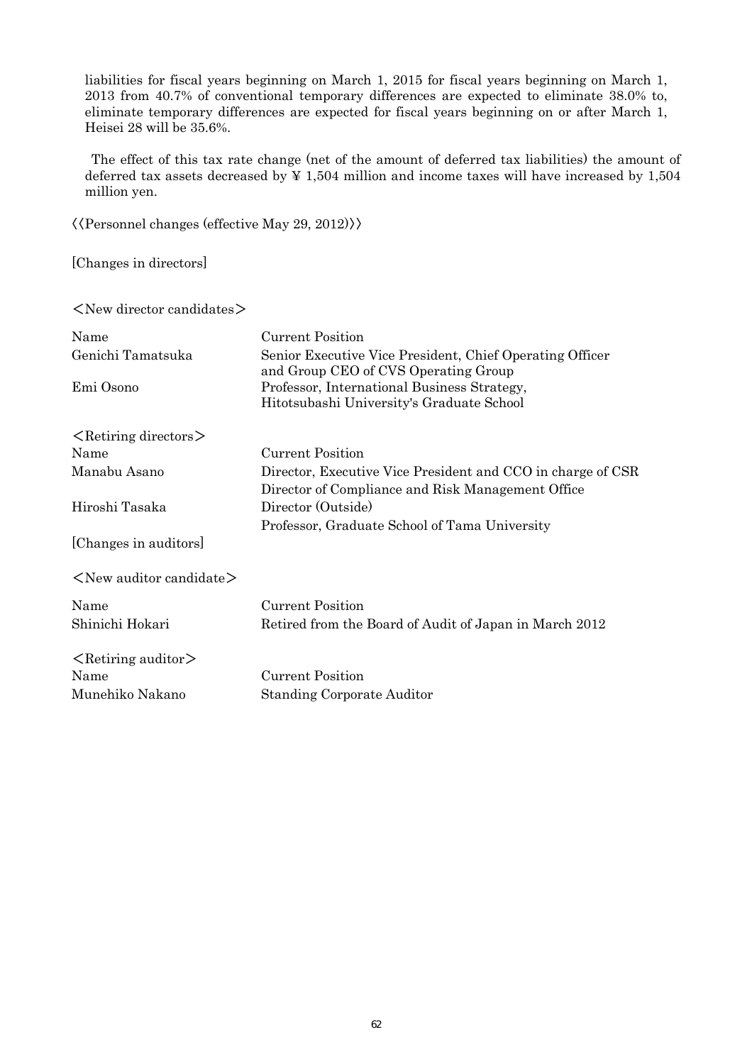liabilities for fiscal years beginning on March 1, 2015 for fiscal years beginning on March 1, 2013 from 40.7% of conventional temporary differences are expected to eliminate 38.0% to, eliminate temporary differences are expected for fiscal years beginning on or after March 1, Heisei 28 will be 35.6%.

The effect of this tax rate change (net of the amount of deferred tax liabilities) the amount of deferred tax assets decreased by ¥ 1,504 million and income taxes will have increased by 1,504 million yen.

《Personnel changes (effective May 29, 2012)》

[Changes in directors]

<New director candidates>

| Name | Current Position |
|---|---|
| Genichi Tamatsuka | Senior Executive Vice President, Chief Operating Officer and Group CEO of CVS Operating Group |
| Emi Osono | Professor, International Business Strategy, Hitotsubashi University's Graduate School |

<Retiring directors>

| Name | Current Position |
|---|---|
| Manabu Asano | Director, Executive Vice President and CCO in charge of CSR Director of Compliance and Risk Management Office |
| Hiroshi Tasaka | Director (Outside) Professor, Graduate School of Tama University |

[Changes in auditors]

<New auditor candidate>

| Name | Current Position |
|---|---|
| Shinichi Hokari | Retired from the Board of Audit of Japan in March 2012 |

<Retiring auditor>

| Name | Current Position |
|---|---|
| Munehiko Nakano | Standing Corporate Auditor |